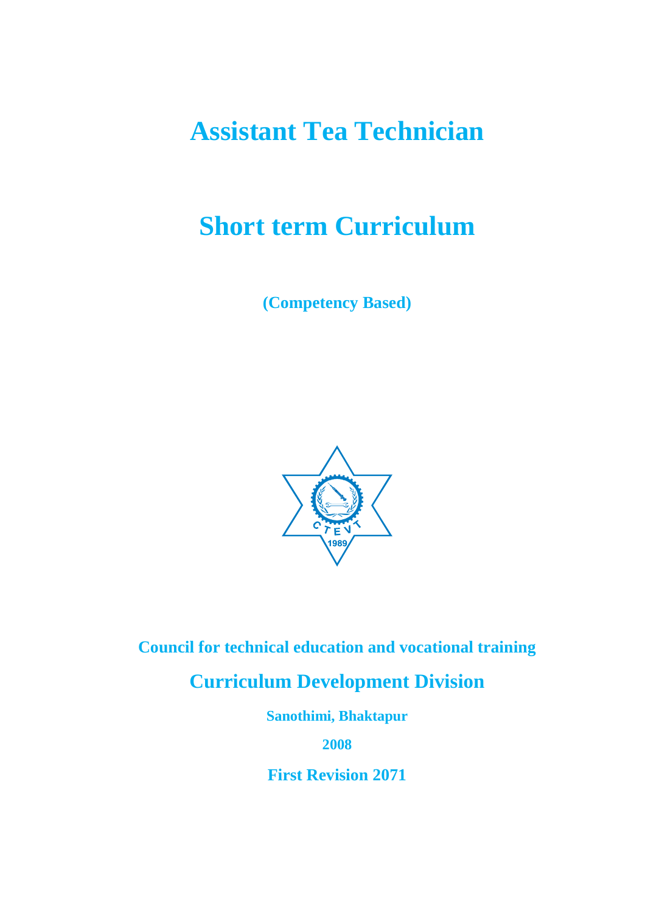# Assistant Tea Technician

# Short term Curriculum

**(Competency Based)**

**Council for technical education and vocational training**

## Curriculum Development Division

**Sanothimi, Bhaktapur**

**2008**

**First Revision 2071**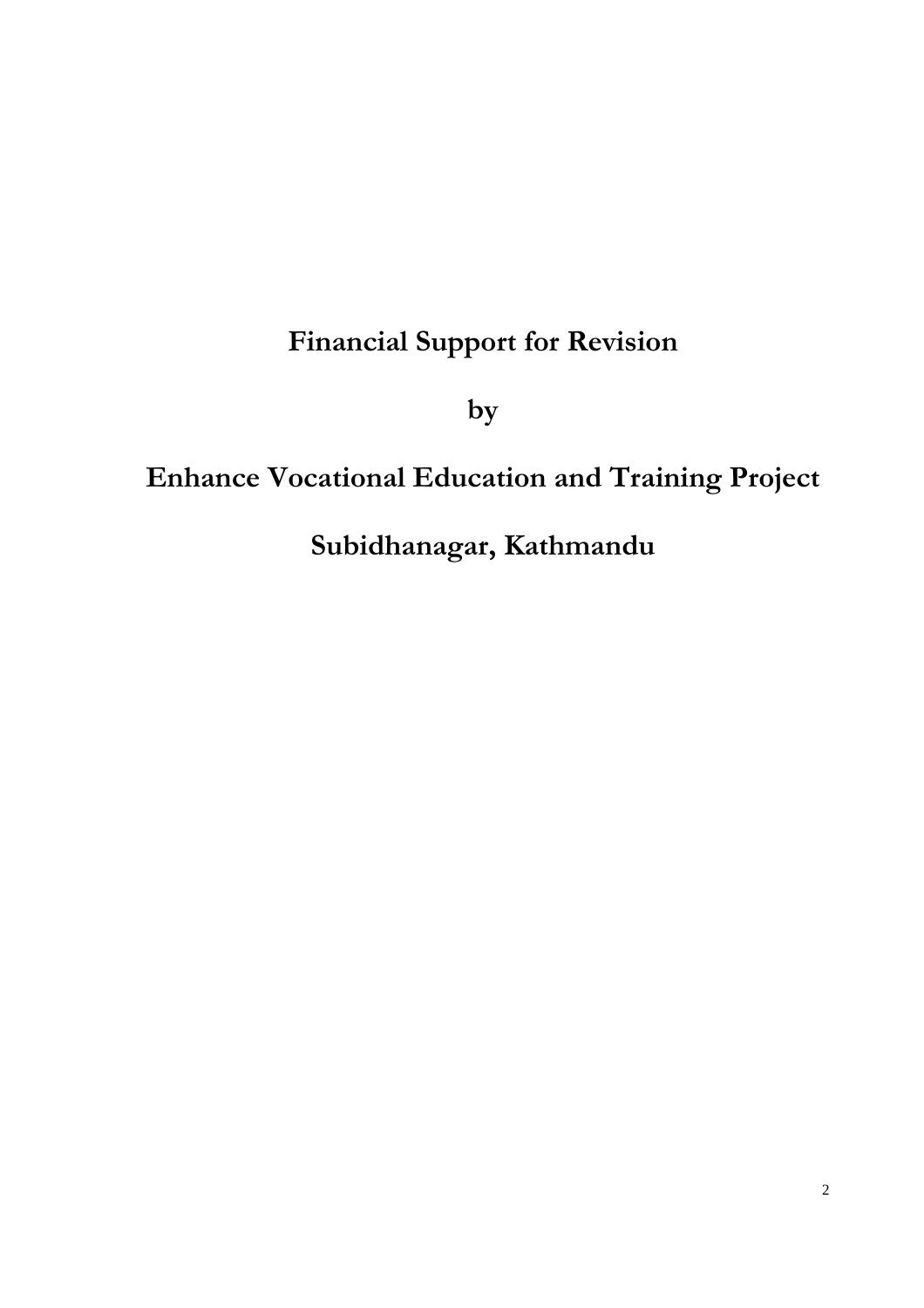**Financial Support for Revision**

**by**

**Enhance Vocational Education and Training Project**

**Subidhanagar, Kathmandu**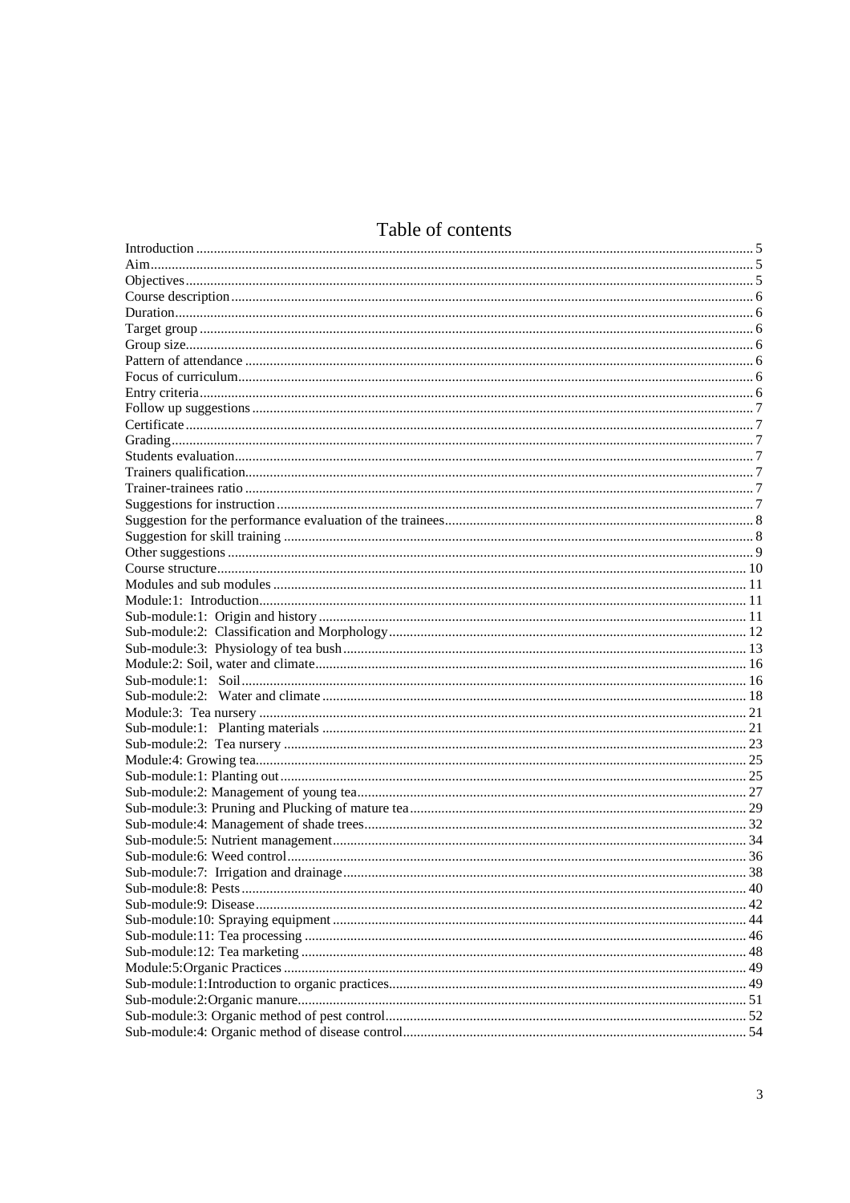# Table of contents

Introduction ........ 5
Aim ........ 5
Objectives ........ 5
Course description ........ 6
Duration ........ 6
Target group ........ 6
Group size ........ 6
Pattern of attendance ........ 6
Focus of curriculum ........ 6
Entry criteria ........ 6
Follow up suggestions ........ 7
Certificate ........ 7
Grading ........ 7
Students evaluation ........ 7
Trainers qualification ........ 7
Trainer-trainees ratio ........ 7
Suggestions for instruction ........ 7
Suggestion for the performance evaluation of the trainees ........ 8
Suggestion for skill training ........ 8
Other suggestions ........ 9
Course structure ........ 10
Modules and sub modules ........ 11
Module:1: Introduction ........ 11
Sub-module:1: Origin and history ........ 11
Sub-module:2: Classification and Morphology ........ 12
Sub-module:3: Physiology of tea bush ........ 13
Module:2: Soil, water and climate ........ 16
Sub-module:1: Soil ........ 16
Sub-module:2: Water and climate ........ 18
Module:3: Tea nursery ........ 21
Sub-module:1: Planting materials ........ 21
Sub-module:2: Tea nursery ........ 23
Module:4: Growing tea ........ 25
Sub-module:1: Planting out ........ 25
Sub-module:2: Management of young tea ........ 27
Sub-module:3: Pruning and Plucking of mature tea ........ 29
Sub-module:4: Management of shade trees ........ 32
Sub-module:5: Nutrient management ........ 34
Sub-module:6: Weed control ........ 36
Sub-module:7: Irrigation and drainage ........ 38
Sub-module:8: Pests ........ 40
Sub-module:9: Disease ........ 42
Sub-module:10: Spraying equipment ........ 44
Sub-module:11: Tea processing ........ 46
Sub-module:12: Tea marketing ........ 48
Module:5: Organic Practices ........ 49
Sub-module:1: Introduction to organic practices ........ 49
Sub-module:2: Organic manure ........ 51
Sub-module:3: Organic method of pest control ........ 52
Sub-module:4: Organic method of disease control ........ 54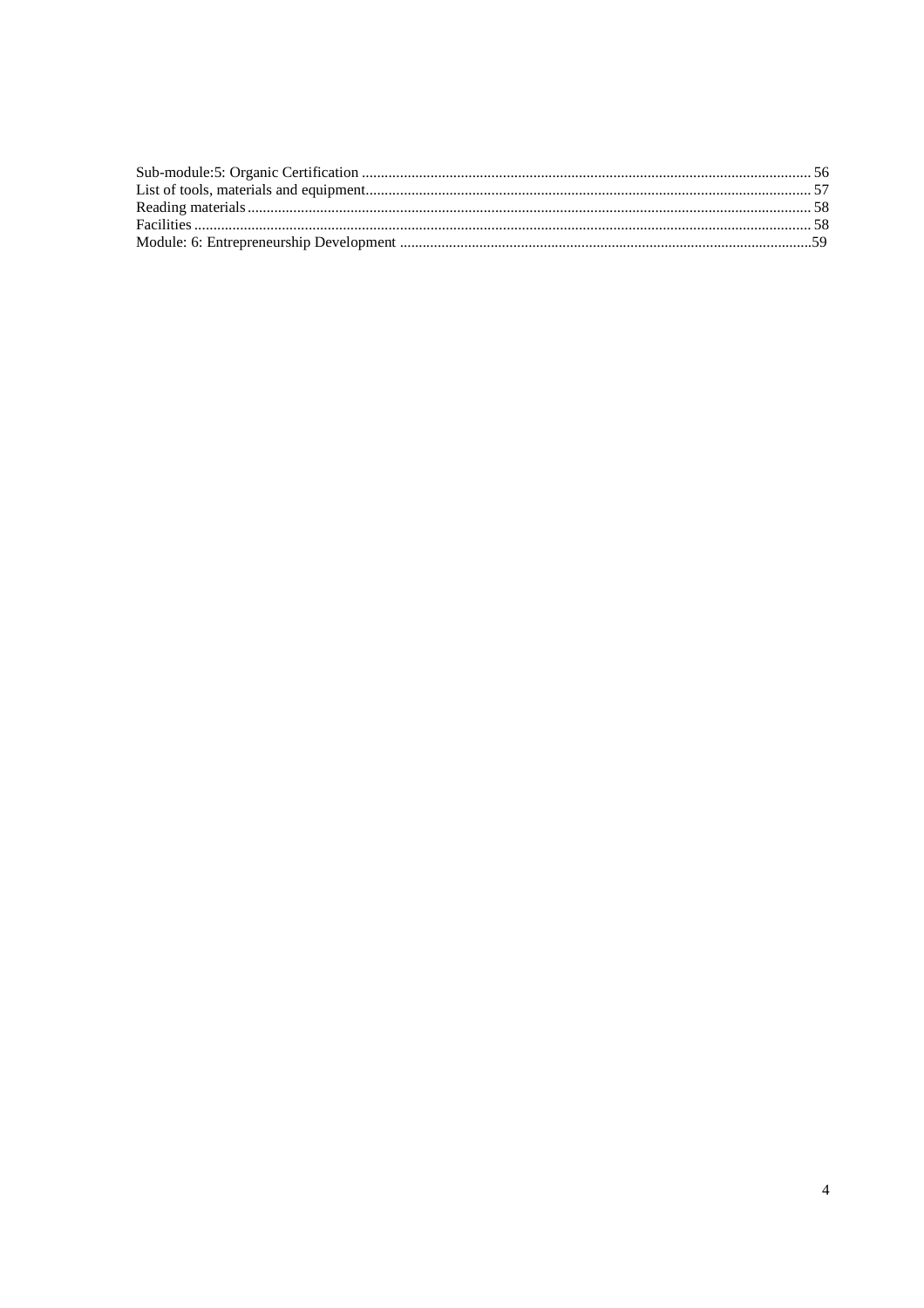Sub-module:5: Organic Certification ..................................................................................................................... 56
List of tools, materials and equipment.................................................................................................................... 57
Reading materials..................................................................................................................................................... 58
Facilities .................................................................................................................................................................. 58
Module: 6: Entrepreneurship Development ............................................................................................................59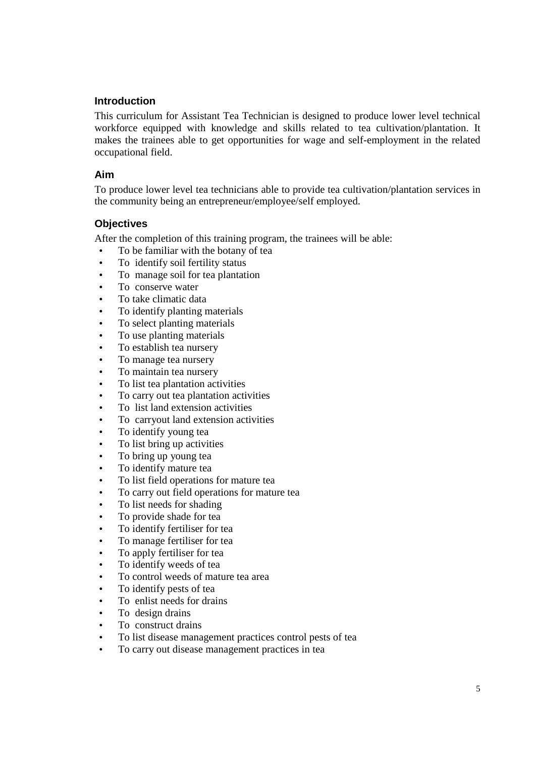## Introduction

This curriculum for Assistant Tea Technician is designed to produce lower level technical workforce equipped with knowledge and skills related to tea cultivation/plantation. It makes the trainees able to get opportunities for wage and self-employment in the related occupational field.

## Aim

To produce lower level tea technicians able to provide tea cultivation/plantation services in the community being an entrepreneur/employee/self employed.

## Objectives

After the completion of this training program, the trainees will be able:

- To be familiar with the botany of tea
- To identify soil fertility status
- To manage soil for tea plantation
- To conserve water
- To take climatic data
- To identify planting materials
- To select planting materials
- To use planting materials
- To establish tea nursery
- To manage tea nursery
- To maintain tea nursery
- To list tea plantation activities
- To carry out tea plantation activities
- To list land extension activities
- To carryout land extension activities
- To identify young tea
- To list bring up activities
- To bring up young tea
- To identify mature tea
- To list field operations for mature tea
- To carry out field operations for mature tea
- To list needs for shading
- To provide shade for tea
- To identify fertiliser for tea
- To manage fertiliser for tea
- To apply fertiliser for tea
- To identify weeds of tea
- To control weeds of mature tea area
- To identify pests of tea
- To enlist needs for drains
- To design drains
- To construct drains
- To list disease management practices control pests of tea
- To carry out disease management practices in tea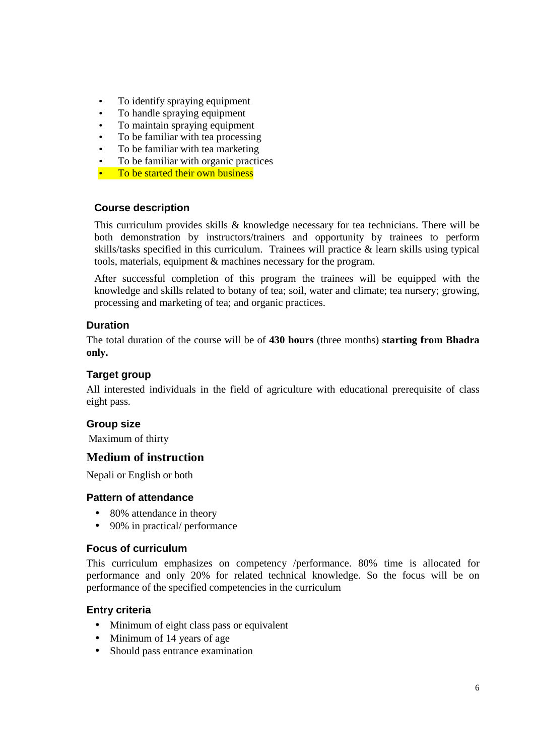- To identify spraying equipment
- To handle spraying equipment
- To maintain spraying equipment
- To be familiar with tea processing
- To be familiar with tea marketing
- To be familiar with organic practices
- To be started their own business

### Course description

This curriculum provides skills & knowledge necessary for tea technicians. There will be both demonstration by instructors/trainers and opportunity by trainees to perform skills/tasks specified in this curriculum. Trainees will practice & learn skills using typical tools, materials, equipment & machines necessary for the program.

After successful completion of this program the trainees will be equipped with the knowledge and skills related to botany of tea; soil, water and climate; tea nursery; growing, processing and marketing of tea; and organic practices.

### Duration

The total duration of the course will be of **430 hours** (three months) **starting from Bhadra only.**

### Target group

All interested individuals in the field of agriculture with educational prerequisite of class eight pass.

### Group size

Maximum of thirty

### Medium of instruction

Nepali or English or both

### Pattern of attendance

- 80% attendance in theory
- 90% in practical/ performance

### Focus of curriculum

This curriculum emphasizes on competency /performance. 80% time is allocated for performance and only 20% for related technical knowledge. So the focus will be on performance of the specified competencies in the curriculum

### Entry criteria

- Minimum of eight class pass or equivalent
- Minimum of 14 years of age
- Should pass entrance examination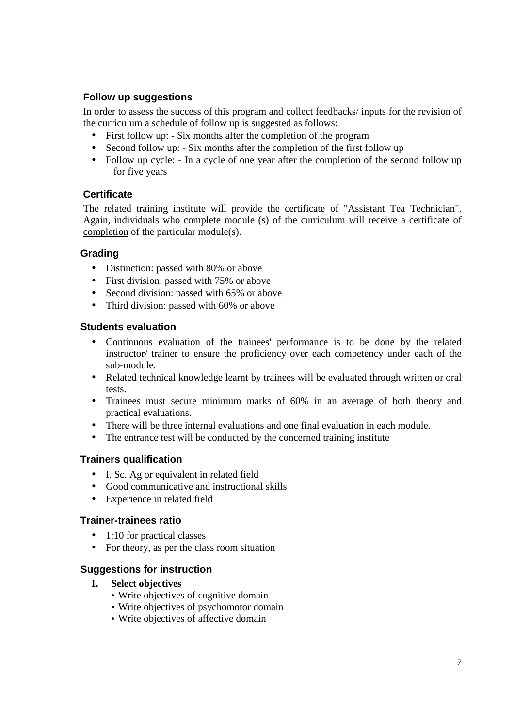### Follow up suggestions

In order to assess the success of this program and collect feedbacks/ inputs for the revision of the curriculum a schedule of follow up is suggested as follows:

- First follow up: - Six months after the completion of the program
- Second follow up: - Six months after the completion of the first follow up
- Follow up cycle: - In a cycle of one year after the completion of the second follow up for five years

### Certificate

The related training institute will provide the certificate of "Assistant Tea Technician". Again, individuals who complete module (s) of the curriculum will receive a certificate of completion of the particular module(s).

### Grading

- Distinction: passed with 80% or above
- First division: passed with 75% or above
- Second division: passed with 65% or above
- Third division: passed with 60% or above

### Students evaluation

- Continuous evaluation of the trainees' performance is to be done by the related instructor/ trainer to ensure the proficiency over each competency under each of the sub-module.
- Related technical knowledge learnt by trainees will be evaluated through written or oral tests.
- Trainees must secure minimum marks of 60% in an average of both theory and practical evaluations.
- There will be three internal evaluations and one final evaluation in each module.
- The entrance test will be conducted by the concerned training institute

### Trainers qualification

- I. Sc. Ag or equivalent in related field
- Good communicative and instructional skills
- Experience in related field

### Trainer-trainees ratio

- 1:10 for practical classes
- For theory, as per the class room situation

### Suggestions for instruction

1. **Select objectives**
   - Write objectives of cognitive domain
   - Write objectives of psychomotor domain
   - Write objectives of affective domain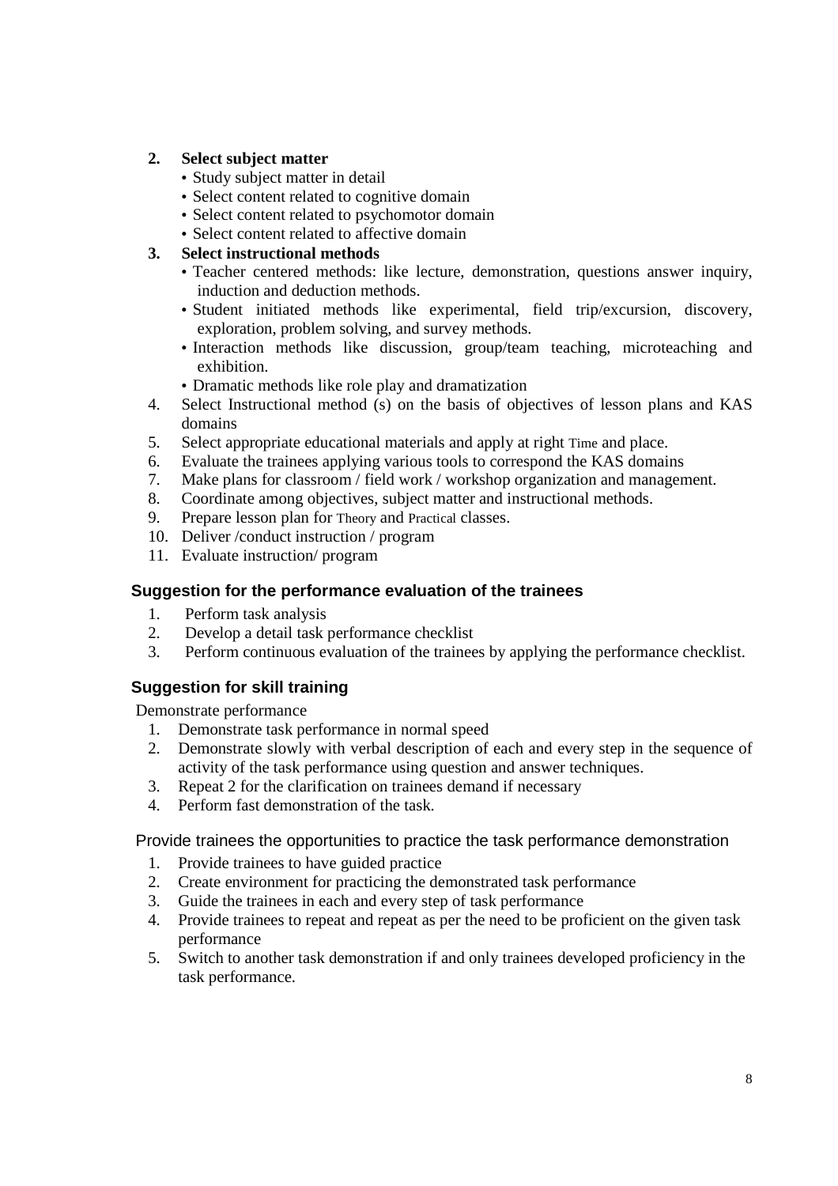2. **Select subject matter**
    - Study subject matter in detail
    - Select content related to cognitive domain
    - Select content related to psychomotor domain
    - Select content related to affective domain
3. **Select instructional methods**
    - Teacher centered methods: like lecture, demonstration, questions answer inquiry, induction and deduction methods.
    - Student initiated methods like experimental, field trip/excursion, discovery, exploration, problem solving, and survey methods.
    - Interaction methods like discussion, group/team teaching, microteaching and exhibition.
    - Dramatic methods like role play and dramatization
4. Select Instructional method (s) on the basis of objectives of lesson plans and KAS domains
5. Select appropriate educational materials and apply at right Time and place.
6. Evaluate the trainees applying various tools to correspond the KAS domains
7. Make plans for classroom / field work / workshop organization and management.
8. Coordinate among objectives, subject matter and instructional methods.
9. Prepare lesson plan for Theory and Practical classes.
10. Deliver /conduct instruction / program
11. Evaluate instruction/ program

### Suggestion for the performance evaluation of the trainees

1. Perform task analysis
2. Develop a detail task performance checklist
3. Perform continuous evaluation of the trainees by applying the performance checklist.

### Suggestion for skill training

Demonstrate performance

1. Demonstrate task performance in normal speed
2. Demonstrate slowly with verbal description of each and every step in the sequence of activity of the task performance using question and answer techniques.
3. Repeat 2 for the clarification on trainees demand if necessary
4. Perform fast demonstration of the task.

Provide trainees the opportunities to practice the task performance demonstration

1. Provide trainees to have guided practice
2. Create environment for practicing the demonstrated task performance
3. Guide the trainees in each and every step of task performance
4. Provide trainees to repeat and repeat as per the need to be proficient on the given task performance
5. Switch to another task demonstration if and only trainees developed proficiency in the task performance.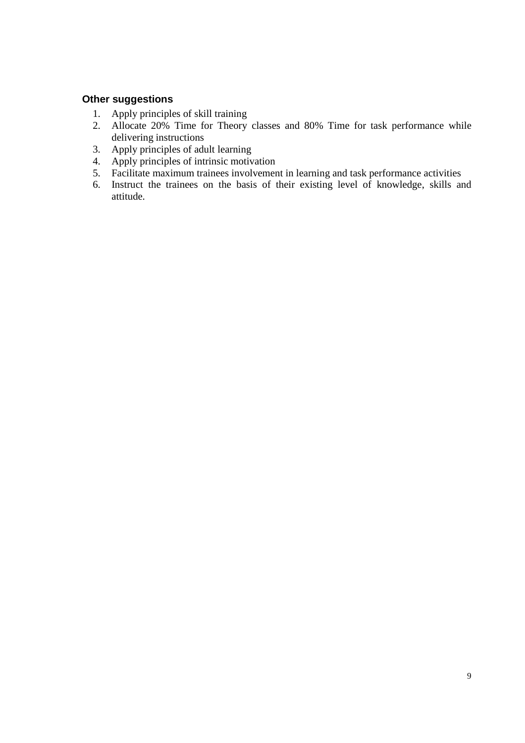### Other suggestions

1. Apply principles of skill training
2. Allocate 20% Time for Theory classes and 80% Time for task performance while delivering instructions
3. Apply principles of adult learning
4. Apply principles of intrinsic motivation
5. Facilitate maximum trainees involvement in learning and task performance activities
6. Instruct the trainees on the basis of their existing level of knowledge, skills and attitude.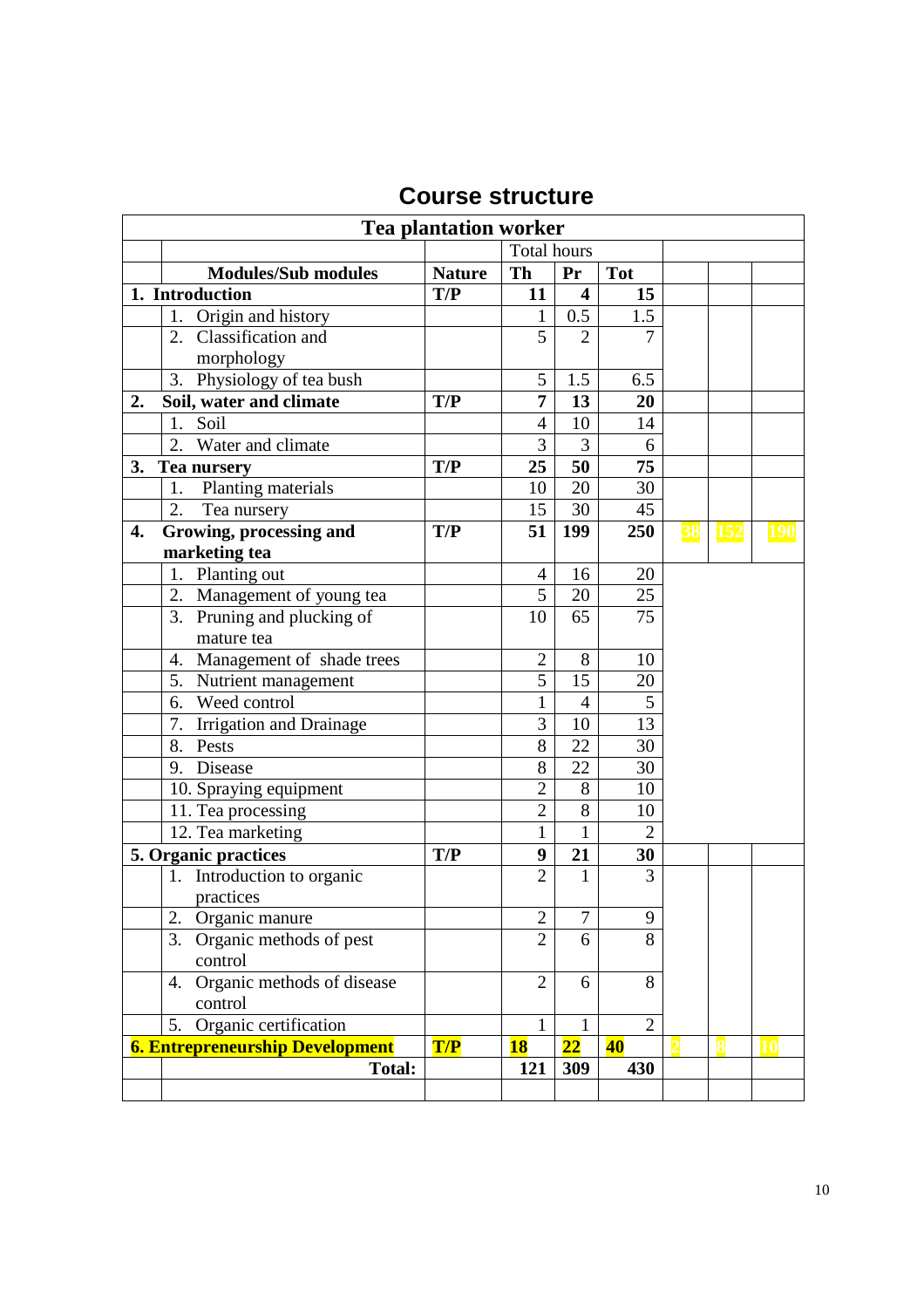## Course structure

| Tea plantation worker | | | | | | | | |
|---|---|---|---|---|---|---|---|---|
| | | | Total hours | | | | | |
| | **Modules/Sub modules** | **Nature** | **Th** | **Pr** | **Tot** | | | |
| **1. Introduction** | | **T/P** | **11** | **4** | **15** | | | |
| | 1. Origin and history | | 1 | 0.5 | 1.5 | | | |
| | 2. Classification and morphology | | 5 | 2 | 7 | | | |
| | 3. Physiology of tea bush | | 5 | 1.5 | 6.5 | | | |
| **2.** | **Soil, water and climate** | **T/P** | **7** | **13** | **20** | | | |
| | 1. Soil | | 4 | 10 | 14 | | | |
| | 2. Water and climate | | 3 | 3 | 6 | | | |
| **3.** | **Tea nursery** | **T/P** | **25** | **50** | **75** | | | |
| | 1. Planting materials | | 10 | 20 | 30 | | | |
| | 2. Tea nursery | | 15 | 30 | 45 | | | |
| **4.** | **Growing, processing and marketing tea** | **T/P** | **51** | **199** | **250** | 38 | 152 | 190 |
| | 1. Planting out | | 4 | 16 | 20 | | | |
| | 2. Management of young tea | | 5 | 20 | 25 | | | |
| | 3. Pruning and plucking of mature tea | | 10 | 65 | 75 | | | |
| | 4. Management of shade trees | | 2 | 8 | 10 | | | |
| | 5. Nutrient management | | 5 | 15 | 20 | | | |
| | 6. Weed control | | 1 | 4 | 5 | | | |
| | 7. Irrigation and Drainage | | 3 | 10 | 13 | | | |
| | 8. Pests | | 8 | 22 | 30 | | | |
| | 9. Disease | | 8 | 22 | 30 | | | |
| | 10. Spraying equipment | | 2 | 8 | 10 | | | |
| | 11. Tea processing | | 2 | 8 | 10 | | | |
| | 12. Tea marketing | | 1 | 1 | 2 | | | |
| **5. Organic practices** | | **T/P** | **9** | **21** | **30** | | | |
| | 1. Introduction to organic practices | | 2 | 1 | 3 | | | |
| | 2. Organic manure | | 2 | 7 | 9 | | | |
| | 3. Organic methods of pest control | | 2 | 6 | 8 | | | |
| | 4. Organic methods of disease control | | 2 | 6 | 8 | | | |
| | 5. Organic certification | | 1 | 1 | 2 | | | |
| **6. Entrepreneurship Development** | | **T/P** | **18** | **22** | **40** | 2 | 8 | 10 |
| | **Total:** | | **121** | **309** | **430** | | | |
| | | | | | | | | |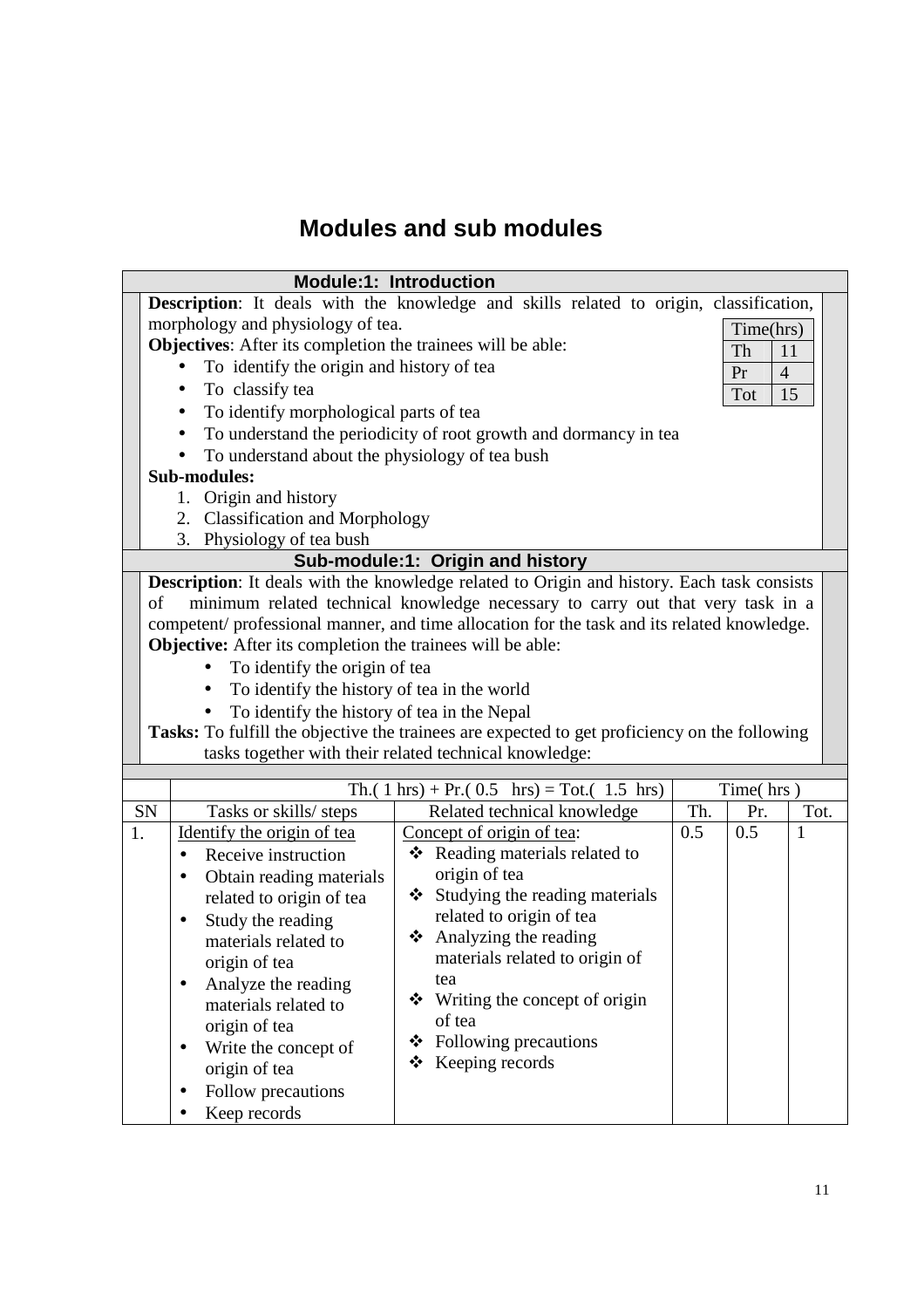# Modules and sub modules

## Module:1: Introduction

**Description**: It deals with the knowledge and skills related to origin, classification, morphology and physiology of tea.

| Time(hrs) | |
|---|---|
| Th | 11 |
| Pr | 4 |
| Tot | 15 |

**Objectives**: After its completion the trainees will be able:

- To identify the origin and history of tea
- To classify tea
- To identify morphological parts of tea
- To understand the periodicity of root growth and dormancy in tea
- To understand about the physiology of tea bush

**Sub-modules:**

1. Origin and history
2. Classification and Morphology
3. Physiology of tea bush

## Sub-module:1: Origin and history

**Description**: It deals with the knowledge related to Origin and history. Each task consists of minimum related technical knowledge necessary to carry out that very task in a competent/ professional manner, and time allocation for the task and its related knowledge.

**Objective:** After its completion the trainees will be able:

- To identify the origin of tea
- To identify the history of tea in the world
- To identify the history of tea in the Nepal

**Tasks:** To fulfill the objective the trainees are expected to get proficiency on the following tasks together with their related technical knowledge:

| | Th.( 1 hrs) + Pr.( 0.5 hrs) = Tot.( 1.5 hrs) | | Time( hrs ) | | |
|---|---|---|---|---|---|
| SN | Tasks or skills/ steps | Related technical knowledge | Th. | Pr. | Tot. |
| 1. | Identify the origin of tea<br>• Receive instruction<br>• Obtain reading materials related to origin of tea<br>• Study the reading materials related to origin of tea<br>• Analyze the reading materials related to origin of tea<br>• Write the concept of origin of tea<br>• Follow precautions<br>• Keep records | Concept of origin of tea:<br>❖ Reading materials related to origin of tea<br>❖ Studying the reading materials related to origin of tea<br>❖ Analyzing the reading materials related to origin of tea<br>❖ Writing the concept of origin of tea<br>❖ Following precautions<br>❖ Keeping records | 0.5 | 0.5 | 1 |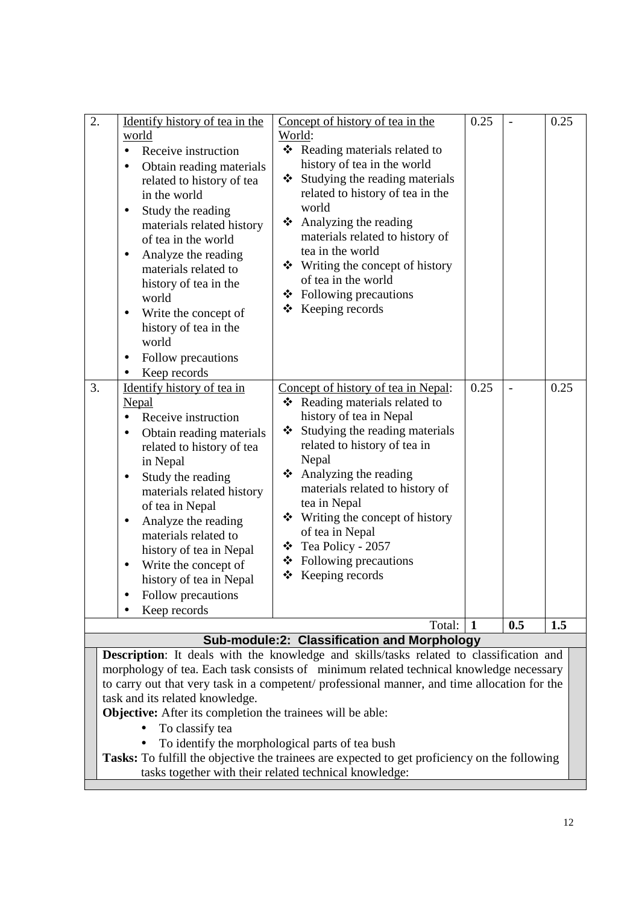| 2. | <u>Identify history of tea in the world</u><br>• Receive instruction<br>• Obtain reading materials related to history of tea in the world<br>• Study the reading materials related history of tea in the world<br>• Analyze the reading materials related to history of tea in the world<br>• Write the concept of history of tea in the world<br>• Follow precautions<br>• Keep records | <u>Concept of history of tea in the World</u>:<br>❖ Reading materials related to history of tea in the world<br>❖ Studying the reading materials related to history of tea in the world<br>❖ Analyzing the reading materials related to history of tea in the world<br>❖ Writing the concept of history of tea in the world<br>❖ Following precautions<br>❖ Keeping records | 0.25 | - | 0.25 |
|---|---|---|---|---|---|
| 3. | <u>Identify history of tea in Nepal</u><br>• Receive instruction<br>• Obtain reading materials related to history of tea in Nepal<br>• Study the reading materials related history of tea in Nepal<br>• Analyze the reading materials related to history of tea in Nepal<br>• Write the concept of history of tea in Nepal<br>• Follow precautions<br>• Keep records | <u>Concept of history of tea in Nepal</u>:<br>❖ Reading materials related to history of tea in Nepal<br>❖ Studying the reading materials related to history of tea in Nepal<br>❖ Analyzing the reading materials related to history of tea in Nepal<br>❖ Writing the concept of history of tea in Nepal<br>❖ Tea Policy - 2057<br>❖ Following precautions<br>❖ Keeping records | 0.25 | - | 0.25 |
| | | Total: | **1** | **0.5** | **1.5** |

## Sub-module:2: Classification and Morphology

**Description**: It deals with the knowledge and skills/tasks related to classification and morphology of tea. Each task consists of minimum related technical knowledge necessary to carry out that very task in a competent/ professional manner, and time allocation for the task and its related knowledge.

**Objective:** After its completion the trainees will be able:

- To classify tea
- To identify the morphological parts of tea bush

**Tasks:** To fulfill the objective the trainees are expected to get proficiency on the following tasks together with their related technical knowledge: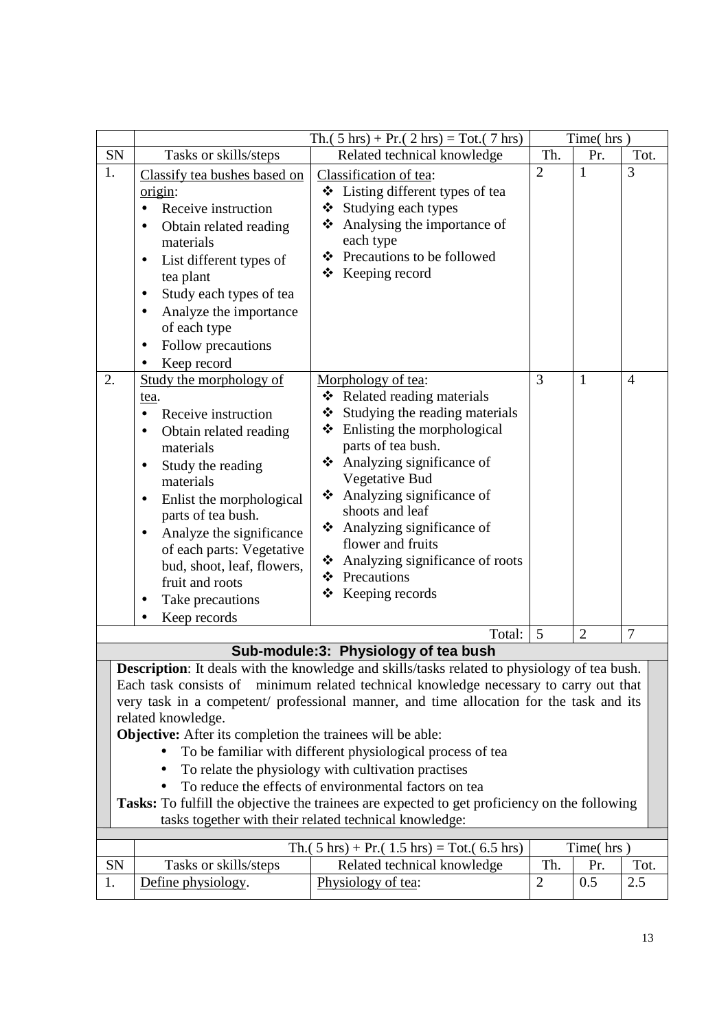| | Th.( 5 hrs) + Pr.( 2 hrs) = Tot.( 7 hrs) | | Time( hrs ) | | |
|---|---|---|---|---|---|
| SN | Tasks or skills/steps | Related technical knowledge | Th. | Pr. | Tot. |
| 1. | <u>Classify tea bushes based on origin</u>:<br>• Receive instruction<br>• Obtain related reading materials<br>• List different types of tea plant<br>• Study each types of tea<br>• Analyze the importance of each type<br>• Follow precautions<br>• Keep record | <u>Classification of tea</u>:<br>❖ Listing different types of tea<br>❖ Studying each types<br>❖ Analysing the importance of each type<br>❖ Precautions to be followed<br>❖ Keeping record | 2 | 1 | 3 |
| 2. | <u>Study the morphology of tea</u>.<br>• Receive instruction<br>• Obtain related reading materials<br>• Study the reading materials<br>• Enlist the morphological parts of tea bush.<br>• Analyze the significance of each parts: Vegetative bud, shoot, leaf, flowers, fruit and roots<br>• Take precautions<br>• Keep records | <u>Morphology of tea</u>:<br>❖ Related reading materials<br>❖ Studying the reading materials<br>❖ Enlisting the morphological parts of tea bush.<br>❖ Analyzing significance of Vegetative Bud<br>❖ Analyzing significance of shoots and leaf<br>❖ Analyzing significance of flower and fruits<br>❖ Analyzing significance of roots<br>❖ Precautions<br>❖ Keeping records | 3 | 1 | 4 |
| | | Total: | 5 | 2 | 7 |

## Sub-module:3: Physiology of tea bush

**Description**: It deals with the knowledge and skills/tasks related to physiology of tea bush. Each task consists of minimum related technical knowledge necessary to carry out that very task in a competent/ professional manner, and time allocation for the task and its related knowledge.

**Objective:** After its completion the trainees will be able:

- To be familiar with different physiological process of tea
- To relate the physiology with cultivation practises
- To reduce the effects of environmental factors on tea

**Tasks:** To fulfill the objective the trainees are expected to get proficiency on the following tasks together with their related technical knowledge:

| | Th.( 5 hrs) + Pr.( 1.5 hrs) = Tot.( 6.5 hrs) | | Time( hrs ) | | |
|---|---|---|---|---|---|
| SN | Tasks or skills/steps | Related technical knowledge | Th. | Pr. | Tot. |
| 1. | <u>Define physiology</u>. | <u>Physiology of tea</u>: | 2 | 0.5 | 2.5 |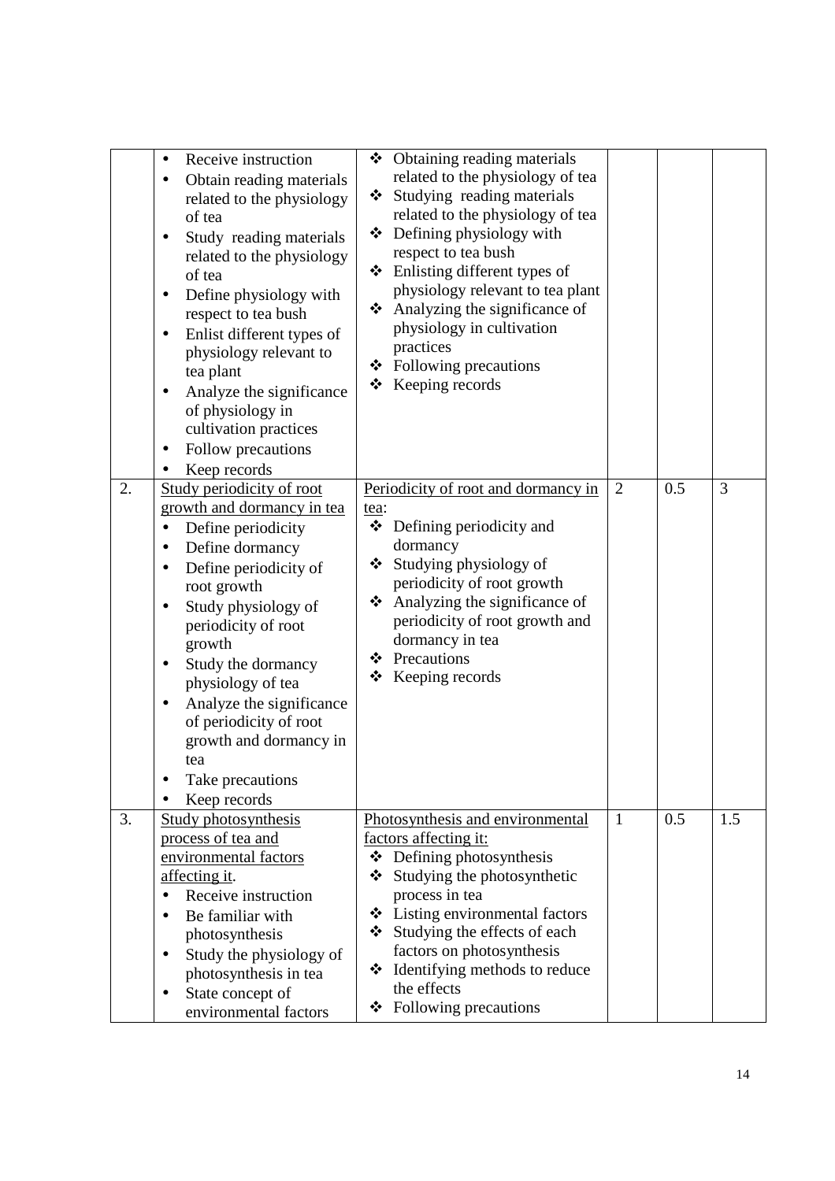| | | | | | |
|---|---|---|---|---|---|
| | • Receive instruction<br>• Obtain reading materials related to the physiology of tea<br>• Study reading materials related to the physiology of tea<br>• Define physiology with respect to tea bush<br>• Enlist different types of physiology relevant to tea plant<br>• Analyze the significance of physiology in cultivation practices<br>• Follow precautions<br>• Keep records | ❖ Obtaining reading materials related to the physiology of tea<br>❖ Studying reading materials related to the physiology of tea<br>❖ Defining physiology with respect to tea bush<br>❖ Enlisting different types of physiology relevant to tea plant<br>❖ Analyzing the significance of physiology in cultivation practices<br>❖ Following precautions<br>❖ Keeping records | | | |
| 2. | <u>Study periodicity of root growth and dormancy in tea</u><br>• Define periodicity<br>• Define dormancy<br>• Define periodicity of root growth<br>• Study physiology of periodicity of root growth<br>• Study the dormancy physiology of tea<br>• Analyze the significance of periodicity of root growth and dormancy in tea<br>• Take precautions<br>• Keep records | <u>Periodicity of root and dormancy in tea</u>:<br>❖ Defining periodicity and dormancy<br>❖ Studying physiology of periodicity of root growth<br>❖ Analyzing the significance of periodicity of root growth and dormancy in tea<br>❖ Precautions<br>❖ Keeping records | 2 | 0.5 | 3 |
| 3. | <u>Study photosynthesis process of tea and environmental factors affecting it</u>.<br>• Receive instruction<br>• Be familiar with photosynthesis<br>• Study the physiology of photosynthesis in tea<br>• State concept of environmental factors | <u>Photosynthesis and environmental factors affecting it:</u><br>❖ Defining photosynthesis<br>❖ Studying the photosynthetic process in tea<br>❖ Listing environmental factors<br>❖ Studying the effects of each factors on photosynthesis<br>❖ Identifying methods to reduce the effects<br>❖ Following precautions | 1 | 0.5 | 1.5 |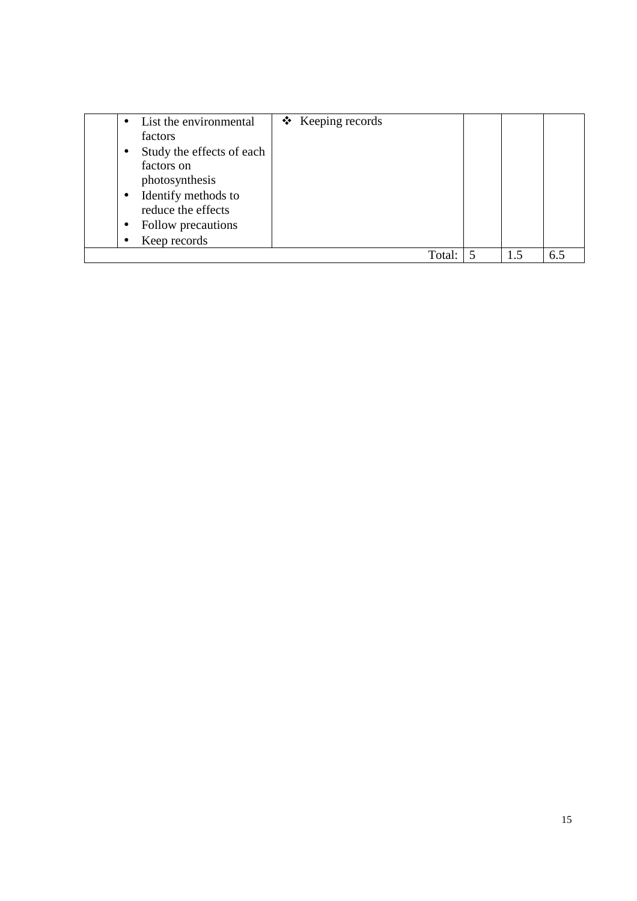| | | | | | |
|---|---|---|---|---|---|
| | • List the environmental factors<br>• Study the effects of each factors on photosynthesis<br>• Identify methods to reduce the effects<br>• Follow precautions<br>• Keep records | ❖ Keeping records | | | |
| | | Total: | 5 | 1.5 | 6.5 |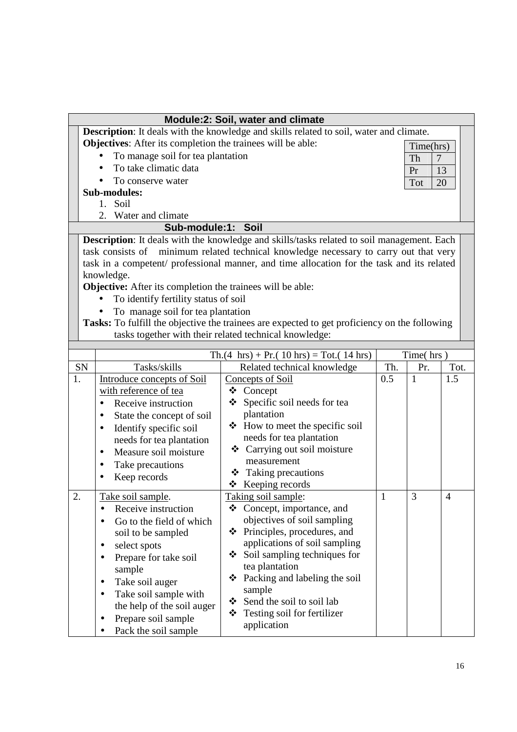## Module:2: Soil, water and climate

**Description**: It deals with the knowledge and skills related to soil, water and climate.

**Objectives**: After its completion the trainees will be able:

- To manage soil for tea plantation
- To take climatic data
- To conserve water

| Time(hrs) | |
|---|---|
| Th | 7 |
| Pr | 13 |
| Tot | 20 |

**Sub-modules:**

1. Soil
2. Water and climate

### Sub-module:1: Soil

**Description**: It deals with the knowledge and skills/tasks related to soil management. Each task consists of minimum related technical knowledge necessary to carry out that very task in a competent/ professional manner, and time allocation for the task and its related knowledge.

**Objective:** After its completion the trainees will be able:

- To identify fertility status of soil
- To manage soil for tea plantation

**Tasks:** To fulfill the objective the trainees are expected to get proficiency on the following tasks together with their related technical knowledge:

| | Th.(4 hrs) + Pr.( 10 hrs) = Tot.( 14 hrs) | | Time( hrs ) | | |
|---|---|---|---|---|---|
| SN | Tasks/skills | Related technical knowledge | Th. | Pr. | Tot. |
| 1. | <u>Introduce concepts of Soil with reference of tea</u><br>• Receive instruction<br>• State the concept of soil<br>• Identify specific soil needs for tea plantation<br>• Measure soil moisture<br>• Take precautions<br>• Keep records | <u>Concepts of Soil</u><br>❖ Concept<br>❖ Specific soil needs for tea plantation<br>❖ How to meet the specific soil needs for tea plantation<br>❖ Carrying out soil moisture measurement<br>❖ Taking precautions<br>❖ Keeping records | 0.5 | 1 | 1.5 |
| 2. | <u>Take soil sample</u>.<br>• Receive instruction<br>• Go to the field of which soil to be sampled<br>• select spots<br>• Prepare for take soil sample<br>• Take soil auger<br>• Take soil sample with the help of the soil auger<br>• Prepare soil sample<br>• Pack the soil sample | <u>Taking soil sample</u>:<br>❖ Concept, importance, and objectives of soil sampling<br>❖ Principles, procedures, and applications of soil sampling<br>❖ Soil sampling techniques for tea plantation<br>❖ Packing and labeling the soil sample<br>❖ Send the soil to soil lab<br>❖ Testing soil for fertilizer application | 1 | 3 | 4 |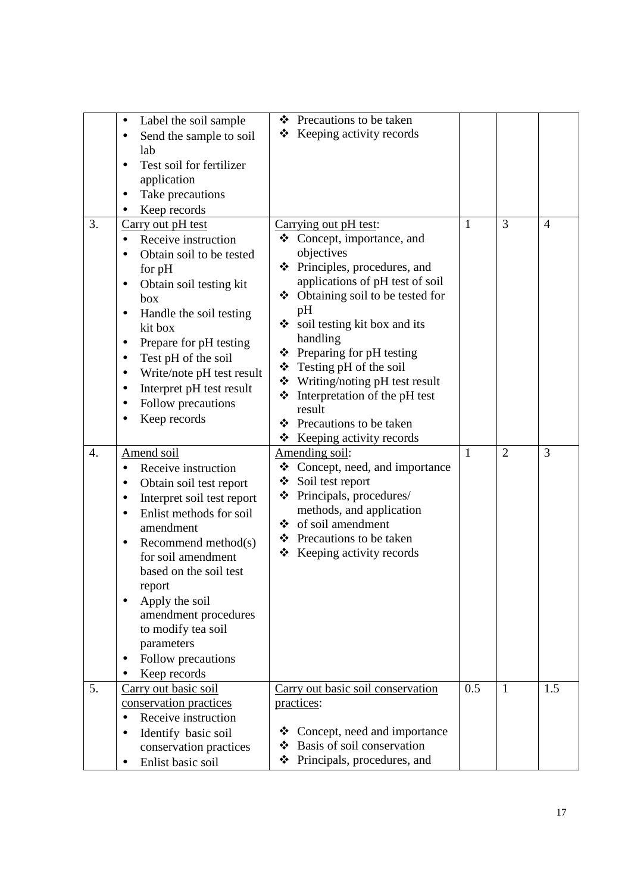| | | | | | |
|---|---|---|---|---|---|
| | • Label the soil sample<br>• Send the sample to soil lab<br>• Test soil for fertilizer application<br>• Take precautions<br>• Keep records | ❖ Precautions to be taken<br>❖ Keeping activity records | | | |
| 3. | Carry out pH test<br>• Receive instruction<br>• Obtain soil to be tested for pH<br>• Obtain soil testing kit box<br>• Handle the soil testing kit box<br>• Prepare for pH testing<br>• Test pH of the soil<br>• Write/note pH test result<br>• Interpret pH test result<br>• Follow precautions<br>• Keep records | Carrying out pH test:<br>❖ Concept, importance, and objectives<br>❖ Principles, procedures, and applications of pH test of soil<br>❖ Obtaining soil to be tested for pH<br>❖ soil testing kit box and its handling<br>❖ Preparing for pH testing<br>❖ Testing pH of the soil<br>❖ Writing/noting pH test result<br>❖ Interpretation of the pH test result<br>❖ Precautions to be taken<br>❖ Keeping activity records | 1 | 3 | 4 |
| 4. | Amend soil<br>• Receive instruction<br>• Obtain soil test report<br>• Interpret soil test report<br>• Enlist methods for soil amendment<br>• Recommend method(s) for soil amendment based on the soil test report<br>• Apply the soil amendment procedures to modify tea soil parameters<br>• Follow precautions<br>• Keep records | Amending soil:<br>❖ Concept, need, and importance<br>❖ Soil test report<br>❖ Principals, procedures/ methods, and application<br>❖ of soil amendment<br>❖ Precautions to be taken<br>❖ Keeping activity records | 1 | 2 | 3 |
| 5. | Carry out basic soil conservation practices<br>• Receive instruction<br>• Identify basic soil conservation practices<br>• Enlist basic soil | Carry out basic soil conservation practices:<br><br>❖ Concept, need and importance<br>❖ Basis of soil conservation<br>❖ Principals, procedures, and | 0.5 | 1 | 1.5 |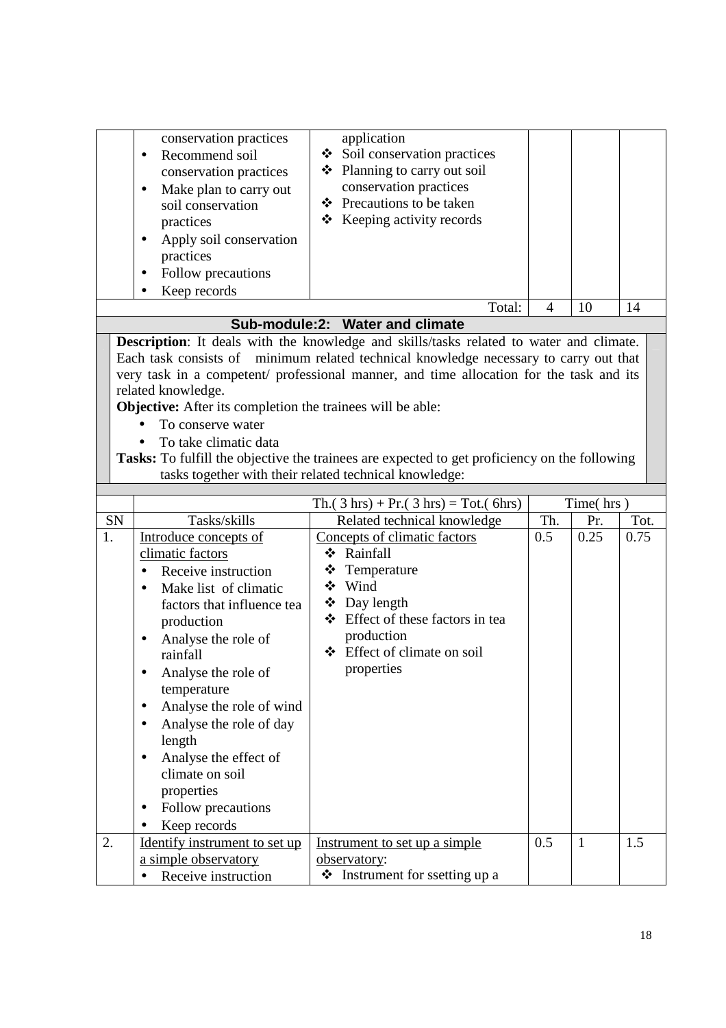| | conservation practices<br>• Recommend soil conservation practices<br>• Make plan to carry out soil conservation practices<br>• Apply soil conservation practices<br>• Follow precautions<br>• Keep records | application<br>❖ Soil conservation practices<br>❖ Planning to carry out soil conservation practices<br>❖ Precautions to be taken<br>❖ Keeping activity records | | | |
|---|---|---|---|---|---|
| | | Total: | 4 | 10 | 14 |

**Sub-module:2: Water and climate**

**Description**: It deals with the knowledge and skills/tasks related to water and climate. Each task consists of minimum related technical knowledge necessary to carry out that very task in a competent/ professional manner, and time allocation for the task and its related knowledge.

**Objective:** After its completion the trainees will be able:

- To conserve water
- To take climatic data

**Tasks:** To fulfill the objective the trainees are expected to get proficiency on the following tasks together with their related technical knowledge:

| | | Th.( 3 hrs) + Pr.( 3 hrs) = Tot.( 6hrs) | Time( hrs ) | | |
|---|---|---|---|---|---|
| SN | Tasks/skills | Related technical knowledge | Th. | Pr. | Tot. |
| 1. | Introduce concepts of climatic factors<br>• Receive instruction<br>• Make list of climatic factors that influence tea production<br>• Analyse the role of rainfall<br>• Analyse the role of temperature<br>• Analyse the role of wind<br>• Analyse the role of day length<br>• Analyse the effect of climate on soil properties<br>• Follow precautions<br>• Keep records | Concepts of climatic factors<br>❖ Rainfall<br>❖ Temperature<br>❖ Wind<br>❖ Day length<br>❖ Effect of these factors in tea production<br>❖ Effect of climate on soil properties | 0.5 | 0.25 | 0.75 |
| 2. | Identify instrument to set up a simple observatory<br>• Receive instruction | Instrument to set up a simple observatory:<br>❖ Instrument for ssetting up a | 0.5 | 1 | 1.5 |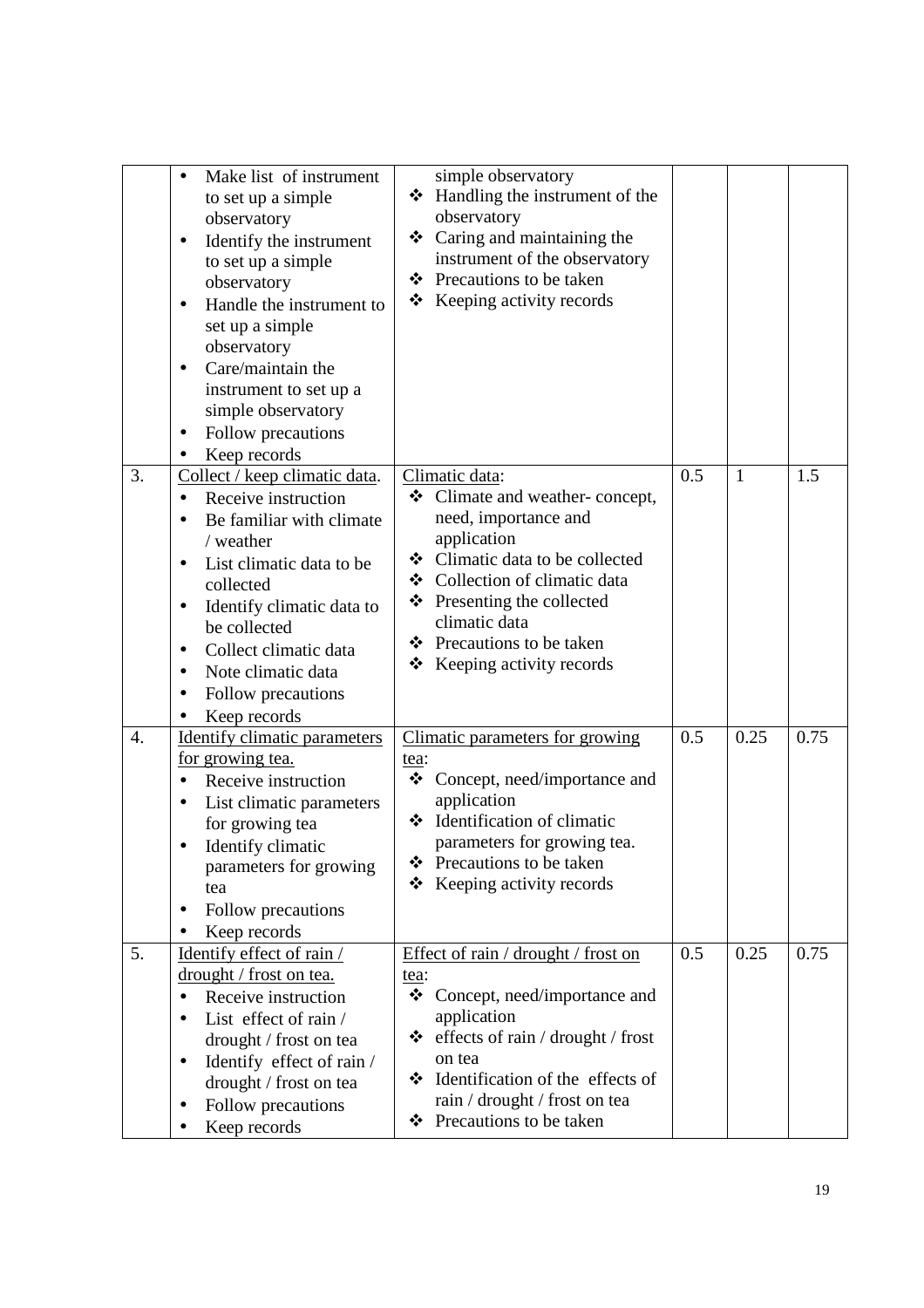| | | | | | |
|---|---|---|---|---|---|
| | • Make list of instrument to set up a simple observatory<br>• Identify the instrument to set up a simple observatory<br>• Handle the instrument to set up a simple observatory<br>• Care/maintain the instrument to set up a simple observatory<br>• Follow precautions<br>• Keep records | simple observatory<br>❖ Handling the instrument of the observatory<br>❖ Caring and maintaining the instrument of the observatory<br>❖ Precautions to be taken<br>❖ Keeping activity records | | | |
| 3. | Collect / keep climatic data.<br>• Receive instruction<br>• Be familiar with climate / weather<br>• List climatic data to be collected<br>• Identify climatic data to be collected<br>• Collect climatic data<br>• Note climatic data<br>• Follow precautions<br>• Keep records | Climatic data:<br>❖ Climate and weather- concept, need, importance and application<br>❖ Climatic data to be collected<br>❖ Collection of climatic data<br>❖ Presenting the collected climatic data<br>❖ Precautions to be taken<br>❖ Keeping activity records | 0.5 | 1 | 1.5 |
| 4. | Identify climatic parameters for growing tea.<br>• Receive instruction<br>• List climatic parameters for growing tea<br>• Identify climatic parameters for growing tea<br>• Follow precautions<br>• Keep records | Climatic parameters for growing tea:<br>❖ Concept, need/importance and application<br>❖ Identification of climatic parameters for growing tea.<br>❖ Precautions to be taken<br>❖ Keeping activity records | 0.5 | 0.25 | 0.75 |
| 5. | Identify effect of rain / drought / frost on tea.<br>• Receive instruction<br>• List effect of rain / drought / frost on tea<br>• Identify effect of rain / drought / frost on tea<br>• Follow precautions<br>• Keep records | Effect of rain / drought / frost on tea:<br>❖ Concept, need/importance and application<br>❖ effects of rain / drought / frost on tea<br>❖ Identification of the effects of rain / drought / frost on tea<br>❖ Precautions to be taken | 0.5 | 0.25 | 0.75 |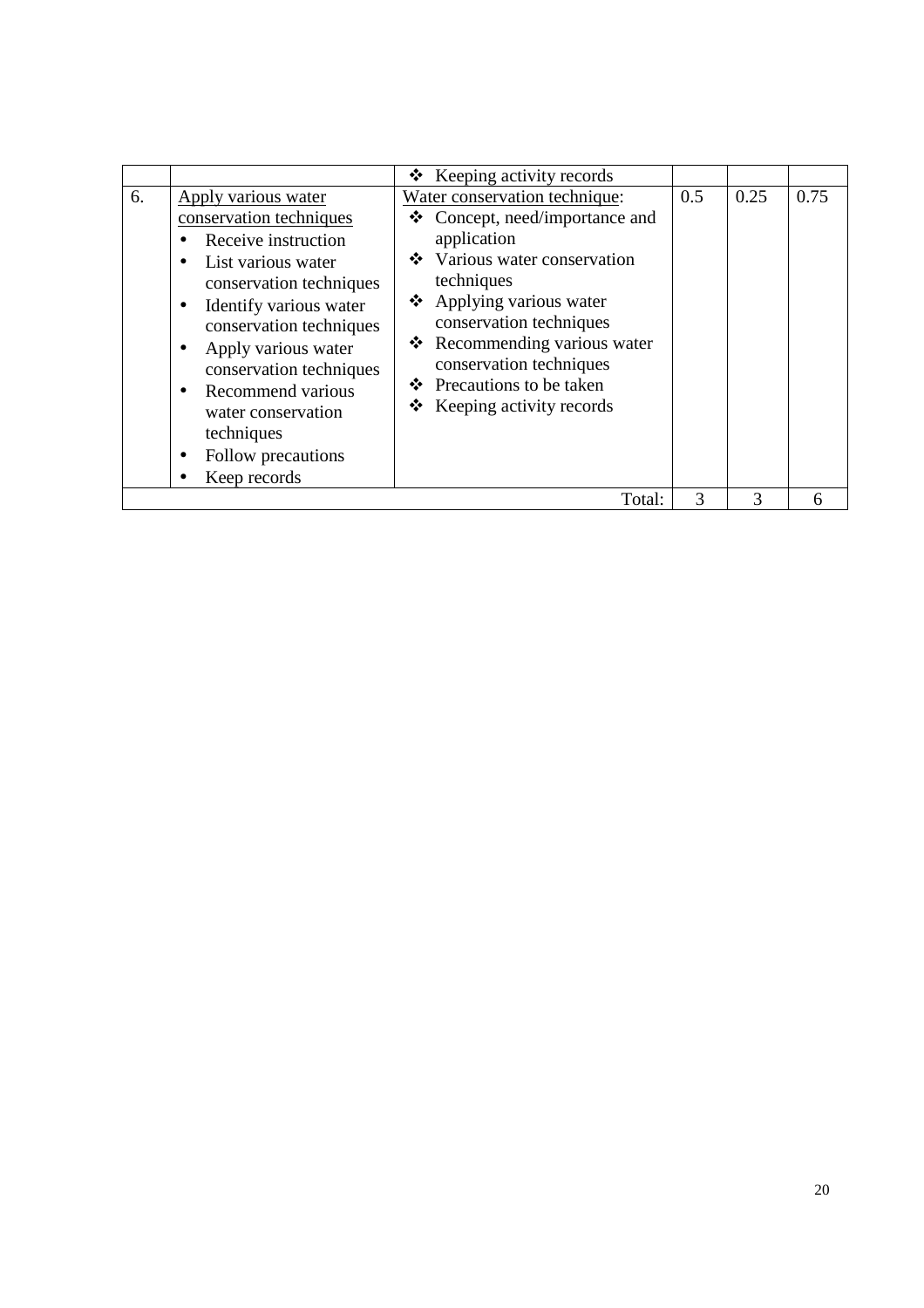| | | | | | |
|---|---|---|---|---|---|
| | | ❖ Keeping activity records | | | |
| 6. | Apply various water conservation techniques<br>• Receive instruction<br>• List various water conservation techniques<br>• Identify various water conservation techniques<br>• Apply various water conservation techniques<br>• Recommend various water conservation techniques<br>• Follow precautions<br>• Keep records | Water conservation technique:<br>❖ Concept, need/importance and application<br>❖ Various water conservation techniques<br>❖ Applying various water conservation techniques<br>❖ Recommending various water conservation techniques<br>❖ Precautions to be taken<br>❖ Keeping activity records | 0.5 | 0.25 | 0.75 |
| | | Total: | 3 | 3 | 6 |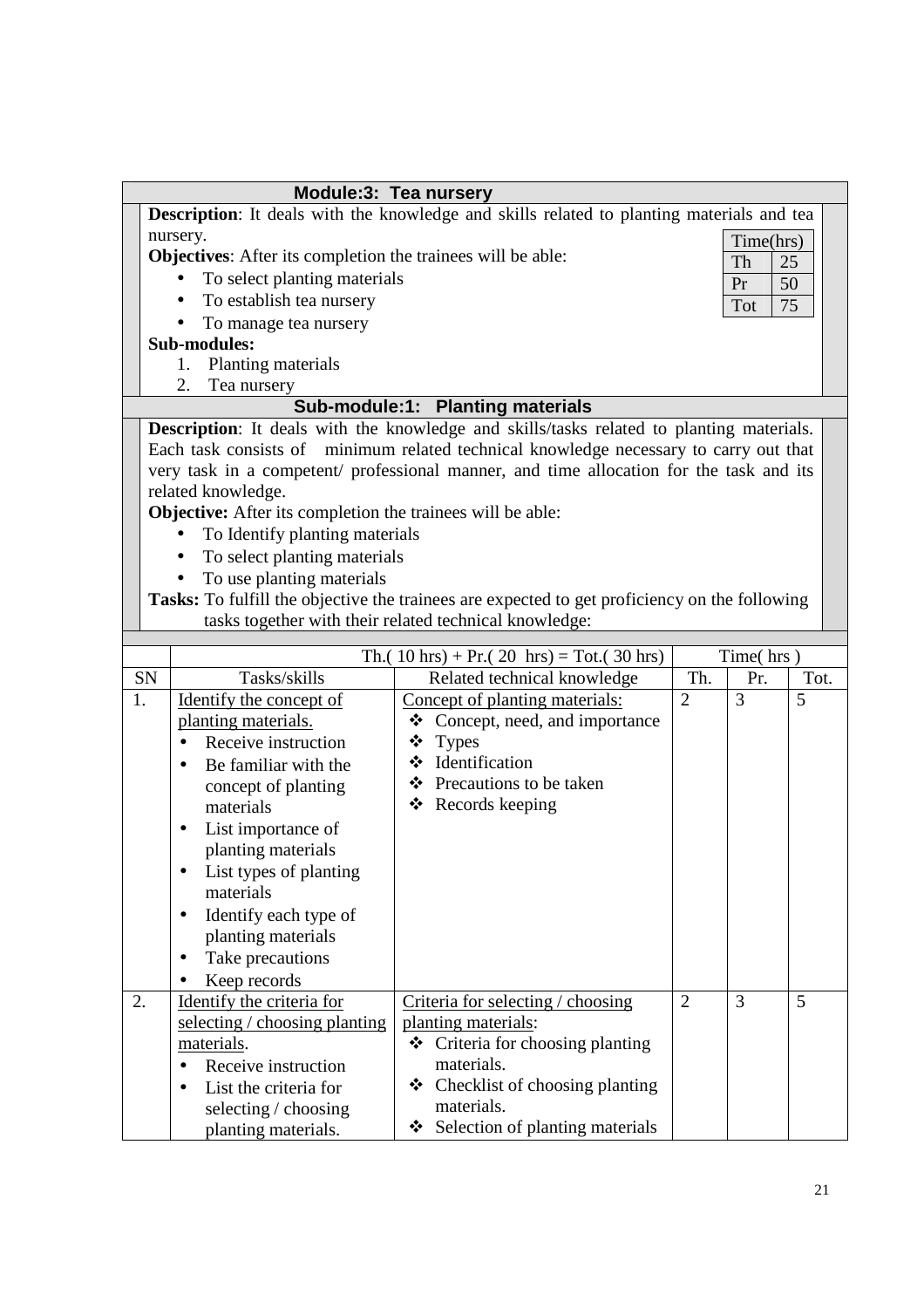## Module:3: Tea nursery

**Description**: It deals with the knowledge and skills related to planting materials and tea nursery.

| Time(hrs) | |
|---|---|
| Th | 25 |
| Pr | 50 |
| Tot | 75 |

**Objectives**: After its completion the trainees will be able:

- To select planting materials
- To establish tea nursery
- To manage tea nursery

**Sub-modules:**

1. Planting materials
2. Tea nursery

### Sub-module:1: Planting materials

**Description**: It deals with the knowledge and skills/tasks related to planting materials. Each task consists of minimum related technical knowledge necessary to carry out that very task in a competent/ professional manner, and time allocation for the task and its related knowledge.

**Objective:** After its completion the trainees will be able:

- To Identify planting materials
- To select planting materials
- To use planting materials

**Tasks:** To fulfill the objective the trainees are expected to get proficiency on the following tasks together with their related technical knowledge:

| | | Th.( 10 hrs) + Pr.( 20 hrs) = Tot.( 30 hrs) | Time( hrs ) | | |
|---|---|---|---|---|---|
| SN | Tasks/skills | Related technical knowledge | Th. | Pr. | Tot. |
| 1. | Identify the concept of planting materials.<br>• Receive instruction<br>• Be familiar with the concept of planting materials<br>• List importance of planting materials<br>• List types of planting materials<br>• Identify each type of planting materials<br>• Take precautions<br>• Keep records | Concept of planting materials:<br>❖ Concept, need, and importance<br>❖ Types<br>❖ Identification<br>❖ Precautions to be taken<br>❖ Records keeping | 2 | 3 | 5 |
| 2. | Identify the criteria for selecting / choosing planting materials.<br>• Receive instruction<br>• List the criteria for selecting / choosing planting materials. | Criteria for selecting / choosing planting materials:<br>❖ Criteria for choosing planting materials.<br>❖ Checklist of choosing planting materials.<br>❖ Selection of planting materials | 2 | 3 | 5 |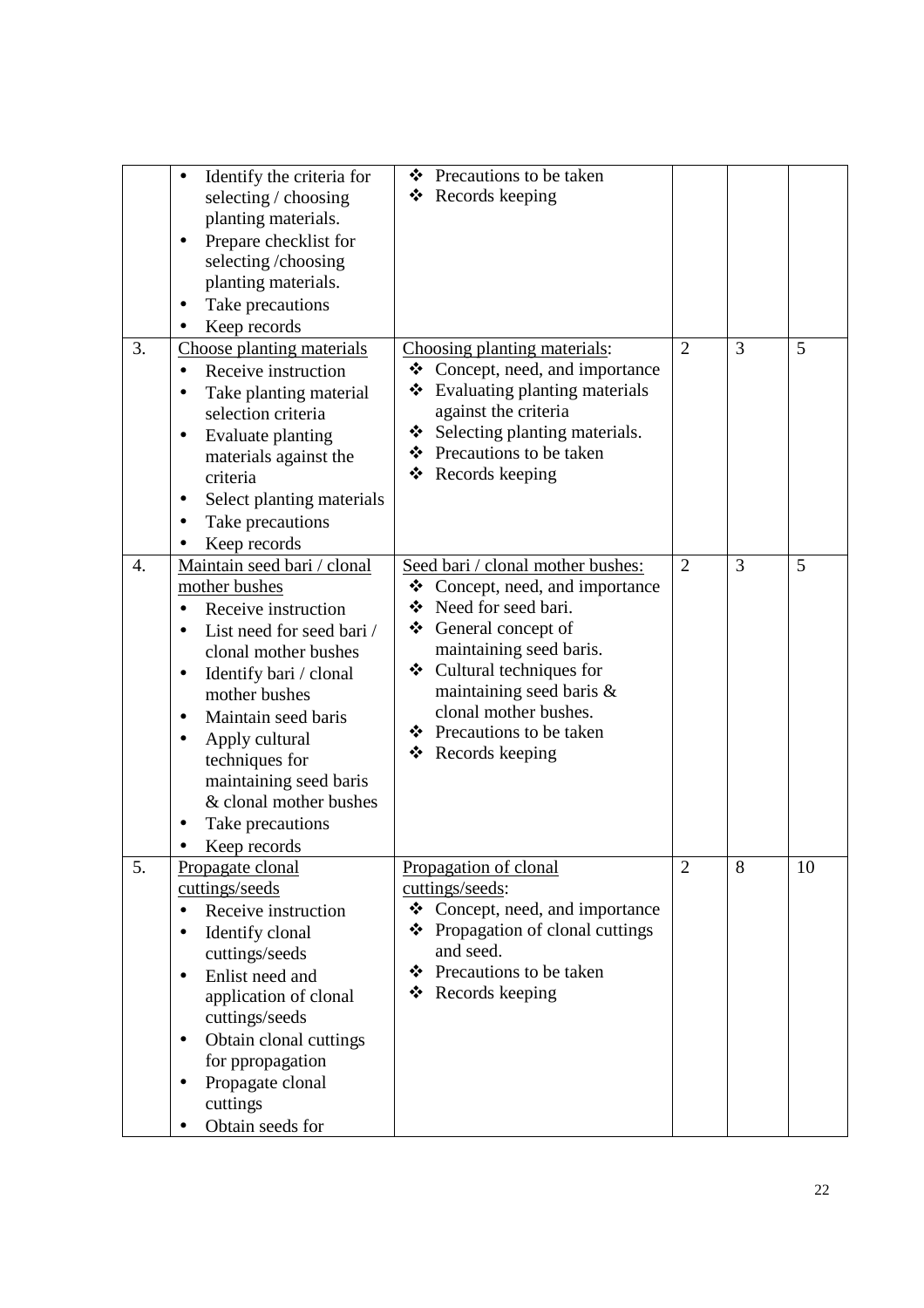| | | | | | |
|---|---|---|---|---|---|
| | • Identify the criteria for selecting / choosing planting materials.<br>• Prepare checklist for selecting /choosing planting materials.<br>• Take precautions<br>• Keep records | ❖ Precautions to be taken<br>❖ Records keeping | | | |
| 3. | <u>Choose planting materials</u><br>• Receive instruction<br>• Take planting material selection criteria<br>• Evaluate planting materials against the criteria<br>• Select planting materials<br>• Take precautions<br>• Keep records | <u>Choosing planting materials</u>:<br>❖ Concept, need, and importance<br>❖ Evaluating planting materials against the criteria<br>❖ Selecting planting materials.<br>❖ Precautions to be taken<br>❖ Records keeping | 2 | 3 | 5 |
| 4. | <u>Maintain seed bari / clonal mother bushes</u><br>• Receive instruction<br>• List need for seed bari / clonal mother bushes<br>• Identify bari / clonal mother bushes<br>• Maintain seed baris<br>• Apply cultural techniques for maintaining seed baris & clonal mother bushes<br>• Take precautions<br>• Keep records | <u>Seed bari / clonal mother bushes:</u><br>❖ Concept, need, and importance<br>❖ Need for seed bari.<br>❖ General concept of maintaining seed baris.<br>❖ Cultural techniques for maintaining seed baris & clonal mother bushes.<br>❖ Precautions to be taken<br>❖ Records keeping | 2 | 3 | 5 |
| 5. | <u>Propagate clonal cuttings/seeds</u><br>• Receive instruction<br>• Identify clonal cuttings/seeds<br>• Enlist need and application of clonal cuttings/seeds<br>• Obtain clonal cuttings for ppropagation<br>• Propagate clonal cuttings<br>• Obtain seeds for | <u>Propagation of clonal cuttings/seeds</u>:<br>❖ Concept, need, and importance<br>❖ Propagation of clonal cuttings and seed.<br>❖ Precautions to be taken<br>❖ Records keeping | 2 | 8 | 10 |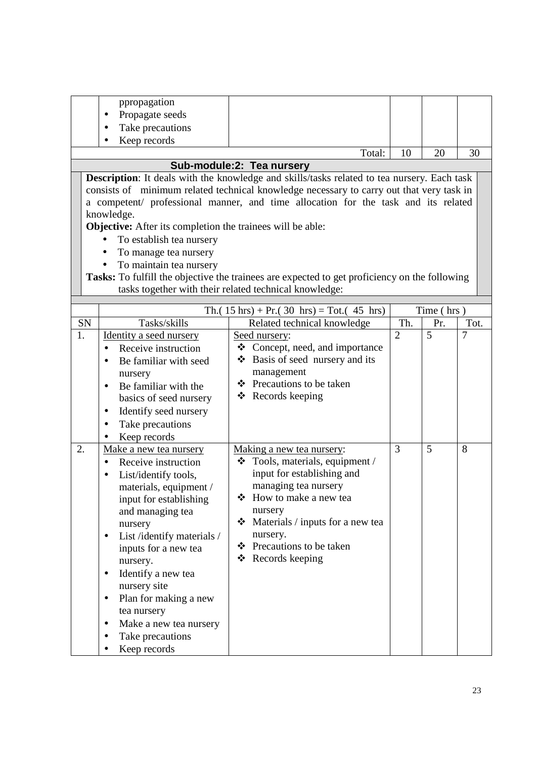|  | ppropagation<br>• Propagate seeds<br>• Take precautions<br>• Keep records |  |  |  |  |
|---|---|---|---|---|---|
|  |  | Total: | 10 | 20 | 30 |

**Sub-module:2: Tea nursery**

**Description**: It deals with the knowledge and skills/tasks related to tea nursery. Each task consists of minimum related technical knowledge necessary to carry out that very task in a competent/ professional manner, and time allocation for the task and its related knowledge.

**Objective:** After its completion the trainees will be able:

- To establish tea nursery
- To manage tea nursery
- To maintain tea nursery

**Tasks:** To fulfill the objective the trainees are expected to get proficiency on the following tasks together with their related technical knowledge:

|  | Th.( 15 hrs) + Pr.( 30 hrs) = Tot.( 45 hrs) |  | Time ( hrs ) |  |  |
|---|---|---|---|---|---|
| SN | Tasks/skills | Related technical knowledge | Th. | Pr. | Tot. |
| 1. | Identity a seed nursery<br>• Receive instruction<br>• Be familiar with seed nursery<br>• Be familiar with the basics of seed nursery<br>• Identify seed nursery<br>• Take precautions<br>• Keep records | Seed nursery:<br>❖ Concept, need, and importance<br>❖ Basis of seed nursery and its management<br>❖ Precautions to be taken<br>❖ Records keeping | 2 | 5 | 7 |
| 2. | Make a new tea nursery<br>• Receive instruction<br>• List/identify tools, materials, equipment / input for establishing and managing tea nursery<br>• List /identify materials / inputs for a new tea nursery.<br>• Identify a new tea nursery site<br>• Plan for making a new tea nursery<br>• Make a new tea nursery<br>• Take precautions<br>• Keep records | Making a new tea nursery:<br>❖ Tools, materials, equipment / input for establishing and managing tea nursery<br>❖ How to make a new tea nursery<br>❖ Materials / inputs for a new tea nursery.<br>❖ Precautions to be taken<br>❖ Records keeping | 3 | 5 | 8 |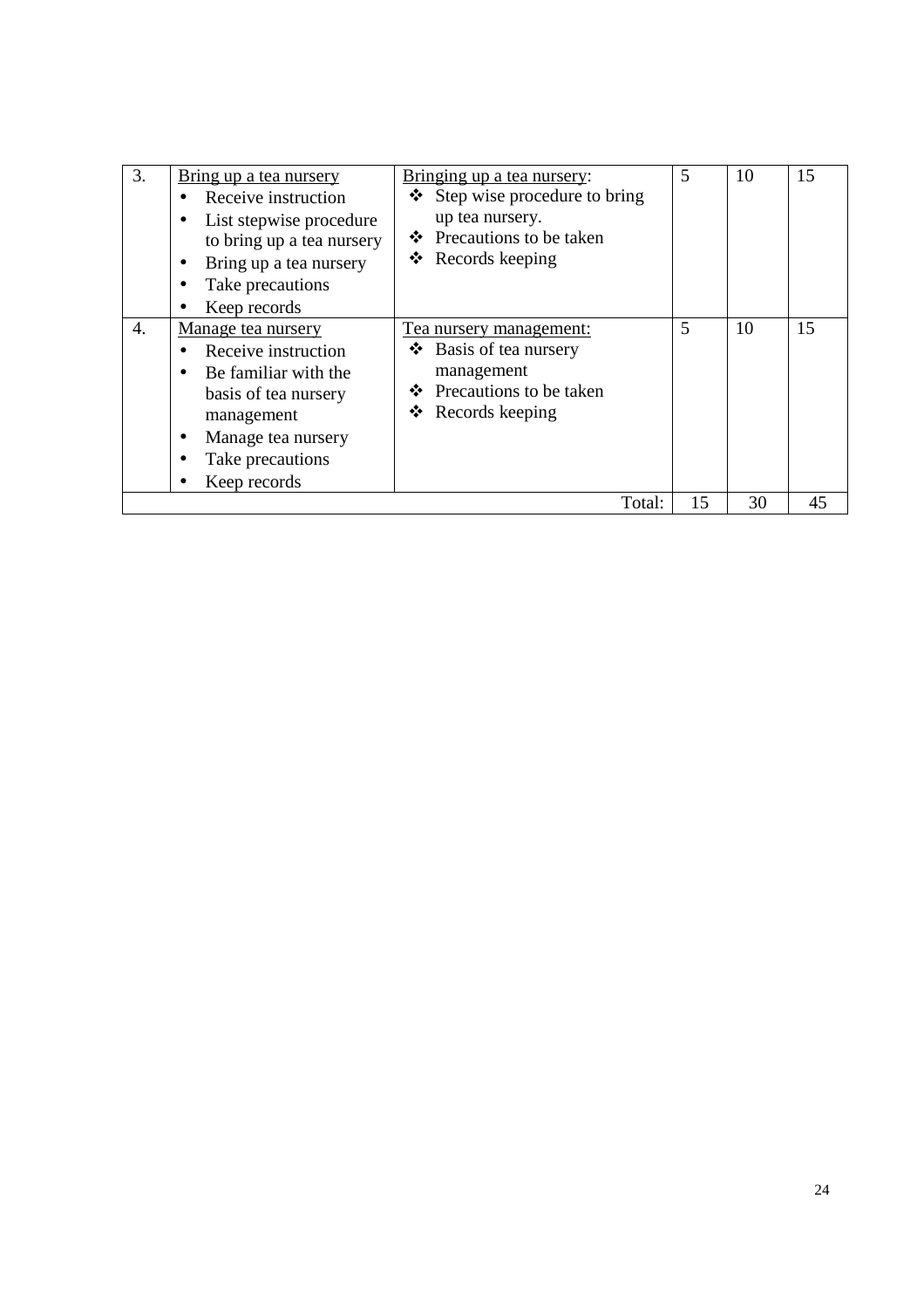| 3. | <u>Bring up a tea nursery</u><br>• Receive instruction<br>• List stepwise procedure to bring up a tea nursery<br>• Bring up a tea nursery<br>• Take precautions<br>• Keep records | <u>Bringing up a tea nursery</u>:<br>❖ Step wise procedure to bring up tea nursery.<br>❖ Precautions to be taken<br>❖ Records keeping | 5 | 10 | 15 |
|---|---|---|---|---|---|
| 4. | <u>Manage tea nursery</u><br>• Receive instruction<br>• Be familiar with the basis of tea nursery management<br>• Manage tea nursery<br>• Take precautions<br>• Keep records | <u>Tea nursery management:</u><br>❖ Basis of tea nursery management<br>❖ Precautions to be taken<br>❖ Records keeping | 5 | 10 | 15 |
| | | Total: | 15 | 30 | 45 |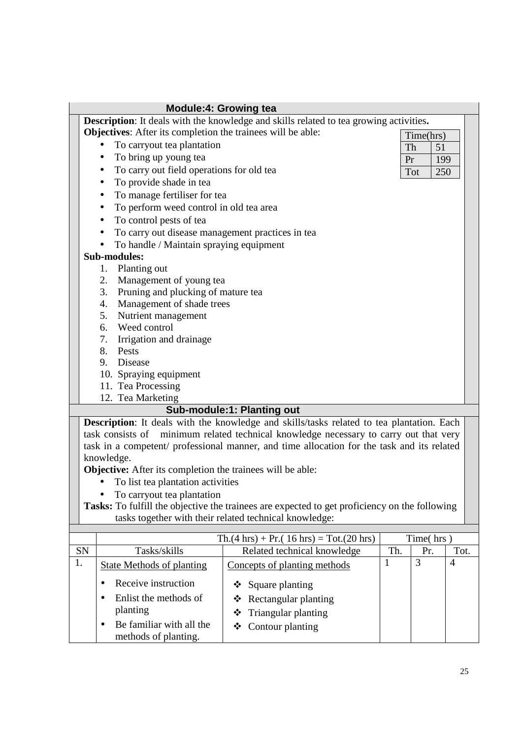## Module:4: Growing tea

**Description**: It deals with the knowledge and skills related to tea growing activities**.**

**Objectives**: After its completion the trainees will be able:

| Time(hrs) | |
|---|---|
| Th | 51 |
| Pr | 199 |
| Tot | 250 |

- To carryout tea plantation
- To bring up young tea
- To carry out field operations for old tea
- To provide shade in tea
- To manage fertiliser for tea
- To perform weed control in old tea area
- To control pests of tea
- To carry out disease management practices in tea
- To handle / Maintain spraying equipment

**Sub-modules:**

1. Planting out
2. Management of young tea
3. Pruning and plucking of mature tea
4. Management of shade trees
5. Nutrient management
6. Weed control
7. Irrigation and drainage
8. Pests
9. Disease
10. Spraying equipment
11. Tea Processing
12. Tea Marketing

## Sub-module:1: Planting out

**Description**: It deals with the knowledge and skills/tasks related to tea plantation. Each task consists of minimum related technical knowledge necessary to carry out that very task in a competent/ professional manner, and time allocation for the task and its related knowledge.

**Objective:** After its completion the trainees will be able:

- To list tea plantation activities
- To carryout tea plantation

**Tasks:** To fulfill the objective the trainees are expected to get proficiency on the following tasks together with their related technical knowledge:

| | | Th.(4 hrs) + Pr.( 16 hrs) = Tot.(20 hrs) | Time( hrs ) | | |
|---|---|---|---|---|---|
| SN | Tasks/skills | Related technical knowledge | Th. | Pr. | Tot. |
| 1. | <u>State Methods of planting</u><br>• Receive instruction<br>• Enlist the methods of planting<br>• Be familiar with all the methods of planting. | <u>Concepts of planting methods</u><br>❖ Square planting<br>❖ Rectangular planting<br>❖ Triangular planting<br>❖ Contour planting | 1 | 3 | 4 |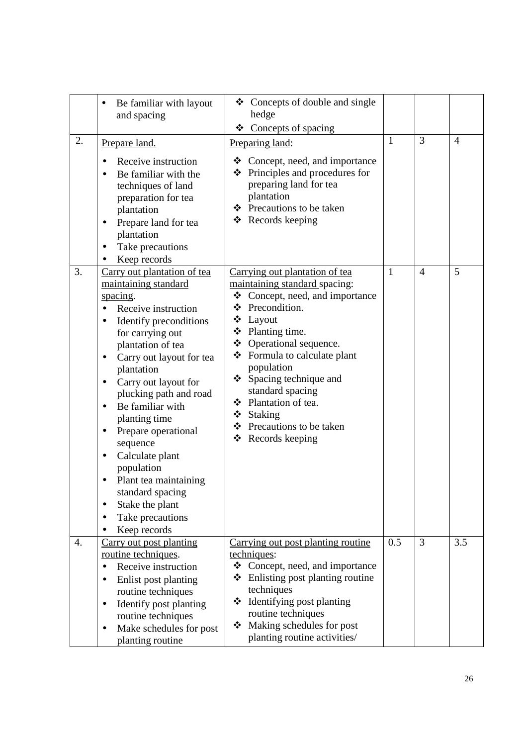| | | | | | |
|---|---|---|---|---|---|
| | • Be familiar with layout and spacing | ❖ Concepts of double and single hedge<br>❖ Concepts of spacing | | | |
| 2. | <u>Prepare land.</u><br>• Receive instruction<br>• Be familiar with the techniques of land preparation for tea plantation<br>• Prepare land for tea plantation<br>• Take precautions<br>• Keep records | <u>Preparing land</u>:<br>❖ Concept, need, and importance<br>❖ Principles and procedures for preparing land for tea plantation<br>❖ Precautions to be taken<br>❖ Records keeping | 1 | 3 | 4 |
| 3. | <u>Carry out plantation of tea maintaining standard spacing</u>.<br>• Receive instruction<br>• Identify preconditions for carrying out plantation of tea<br>• Carry out layout for tea plantation<br>• Carry out layout for plucking path and road<br>• Be familiar with planting time<br>• Prepare operational sequence<br>• Calculate plant population<br>• Plant tea maintaining standard spacing<br>• Stake the plant<br>• Take precautions<br>• Keep records | <u>Carrying out plantation of tea maintaining standard</u> spacing:<br>❖ Concept, need, and importance<br>❖ Precondition.<br>❖ Layout<br>❖ Planting time.<br>❖ Operational sequence.<br>❖ Formula to calculate plant population<br>❖ Spacing technique and standard spacing<br>❖ Plantation of tea.<br>❖ Staking<br>❖ Precautions to be taken<br>❖ Records keeping | 1 | 4 | 5 |
| 4. | <u>Carry out post planting routine techniques</u>.<br>• Receive instruction<br>• Enlist post planting routine techniques<br>• Identify post planting routine techniques<br>• Make schedules for post planting routine | <u>Carrying out post planting routine techniques</u>:<br>❖ Concept, need, and importance<br>❖ Enlisting post planting routine techniques<br>❖ Identifying post planting routine techniques<br>❖ Making schedules for post planting routine activities/ | 0.5 | 3 | 3.5 |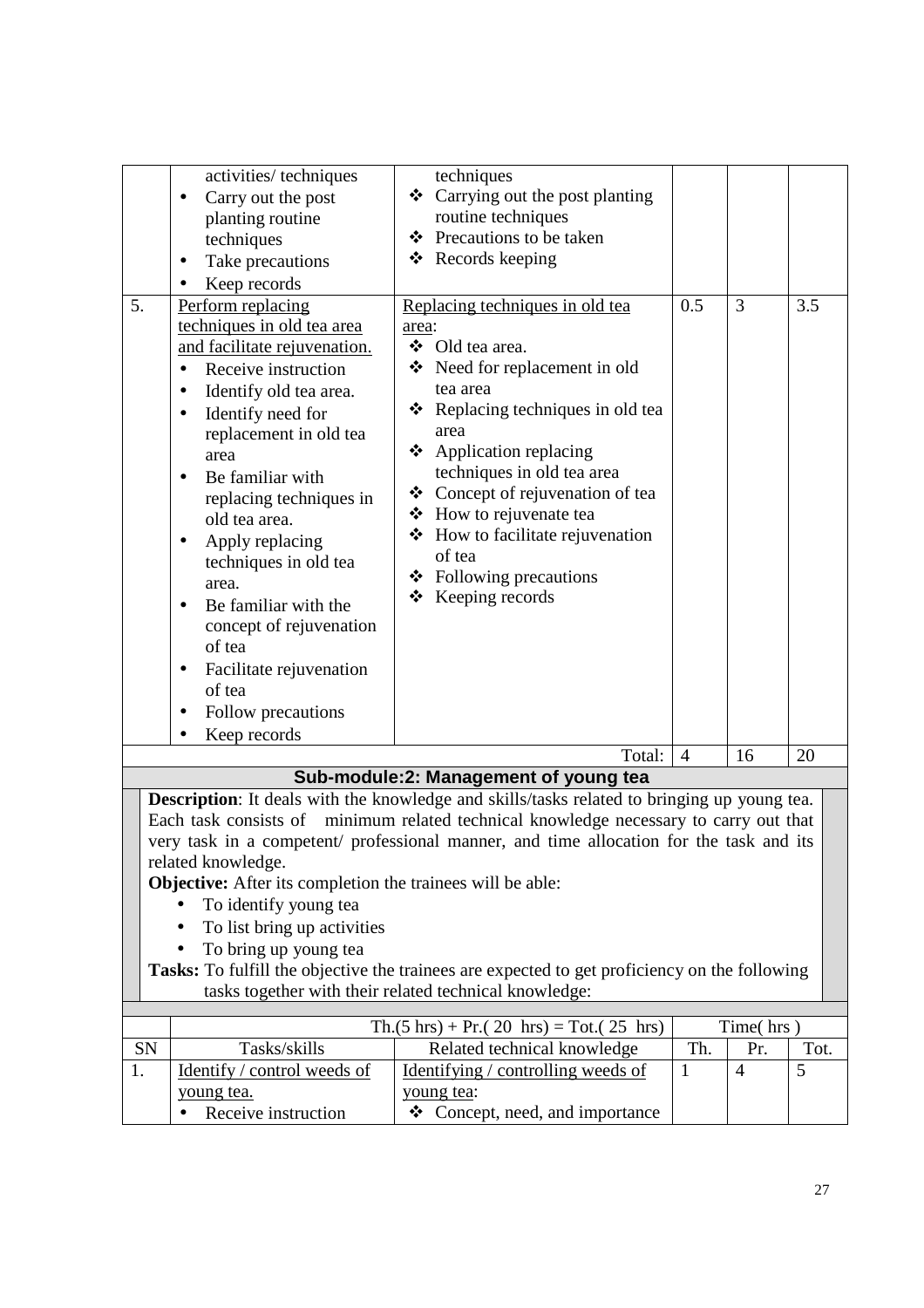| | | | | | |
|---|---|---|---|---|---|
| | activities/ techniques<br>• Carry out the post planting routine techniques<br>• Take precautions<br>• Keep records | techniques<br>❖ Carrying out the post planting routine techniques<br>❖ Precautions to be taken<br>❖ Records keeping | | | |
| 5. | <u>Perform replacing techniques in old tea area and facilitate rejuvenation.</u><br>• Receive instruction<br>• Identify old tea area.<br>• Identify need for replacement in old tea area<br>• Be familiar with replacing techniques in old tea area.<br>• Apply replacing techniques in old tea area.<br>• Be familiar with the concept of rejuvenation of tea<br>• Facilitate rejuvenation of tea<br>• Follow precautions<br>• Keep records | <u>Replacing techniques in old tea area</u>:<br>❖ Old tea area.<br>❖ Need for replacement in old tea area<br>❖ Replacing techniques in old tea area<br>❖ Application replacing techniques in old tea area<br>❖ Concept of rejuvenation of tea<br>❖ How to rejuvenate tea<br>❖ How to facilitate rejuvenation of tea<br>❖ Following precautions<br>❖ Keeping records | 0.5 | 3 | 3.5 |
| | | Total: | 4 | 16 | 20 |

**Sub-module:2: Management of young tea**

**Description**: It deals with the knowledge and skills/tasks related to bringing up young tea. Each task consists of minimum related technical knowledge necessary to carry out that very task in a competent/ professional manner, and time allocation for the task and its related knowledge.

**Objective:** After its completion the trainees will be able:

- To identify young tea
- To list bring up activities
- To bring up young tea

**Tasks:** To fulfill the objective the trainees are expected to get proficiency on the following tasks together with their related technical knowledge:

| | | Th.(5 hrs) + Pr.( 20 hrs) = Tot.( 25 hrs) | Time( hrs ) | | |
|---|---|---|---|---|---|
| SN | Tasks/skills | Related technical knowledge | Th. | Pr. | Tot. |
| 1. | <u>Identify / control weeds of young tea.</u><br>• Receive instruction | <u>Identifying / controlling weeds of young tea</u>:<br>❖ Concept, need, and importance | 1 | 4 | 5 |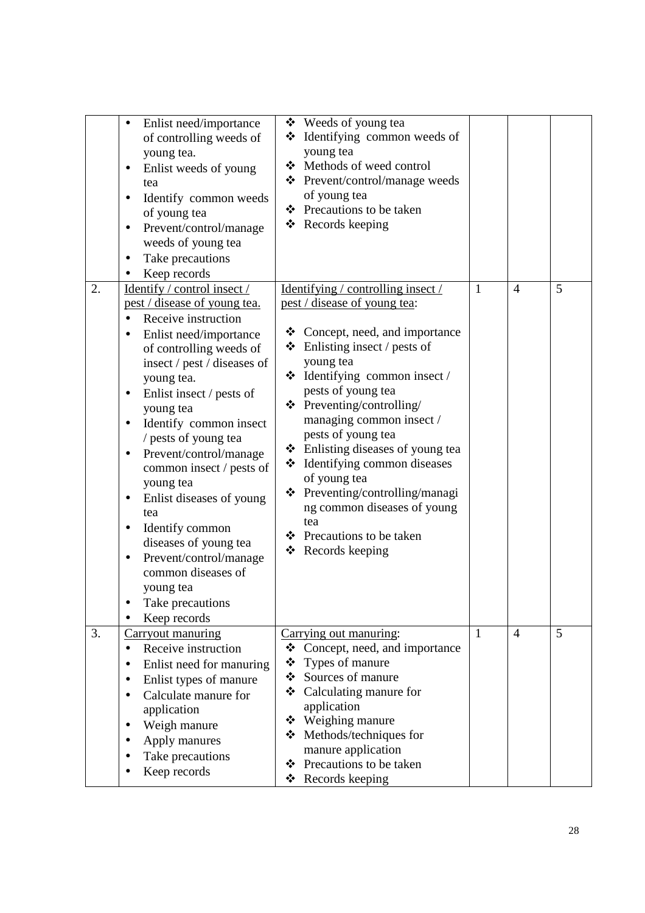| | | | | | |
|---|---|---|---|---|---|
| | • Enlist need/importance of controlling weeds of young tea.<br>• Enlist weeds of young tea<br>• Identify common weeds of young tea<br>• Prevent/control/manage weeds of young tea<br>• Take precautions<br>• Keep records | ❖ Weeds of young tea<br>❖ Identifying common weeds of young tea<br>❖ Methods of weed control<br>❖ Prevent/control/manage weeds of young tea<br>❖ Precautions to be taken<br>❖ Records keeping | | | |
| 2. | <u>Identify / control insect / pest / disease of young tea.</u><br>• Receive instruction<br>• Enlist need/importance of controlling weeds of insect / pest / diseases of young tea.<br>• Enlist insect / pests of young tea<br>• Identify common insect / pests of young tea<br>• Prevent/control/manage common insect / pests of young tea<br>• Enlist diseases of young tea<br>• Identify common diseases of young tea<br>• Prevent/control/manage common diseases of young tea<br>• Take precautions<br>• Keep records | <u>Identifying / controlling insect / pest / disease of young tea</u>:<br>❖ Concept, need, and importance<br>❖ Enlisting insect / pests of young tea<br>❖ Identifying common insect / pests of young tea<br>❖ Preventing/controlling/ managing common insect / pests of young tea<br>❖ Enlisting diseases of young tea<br>❖ Identifying common diseases of young tea<br>❖ Preventing/controlling/managing common diseases of young tea<br>❖ Precautions to be taken<br>❖ Records keeping | 1 | 4 | 5 |
| 3. | <u>Carryout manuring</u><br>• Receive instruction<br>• Enlist need for manuring<br>• Enlist types of manure<br>• Calculate manure for application<br>• Weigh manure<br>• Apply manures<br>• Take precautions<br>• Keep records | <u>Carrying out manuring</u>:<br>❖ Concept, need, and importance<br>❖ Types of manure<br>❖ Sources of manure<br>❖ Calculating manure for application<br>❖ Weighing manure<br>❖ Methods/techniques for manure application<br>❖ Precautions to be taken<br>❖ Records keeping | 1 | 4 | 5 |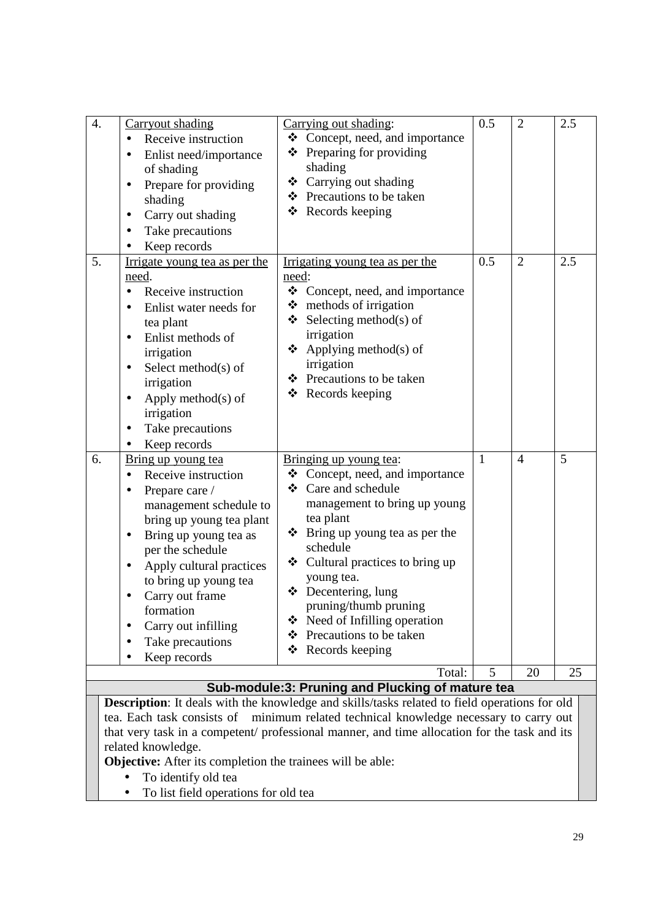| | | | | | |
|---|---|---|---|---|---|
| 4. | Carryout shading<br>• Receive instruction<br>• Enlist need/importance of shading<br>• Prepare for providing shading<br>• Carry out shading<br>• Take precautions<br>• Keep records | Carrying out shading:<br>❖ Concept, need, and importance<br>❖ Preparing for providing shading<br>❖ Carrying out shading<br>❖ Precautions to be taken<br>❖ Records keeping | 0.5 | 2 | 2.5 |
| 5. | Irrigate young tea as per the need.<br>• Receive instruction<br>• Enlist water needs for tea plant<br>• Enlist methods of irrigation<br>• Select method(s) of irrigation<br>• Apply method(s) of irrigation<br>• Take precautions<br>• Keep records | Irrigating young tea as per the need:<br>❖ Concept, need, and importance<br>❖ methods of irrigation<br>❖ Selecting method(s) of irrigation<br>❖ Applying method(s) of irrigation<br>❖ Precautions to be taken<br>❖ Records keeping | 0.5 | 2 | 2.5 |
| 6. | Bring up young tea<br>• Receive instruction<br>• Prepare care / management schedule to bring up young tea plant<br>• Bring up young tea as per the schedule<br>• Apply cultural practices to bring up young tea<br>• Carry out frame formation<br>• Carry out infilling<br>• Take precautions<br>• Keep records | Bringing up young tea:<br>❖ Concept, need, and importance<br>❖ Care and schedule management to bring up young tea plant<br>❖ Bring up young tea as per the schedule<br>❖ Cultural practices to bring up young tea.<br>❖ Decentering, lung pruning/thumb pruning<br>❖ Need of Infilling operation<br>❖ Precautions to be taken<br>❖ Records keeping | 1 | 4 | 5 |
| | | Total: | 5 | 20 | 25 |

**Sub-module:3: Pruning and Plucking of mature tea**

**Description**: It deals with the knowledge and skills/tasks related to field operations for old tea. Each task consists of minimum related technical knowledge necessary to carry out that very task in a competent/ professional manner, and time allocation for the task and its related knowledge.

**Objective:** After its completion the trainees will be able:

- To identify old tea
- To list field operations for old tea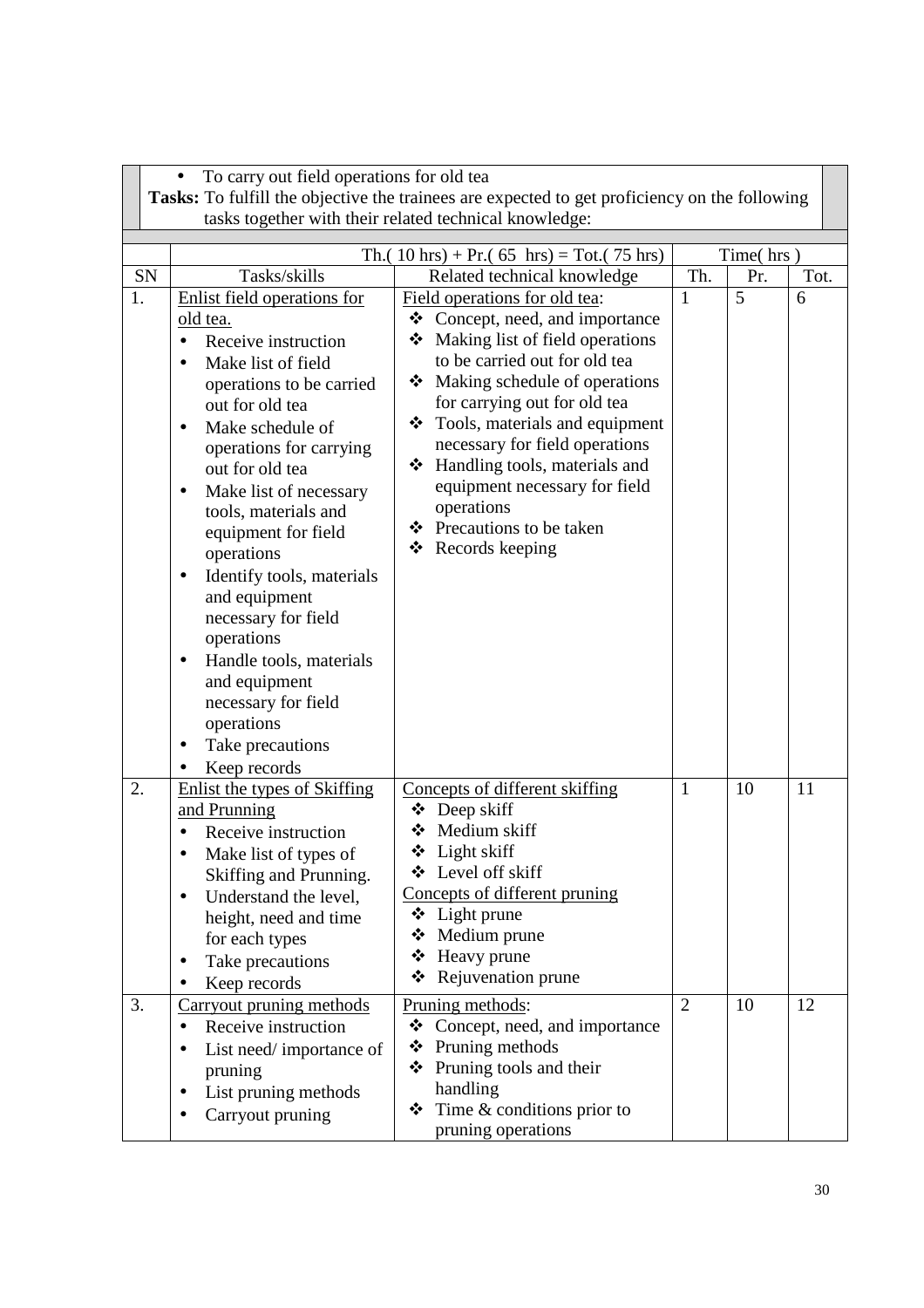- To carry out field operations for old tea

**Tasks:** To fulfill the objective the trainees are expected to get proficiency on the following tasks together with their related technical knowledge:

| | | Th.( 10 hrs) + Pr.( 65 hrs) = Tot.( 75 hrs) | Time( hrs ) | | |
|---|---|---|---|---|---|
| SN | Tasks/skills | Related technical knowledge | Th. | Pr. | Tot. |
| 1. | <u>Enlist field operations for old tea.</u><br>• Receive instruction<br>• Make list of field operations to be carried out for old tea<br>• Make schedule of operations for carrying out for old tea<br>• Make list of necessary tools, materials and equipment for field operations<br>• Identify tools, materials and equipment necessary for field operations<br>• Handle tools, materials and equipment necessary for field operations<br>• Take precautions<br>• Keep records | <u>Field operations for old tea</u>:<br>❖ Concept, need, and importance<br>❖ Making list of field operations to be carried out for old tea<br>❖ Making schedule of operations for carrying out for old tea<br>❖ Tools, materials and equipment necessary for field operations<br>❖ Handling tools, materials and equipment necessary for field operations<br>❖ Precautions to be taken<br>❖ Records keeping | 1 | 5 | 6 |
| 2. | <u>Enlist the types of Skiffing and Prunning</u><br>• Receive instruction<br>• Make list of types of Skiffing and Prunning.<br>• Understand the level, height, need and time for each types<br>• Take precautions<br>• Keep records | <u>Concepts of different skiffing</u><br>❖ Deep skiff<br>❖ Medium skiff<br>❖ Light skiff<br>❖ Level off skiff<br><u>Concepts of different pruning</u><br>❖ Light prune<br>❖ Medium prune<br>❖ Heavy prune<br>❖ Rejuvenation prune | 1 | 10 | 11 |
| 3. | <u>Carryout pruning methods</u><br>• Receive instruction<br>• List need/ importance of pruning<br>• List pruning methods<br>• Carryout pruning | <u>Pruning methods</u>:<br>❖ Concept, need, and importance<br>❖ Pruning methods<br>❖ Pruning tools and their handling<br>❖ Time & conditions prior to pruning operations | 2 | 10 | 12 |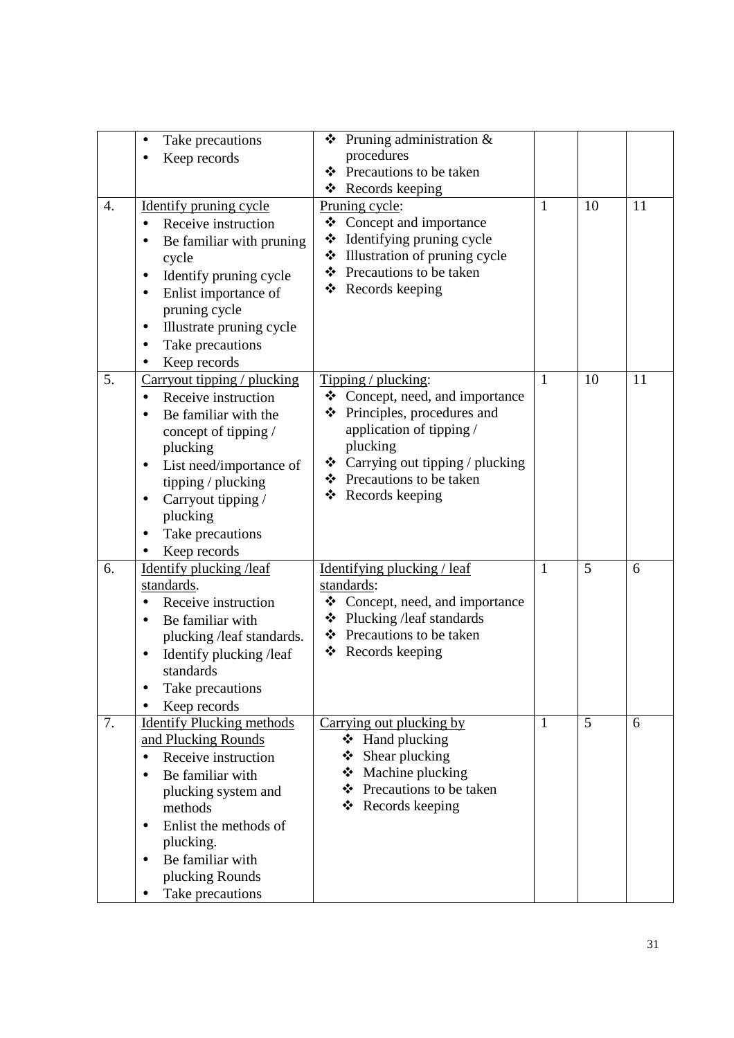| | | | | | |
|---|---|---|---|---|---|
| | • Take precautions<br>• Keep records | ❖ Pruning administration & procedures<br>❖ Precautions to be taken<br>❖ Records keeping | | | |
| 4. | <u>Identify pruning cycle</u><br>• Receive instruction<br>• Be familiar with pruning cycle<br>• Identify pruning cycle<br>• Enlist importance of pruning cycle<br>• Illustrate pruning cycle<br>• Take precautions<br>• Keep records | <u>Pruning cycle</u>:<br>❖ Concept and importance<br>❖ Identifying pruning cycle<br>❖ Illustration of pruning cycle<br>❖ Precautions to be taken<br>❖ Records keeping | 1 | 10 | 11 |
| 5. | <u>Carryout tipping / plucking</u><br>• Receive instruction<br>• Be familiar with the concept of tipping / plucking<br>• List need/importance of tipping / plucking<br>• Carryout tipping / plucking<br>• Take precautions<br>• Keep records | <u>Tipping / plucking</u>:<br>❖ Concept, need, and importance<br>❖ Principles, procedures and application of tipping / plucking<br>❖ Carrying out tipping / plucking<br>❖ Precautions to be taken<br>❖ Records keeping | 1 | 10 | 11 |
| 6. | <u>Identify plucking /leaf standards</u>.<br>• Receive instruction<br>• Be familiar with plucking /leaf standards.<br>• Identify plucking /leaf standards<br>• Take precautions<br>• Keep records | <u>Identifying plucking / leaf standards</u>:<br>❖ Concept, need, and importance<br>❖ Plucking /leaf standards<br>❖ Precautions to be taken<br>❖ Records keeping | 1 | 5 | 6 |
| 7. | <u>Identify Plucking methods and Plucking Rounds</u><br>• Receive instruction<br>• Be familiar with plucking system and methods<br>• Enlist the methods of plucking.<br>• Be familiar with plucking Rounds<br>• Take precautions | <u>Carrying out plucking by</u><br>❖ Hand plucking<br>❖ Shear plucking<br>❖ Machine plucking<br>❖ Precautions to be taken<br>❖ Records keeping | 1 | 5 | 6 |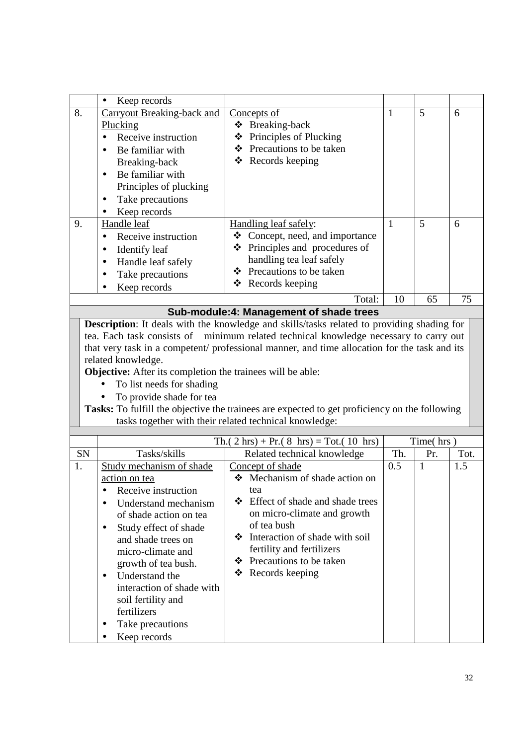| | Tasks/skills | Related technical knowledge | Th. | Pr. | Tot. |
|---|---|---|---|---|---|
| | • Keep records | | | | |
| 8. | <u>Carryout Breaking-back and Plucking</u><br>• Receive instruction<br>• Be familiar with Breaking-back<br>• Be familiar with Principles of plucking<br>• Take precautions<br>• Keep records | <u>Concepts of</u><br>❖ Breaking-back<br>❖ Principles of Plucking<br>❖ Precautions to be taken<br>❖ Records keeping | 1 | 5 | 6 |
| 9. | <u>Handle leaf</u><br>• Receive instruction<br>• Identify leaf<br>• Handle leaf safely<br>• Take precautions<br>• Keep records | <u>Handling leaf safely</u>:<br>❖ Concept, need, and importance<br>❖ Principles and procedures of handling tea leaf safely<br>❖ Precautions to be taken<br>❖ Records keeping | 1 | 5 | 6 |
| | | Total: | 10 | 65 | 75 |

## Sub-module:4: Management of shade trees

**Description**: It deals with the knowledge and skills/tasks related to providing shading for tea. Each task consists of minimum related technical knowledge necessary to carry out that very task in a competent/ professional manner, and time allocation for the task and its related knowledge.

**Objective:** After its completion the trainees will be able:

- To list needs for shading
- To provide shade for tea

**Tasks:** To fulfill the objective the trainees are expected to get proficiency on the following tasks together with their related technical knowledge:

| | Th.( 2 hrs) + Pr.( 8 hrs) = Tot.( 10 hrs) | | Time( hrs ) | | |
|---|---|---|---|---|---|
| SN | Tasks/skills | Related technical knowledge | Th. | Pr. | Tot. |
| 1. | <u>Study mechanism of shade action on tea</u><br>• Receive instruction<br>• Understand mechanism of shade action on tea<br>• Study effect of shade and shade trees on micro-climate and growth of tea bush.<br>• Understand the interaction of shade with soil fertility and fertilizers<br>• Take precautions<br>• Keep records | <u>Concept of shade</u><br>❖ Mechanism of shade action on tea<br>❖ Effect of shade and shade trees on micro-climate and growth of tea bush<br>❖ Interaction of shade with soil fertility and fertilizers<br>❖ Precautions to be taken<br>❖ Records keeping | 0.5 | 1 | 1.5 |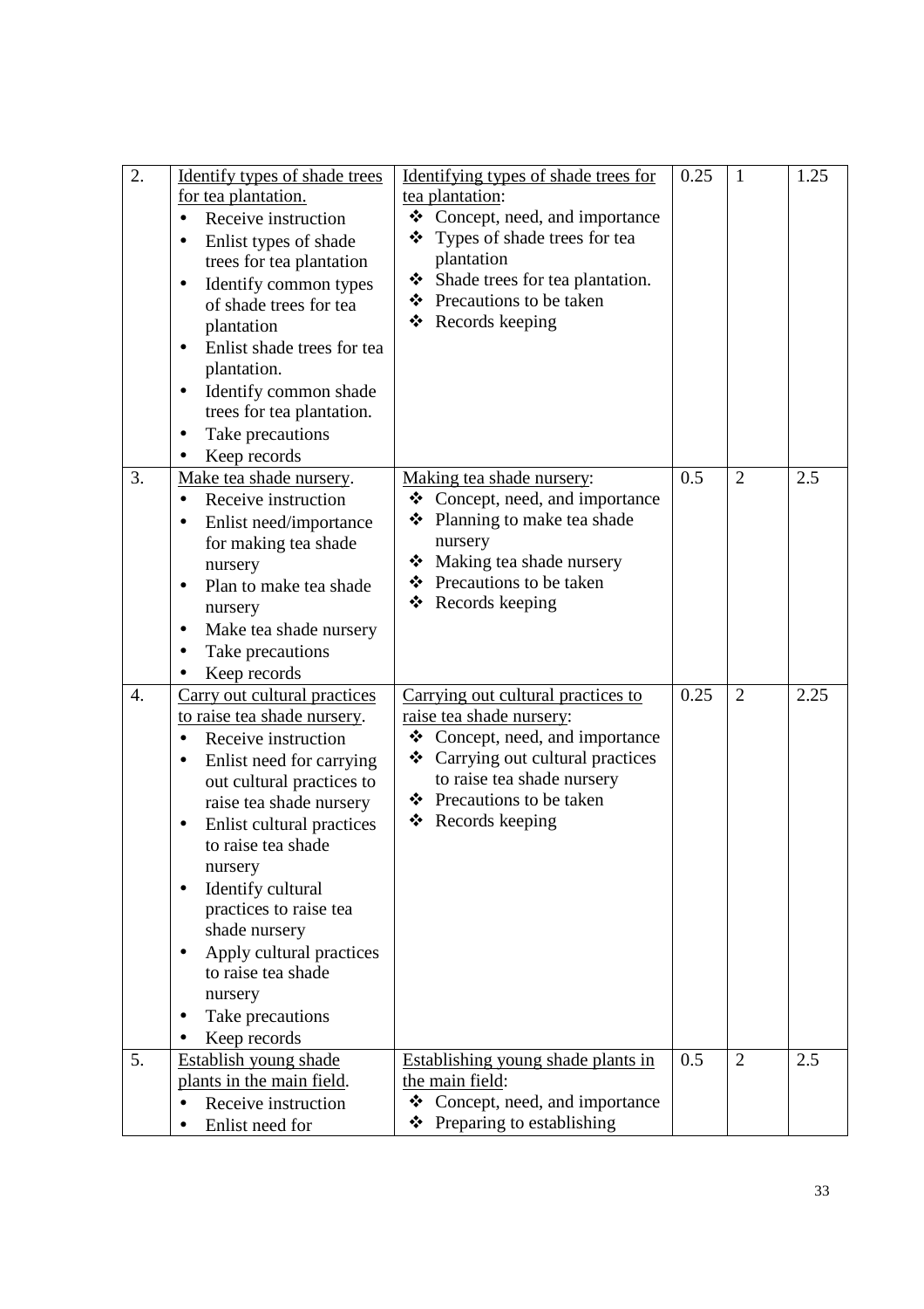| 2. | <u>Identify types of shade trees for tea plantation.</u><br>• Receive instruction<br>• Enlist types of shade trees for tea plantation<br>• Identify common types of shade trees for tea plantation<br>• Enlist shade trees for tea plantation.<br>• Identify common shade trees for tea plantation.<br>• Take precautions<br>• Keep records | <u>Identifying types of shade trees for tea plantation</u>:<br>❖ Concept, need, and importance<br>❖ Types of shade trees for tea plantation<br>❖ Shade trees for tea plantation.<br>❖ Precautions to be taken<br>❖ Records keeping | 0.25 | 1 | 1.25 |
|---|---|---|---|---|---|
| 3. | <u>Make tea shade nursery</u>.<br>• Receive instruction<br>• Enlist need/importance for making tea shade nursery<br>• Plan to make tea shade nursery<br>• Make tea shade nursery<br>• Take precautions<br>• Keep records | <u>Making tea shade nursery</u>:<br>❖ Concept, need, and importance<br>❖ Planning to make tea shade nursery<br>❖ Making tea shade nursery<br>❖ Precautions to be taken<br>❖ Records keeping | 0.5 | 2 | 2.5 |
| 4. | <u>Carry out cultural practices to raise tea shade nursery</u>.<br>• Receive instruction<br>• Enlist need for carrying out cultural practices to raise tea shade nursery<br>• Enlist cultural practices to raise tea shade nursery<br>• Identify cultural practices to raise tea shade nursery<br>• Apply cultural practices to raise tea shade nursery<br>• Take precautions<br>• Keep records | <u>Carrying out cultural practices to raise tea shade nursery</u>:<br>❖ Concept, need, and importance<br>❖ Carrying out cultural practices to raise tea shade nursery<br>❖ Precautions to be taken<br>❖ Records keeping | 0.25 | 2 | 2.25 |
| 5. | <u>Establish young shade plants in the main field</u>.<br>• Receive instruction<br>• Enlist need for | <u>Establishing young shade plants in the main field</u>:<br>❖ Concept, need, and importance<br>❖ Preparing to establishing | 0.5 | 2 | 2.5 |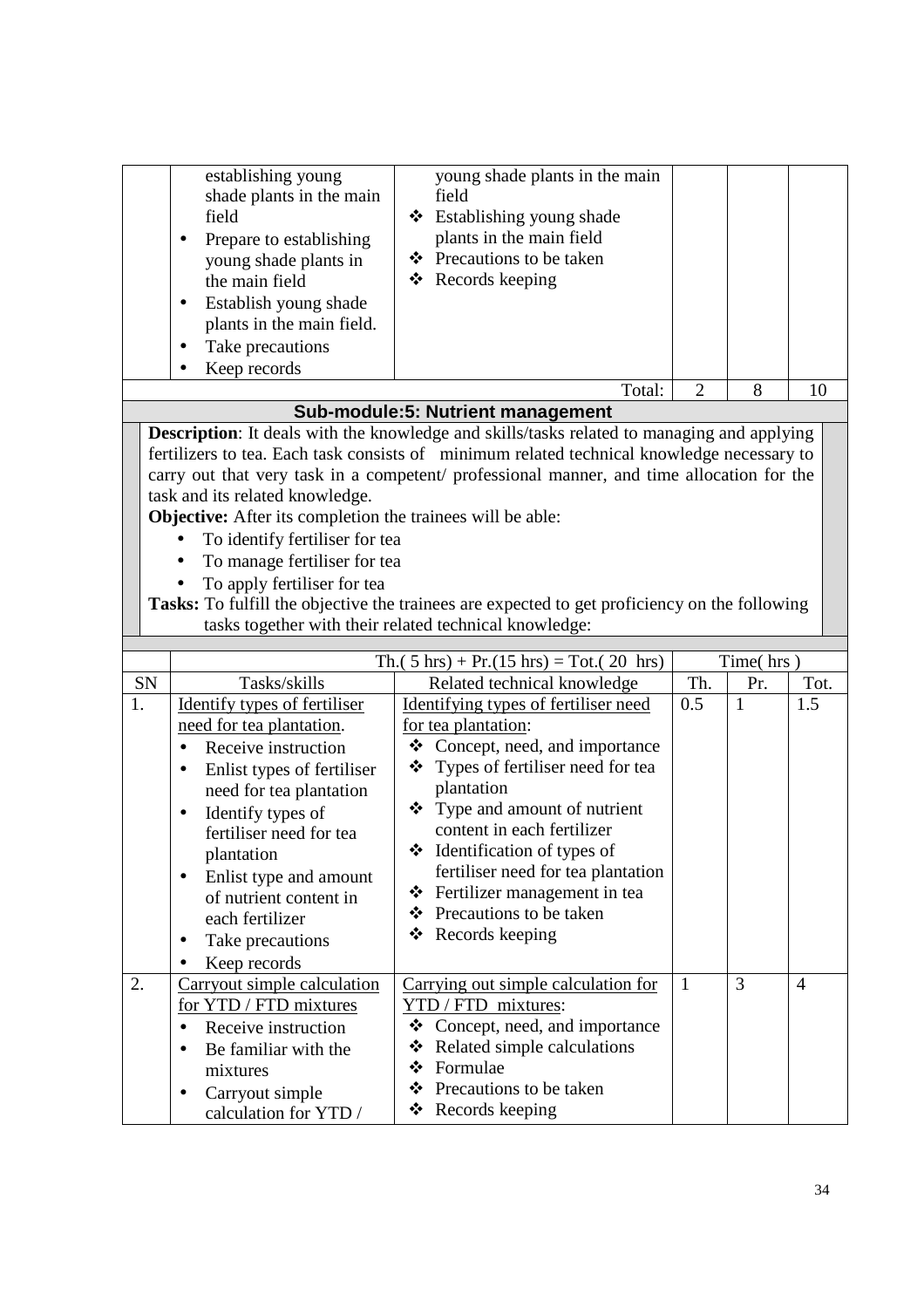| | establishing young shade plants in the main field<br>• Prepare to establishing young shade plants in the main field<br>• Establish young shade plants in the main field.<br>• Take precautions<br>• Keep records | young shade plants in the main field<br>❖ Establishing young shade plants in the main field<br>❖ Precautions to be taken<br>❖ Records keeping | | | |
|---|---|---|---|---|---|
| | | Total: | 2 | 8 | 10 |

**Sub-module:5: Nutrient management**

**Description**: It deals with the knowledge and skills/tasks related to managing and applying fertilizers to tea. Each task consists of minimum related technical knowledge necessary to carry out that very task in a competent/ professional manner, and time allocation for the task and its related knowledge.

**Objective:** After its completion the trainees will be able:

- To identify fertiliser for tea
- To manage fertiliser for tea
- To apply fertiliser for tea

**Tasks:** To fulfill the objective the trainees are expected to get proficiency on the following tasks together with their related technical knowledge:

| | | Th.( 5 hrs) + Pr.(15 hrs) = Tot.( 20 hrs) | Time( hrs ) | | |
|---|---|---|---|---|---|
| SN | Tasks/skills | Related technical knowledge | Th. | Pr. | Tot. |
| 1. | Identify types of fertiliser need for tea plantation.<br>• Receive instruction<br>• Enlist types of fertiliser need for tea plantation<br>• Identify types of fertiliser need for tea plantation<br>• Enlist type and amount of nutrient content in each fertilizer<br>• Take precautions<br>• Keep records | Identifying types of fertiliser need for tea plantation:<br>❖ Concept, need, and importance<br>❖ Types of fertiliser need for tea plantation<br>❖ Type and amount of nutrient content in each fertilizer<br>❖ Identification of types of fertiliser need for tea plantation<br>❖ Fertilizer management in tea<br>❖ Precautions to be taken<br>❖ Records keeping | 0.5 | 1 | 1.5 |
| 2. | Carryout simple calculation for YTD / FTD mixtures<br>• Receive instruction<br>• Be familiar with the mixtures<br>• Carryout simple calculation for YTD / | Carrying out simple calculation for YTD / FTD mixtures:<br>❖ Concept, need, and importance<br>❖ Related simple calculations<br>❖ Formulae<br>❖ Precautions to be taken<br>❖ Records keeping | 1 | 3 | 4 |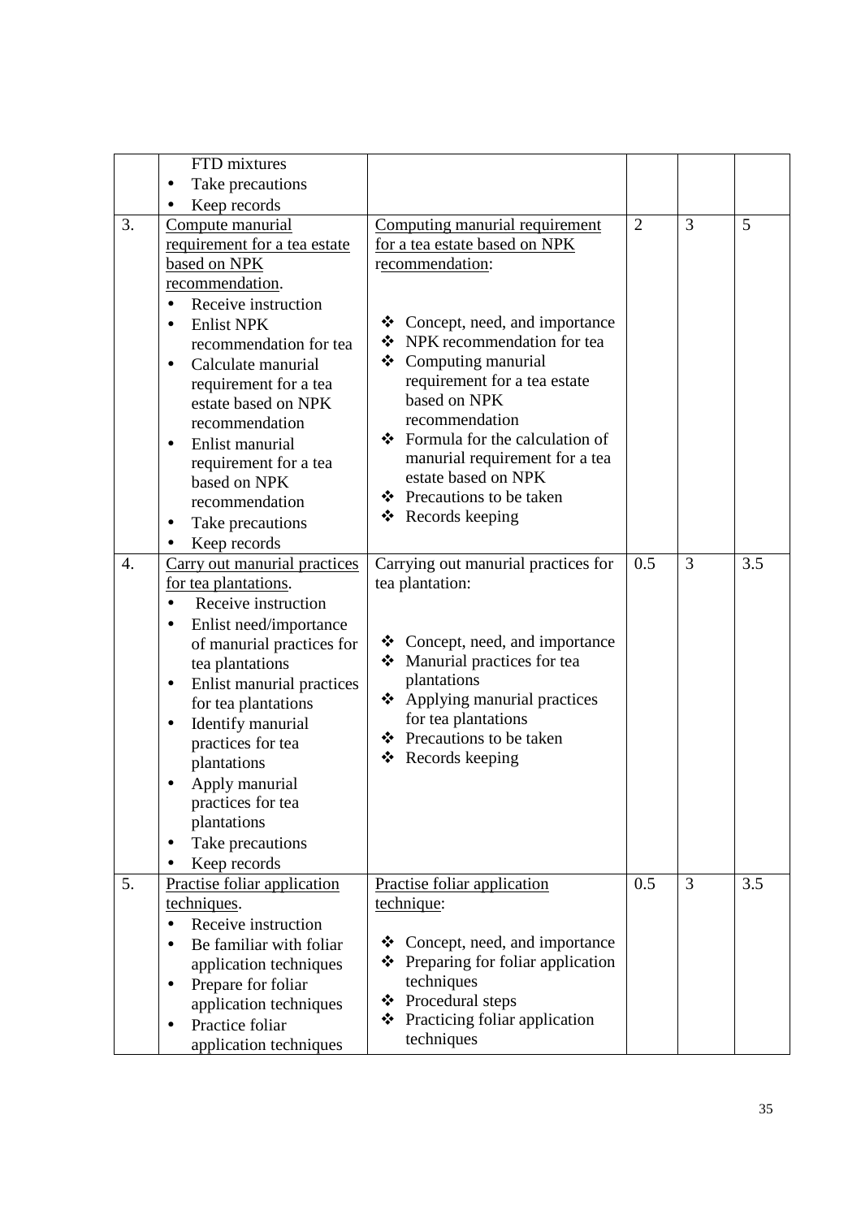| | | | | | |
|---|---|---|---|---|---|
| | FTD mixtures<br>• Take precautions<br>• Keep records | | | | |
| 3. | Compute manurial requirement for a tea estate based on NPK recommendation.<br>• Receive instruction<br>• Enlist NPK recommendation for tea<br>• Calculate manurial requirement for a tea estate based on NPK recommendation<br>• Enlist manurial requirement for a tea based on NPK recommendation<br>• Take precautions<br>• Keep records | Computing manurial requirement for a tea estate based on NPK recommendation:<br>❖ Concept, need, and importance<br>❖ NPK recommendation for tea<br>❖ Computing manurial requirement for a tea estate based on NPK recommendation<br>❖ Formula for the calculation of manurial requirement for a tea estate based on NPK recommendation<br>❖ Precautions to be taken<br>❖ Records keeping | 2 | 3 | 5 |
| 4. | Carry out manurial practices for tea plantations.<br>• Receive instruction<br>• Enlist need/importance of manurial practices for tea plantations<br>• Enlist manurial practices for tea plantations<br>• Identify manurial practices for tea plantations<br>• Apply manurial practices for tea plantations<br>• Take precautions<br>• Keep records | Carrying out manurial practices for tea plantation:<br>❖ Concept, need, and importance<br>❖ Manurial practices for tea plantations<br>❖ Applying manurial practices for tea plantations<br>❖ Precautions to be taken<br>❖ Records keeping | 0.5 | 3 | 3.5 |
| 5. | Practise foliar application techniques.<br>• Receive instruction<br>• Be familiar with foliar application techniques<br>• Prepare for foliar application techniques<br>• Practice foliar application techniques | Practise foliar application technique:<br>❖ Concept, need, and importance<br>❖ Preparing for foliar application techniques<br>❖ Procedural steps<br>❖ Practicing foliar application techniques | 0.5 | 3 | 3.5 |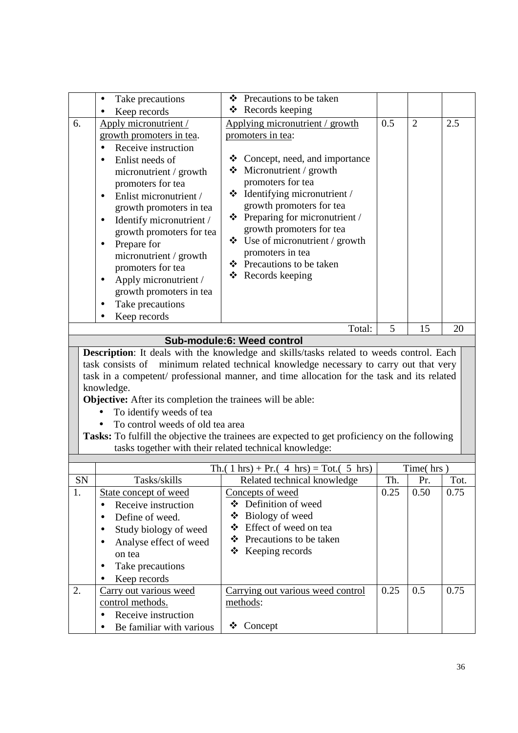| | | | | | |
|---|---|---|---|---|---|
| | • Take precautions<br>• Keep records | ❖ Precautions to be taken<br>❖ Records keeping | | | |
| 6. | Apply micronutrient / growth promoters in tea.<br>• Receive instruction<br>• Enlist needs of micronutrient / growth promoters for tea<br>• Enlist micronutrient / growth promoters in tea<br>• Identify micronutrient / growth promoters for tea<br>• Prepare for micronutrient / growth promoters for tea<br>• Apply micronutrient / growth promoters in tea<br>• Take precautions<br>• Keep records | Applying micronutrient / growth promoters in tea:<br>❖ Concept, need, and importance<br>❖ Micronutrient / growth promoters for tea<br>❖ Identifying micronutrient / growth promoters for tea<br>❖ Preparing for micronutrient / growth promoters for tea<br>❖ Use of micronutrient / growth promoters in tea<br>❖ Precautions to be taken<br>❖ Records keeping | 0.5 | 2 | 2.5 |
| | | Total: | 5 | 15 | 20 |

## Sub-module:6: Weed control

**Description**: It deals with the knowledge and skills/tasks related to weeds control. Each task consists of minimum related technical knowledge necessary to carry out that very task in a competent/ professional manner, and time allocation for the task and its related knowledge.

**Objective:** After its completion the trainees will be able:

- To identify weeds of tea
- To control weeds of old tea area

**Tasks:** To fulfill the objective the trainees are expected to get proficiency on the following tasks together with their related technical knowledge:

| | | Th.( 1 hrs) + Pr.( 4 hrs) = Tot.( 5 hrs) | Time( hrs ) | | |
|---|---|---|---|---|---|
| SN | Tasks/skills | Related technical knowledge | Th. | Pr. | Tot. |
| 1. | State concept of weed<br>• Receive instruction<br>• Define of weed.<br>• Study biology of weed<br>• Analyse effect of weed on tea<br>• Take precautions<br>• Keep records | Concepts of weed<br>❖ Definition of weed<br>❖ Biology of weed<br>❖ Effect of weed on tea<br>❖ Precautions to be taken<br>❖ Keeping records | 0.25 | 0.50 | 0.75 |
| 2. | Carry out various weed control methods.<br>• Receive instruction<br>• Be familiar with various | Carrying out various weed control methods:<br>❖ Concept | 0.25 | 0.5 | 0.75 |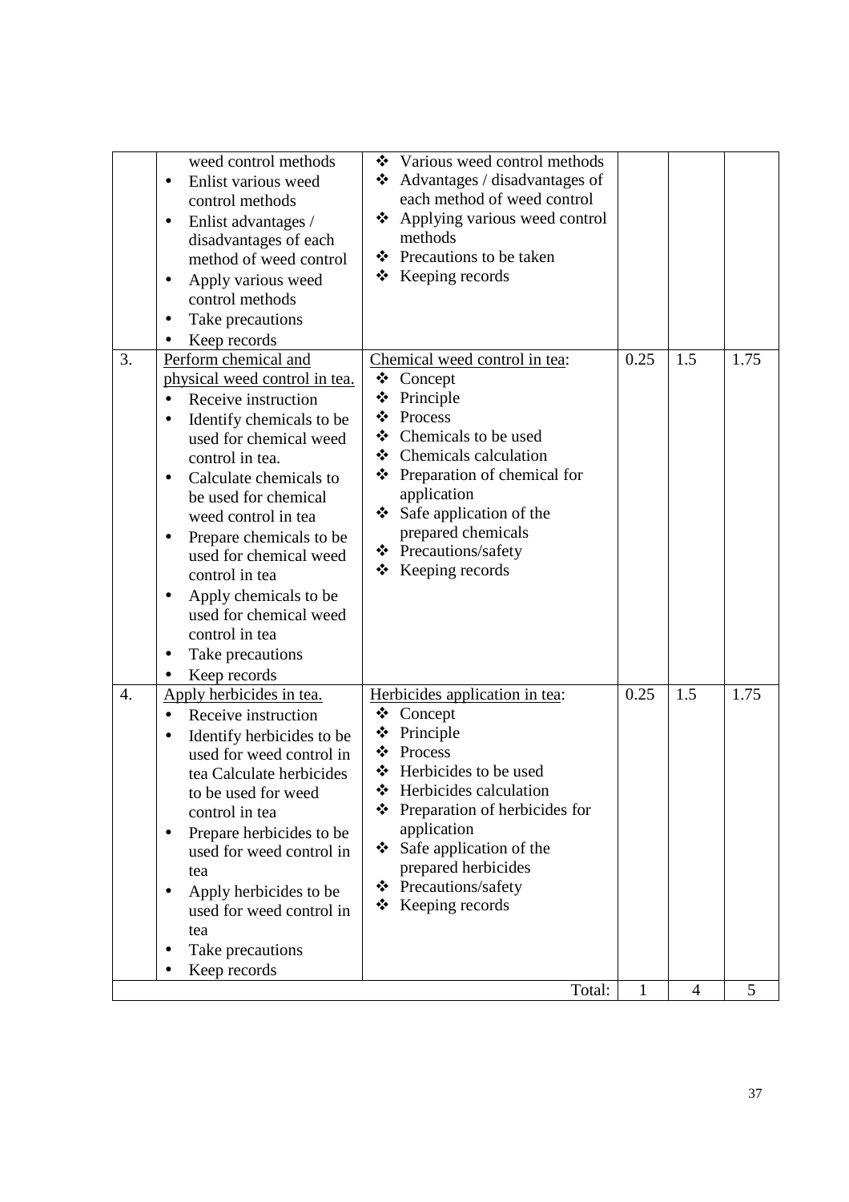| | | | | | |
|---|---|---|---|---|---|
| | weed control methods<br>• Enlist various weed control methods<br>• Enlist advantages / disadvantages of each method of weed control<br>• Apply various weed control methods<br>• Take precautions<br>• Keep records | ❖ Various weed control methods<br>❖ Advantages / disadvantages of each method of weed control<br>❖ Applying various weed control methods<br>❖ Precautions to be taken<br>❖ Keeping records | | | |
| 3. | Perform chemical and physical weed control in tea.<br>• Receive instruction<br>• Identify chemicals to be used for chemical weed control in tea.<br>• Calculate chemicals to be used for chemical weed control in tea<br>• Prepare chemicals to be used for chemical weed control in tea<br>• Apply chemicals to be used for chemical weed control in tea<br>• Take precautions<br>• Keep records | Chemical weed control in tea:<br>❖ Concept<br>❖ Principle<br>❖ Process<br>❖ Chemicals to be used<br>❖ Chemicals calculation<br>❖ Preparation of chemical for application<br>❖ Safe application of the prepared chemicals<br>❖ Precautions/safety<br>❖ Keeping records | 0.25 | 1.5 | 1.75 |
| 4. | Apply herbicides in tea.<br>• Receive instruction<br>• Identify herbicides to be used for weed control in tea Calculate herbicides to be used for weed control in tea<br>• Prepare herbicides to be used for weed control in tea<br>• Apply herbicides to be used for weed control in tea<br>• Take precautions<br>• Keep records | Herbicides application in tea:<br>❖ Concept<br>❖ Principle<br>❖ Process<br>❖ Herbicides to be used<br>❖ Herbicides calculation<br>❖ Preparation of herbicides for application<br>❖ Safe application of the prepared herbicides<br>❖ Precautions/safety<br>❖ Keeping records | 0.25 | 1.5 | 1.75 |
| | | Total: | 1 | 4 | 5 |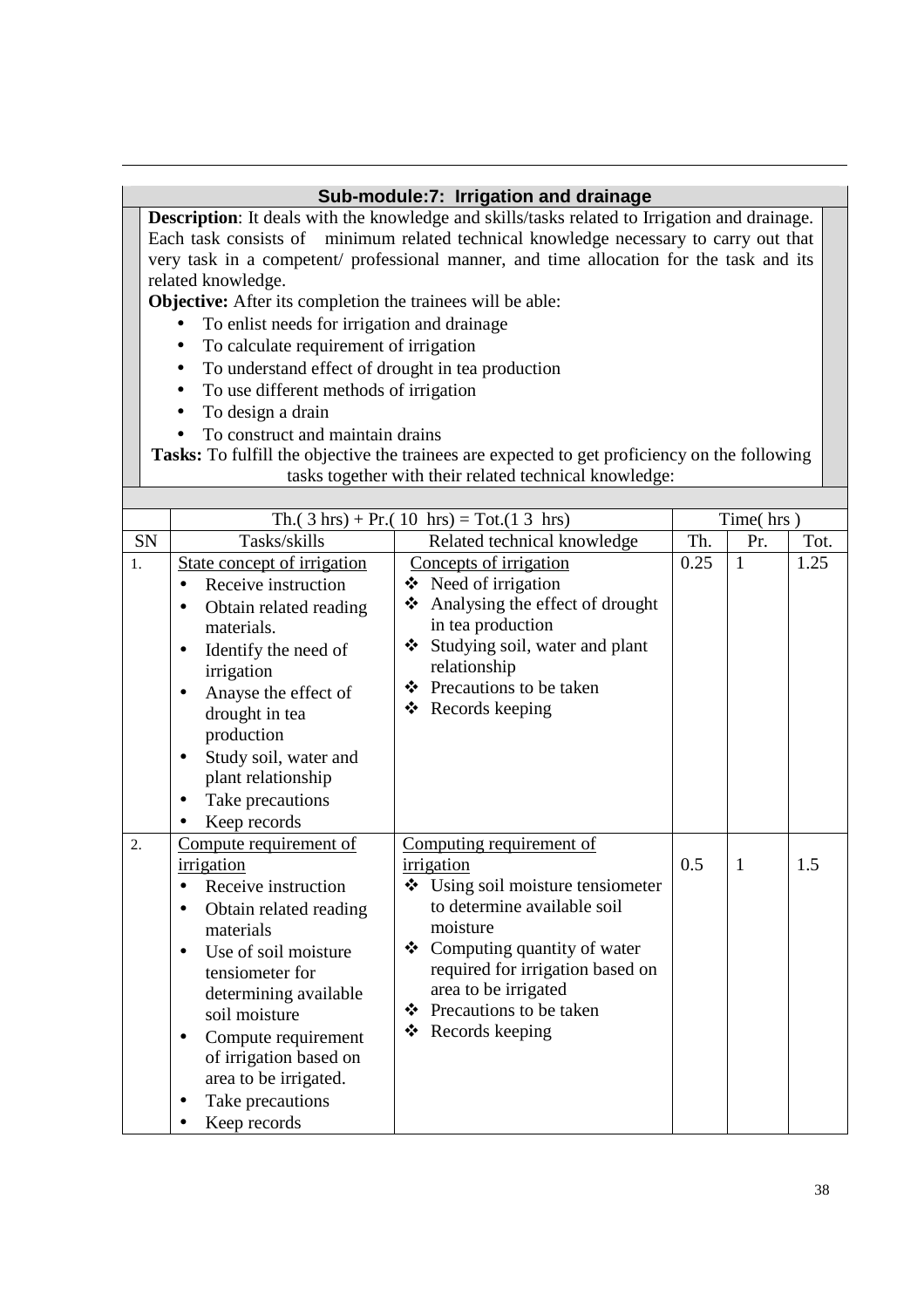## Sub-module:7: Irrigation and drainage

**Description**: It deals with the knowledge and skills/tasks related to Irrigation and drainage. Each task consists of minimum related technical knowledge necessary to carry out that very task in a competent/ professional manner, and time allocation for the task and its related knowledge.

**Objective:** After its completion the trainees will be able:

- To enlist needs for irrigation and drainage
- To calculate requirement of irrigation
- To understand effect of drought in tea production
- To use different methods of irrigation
- To design a drain
- To construct and maintain drains

**Tasks:** To fulfill the objective the trainees are expected to get proficiency on the following tasks together with their related technical knowledge:

| | Th.( 3 hrs) + Pr.( 10 hrs) = Tot.(1 3 hrs) | | Time( hrs ) | | |
|---|---|---|---|---|---|
| SN | Tasks/skills | Related technical knowledge | Th. | Pr. | Tot. |
| 1. | State concept of irrigation<br>• Receive instruction<br>• Obtain related reading materials.<br>• Identify the need of irrigation<br>• Anayse the effect of drought in tea production<br>• Study soil, water and plant relationship<br>• Take precautions<br>• Keep records | Concepts of irrigation<br>❖ Need of irrigation<br>❖ Analysing the effect of drought in tea production<br>❖ Studying soil, water and plant relationship<br>❖ Precautions to be taken<br>❖ Records keeping | 0.25 | 1 | 1.25 |
| 2. | Compute requirement of irrigation<br>• Receive instruction<br>• Obtain related reading materials<br>• Use of soil moisture tensiometer for determining available soil moisture<br>• Compute requirement of irrigation based on area to be irrigated.<br>• Take precautions<br>• Keep records | Computing requirement of irrigation<br>❖ Using soil moisture tensiometer to determine available soil moisture<br>❖ Computing quantity of water required for irrigation based on area to be irrigated<br>❖ Precautions to be taken<br>❖ Records keeping | 0.5 | 1 | 1.5 |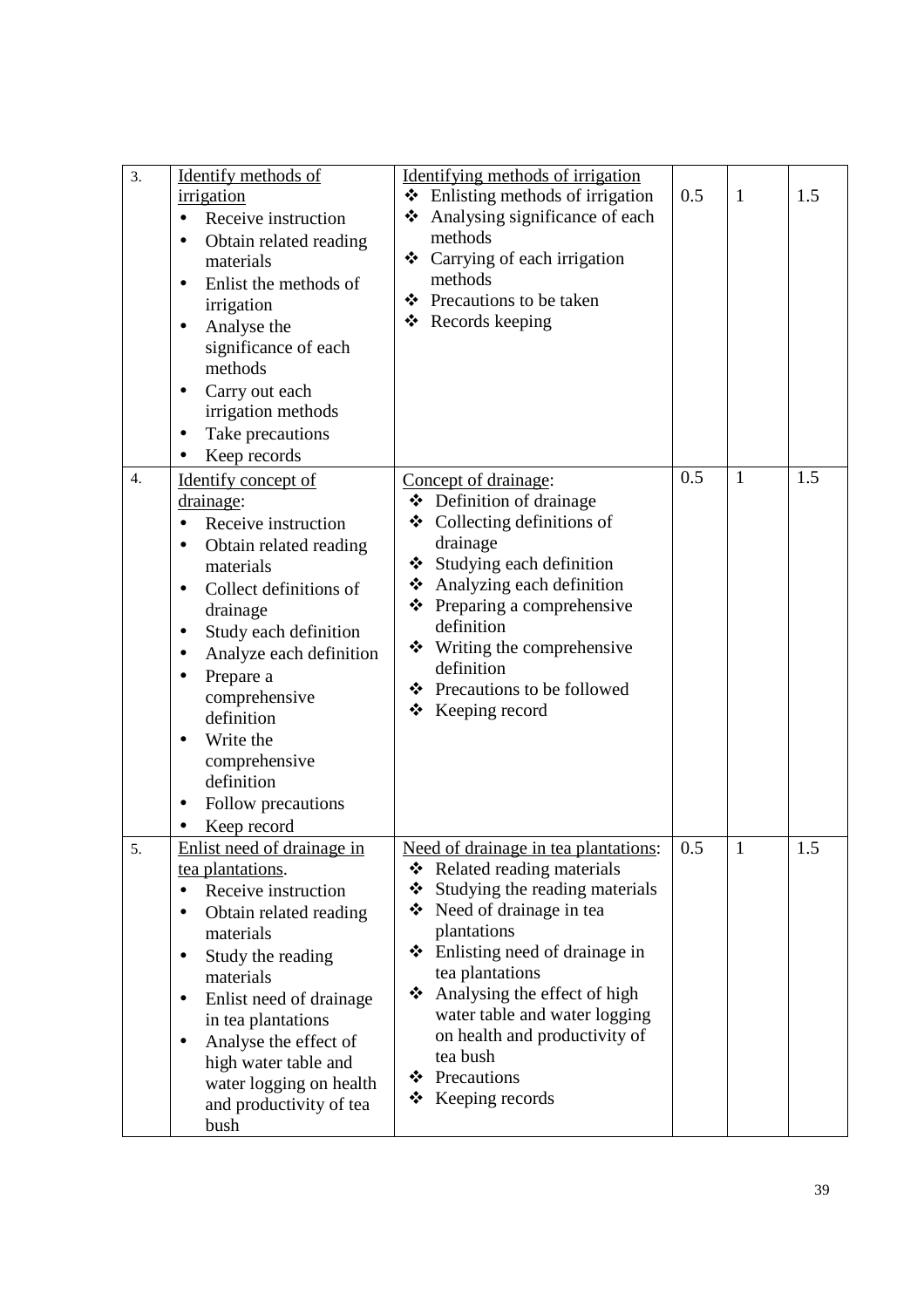| 3. | Identify methods of irrigation<br>• Receive instruction<br>• Obtain related reading materials<br>• Enlist the methods of irrigation<br>• Analyse the significance of each methods<br>• Carry out each irrigation methods<br>• Take precautions<br>• Keep records | Identifying methods of irrigation<br>❖ Enlisting methods of irrigation<br>❖ Analysing significance of each methods<br>❖ Carrying of each irrigation methods<br>❖ Precautions to be taken<br>❖ Records keeping | 0.5 | 1 | 1.5 |
|---|---|---|---|---|---|
| 4. | Identify concept of drainage:<br>• Receive instruction<br>• Obtain related reading materials<br>• Collect definitions of drainage<br>• Study each definition<br>• Analyze each definition<br>• Prepare a comprehensive definition<br>• Write the comprehensive definition<br>• Follow precautions<br>• Keep record | Concept of drainage:<br>❖ Definition of drainage<br>❖ Collecting definitions of drainage<br>❖ Studying each definition<br>❖ Analyzing each definition<br>❖ Preparing a comprehensive definition<br>❖ Writing the comprehensive definition<br>❖ Precautions to be followed<br>❖ Keeping record | 0.5 | 1 | 1.5 |
| 5. | Enlist need of drainage in tea plantations.<br>• Receive instruction<br>• Obtain related reading materials<br>• Study the reading materials<br>• Enlist need of drainage in tea plantations<br>• Analyse the effect of high water table and water logging on health and productivity of tea bush | Need of drainage in tea plantations:<br>❖ Related reading materials<br>❖ Studying the reading materials<br>❖ Need of drainage in tea plantations<br>❖ Enlisting need of drainage in tea plantations<br>❖ Analysing the effect of high water table and water logging on health and productivity of tea bush<br>❖ Precautions<br>❖ Keeping records | 0.5 | 1 | 1.5 |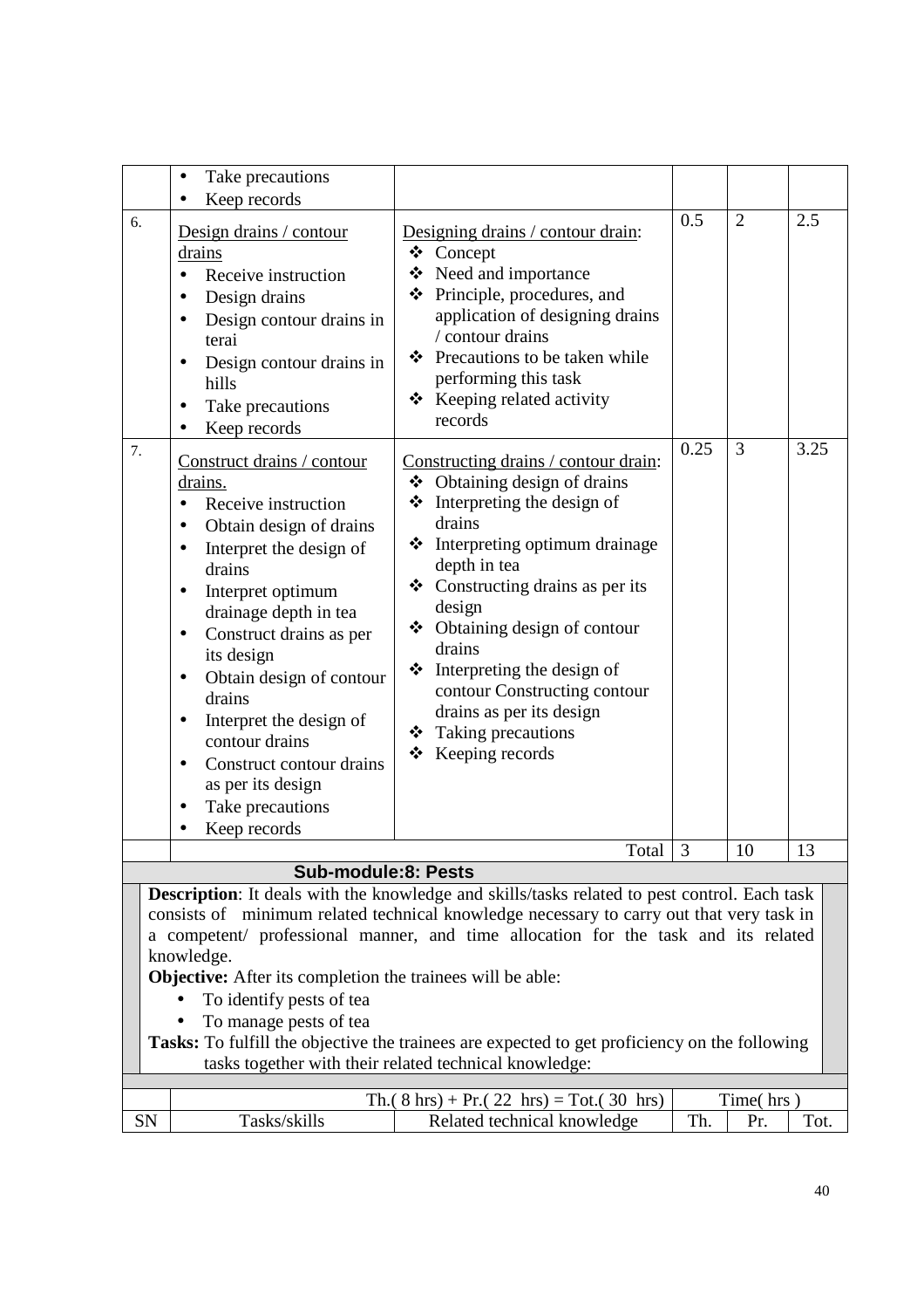| | | | | | |
|---|---|---|---|---|---|
| | • Take precautions<br>• Keep records | | | | |
| 6. | Design drains / contour drains<br>• Receive instruction<br>• Design drains<br>• Design contour drains in terai<br>• Design contour drains in hills<br>• Take precautions<br>• Keep records | Designing drains / contour drain:<br>❖ Concept<br>❖ Need and importance<br>❖ Principle, procedures, and application of designing drains / contour drains<br>❖ Precautions to be taken while performing this task<br>❖ Keeping related activity records | 0.5 | 2 | 2.5 |
| 7. | Construct drains / contour drains.<br>• Receive instruction<br>• Obtain design of drains<br>• Interpret the design of drains<br>• Interpret optimum drainage depth in tea<br>• Construct drains as per its design<br>• Obtain design of contour drains<br>• Interpret the design of contour drains<br>• Construct contour drains as per its design<br>• Take precautions<br>• Keep records | Constructing drains / contour drain:<br>❖ Obtaining design of drains<br>❖ Interpreting the design of drains<br>❖ Interpreting optimum drainage depth in tea<br>❖ Constructing drains as per its design<br>❖ Obtaining design of contour drains<br>❖ Interpreting the design of contour Constructing contour drains as per its design<br>❖ Taking precautions<br>❖ Keeping records | 0.25 | 3 | 3.25 |
| | | Total | 3 | 10 | 13 |

## Sub-module:8: Pests

**Description**: It deals with the knowledge and skills/tasks related to pest control. Each task consists of minimum related technical knowledge necessary to carry out that very task in a competent/ professional manner, and time allocation for the task and its related knowledge.

**Objective:** After its completion the trainees will be able:

- To identify pests of tea
- To manage pests of tea

**Tasks:** To fulfill the objective the trainees are expected to get proficiency on the following tasks together with their related technical knowledge:

| | | Th.( 8 hrs) + Pr.( 22 hrs) = Tot.( 30 hrs) | Time( hrs ) | | |
|---|---|---|---|---|---|
| SN | Tasks/skills | Related technical knowledge | Th. | Pr. | Tot. |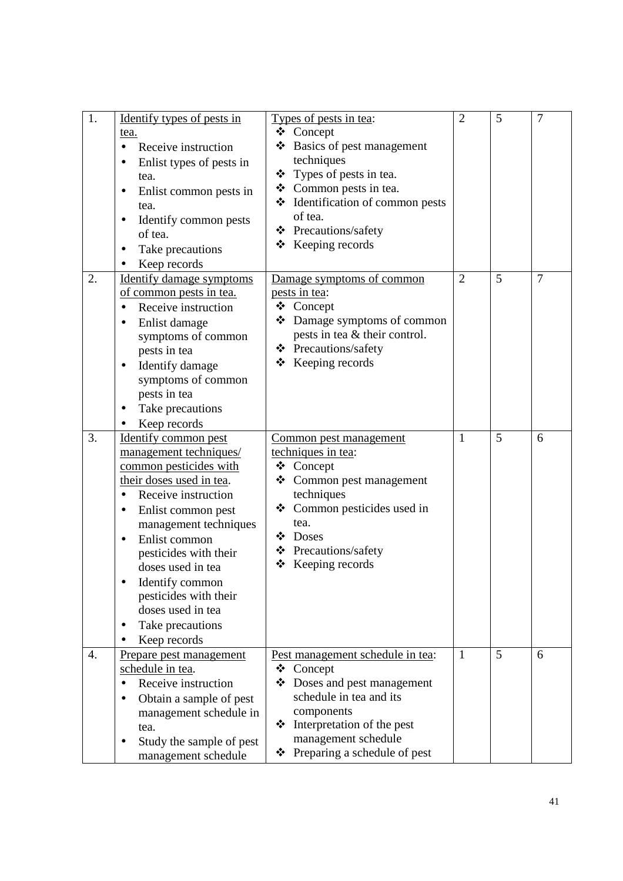| 1. | <u>Identify types of pests in tea.</u><br>• Receive instruction<br>• Enlist types of pests in tea.<br>• Enlist common pests in tea.<br>• Identify common pests of tea.<br>• Take precautions<br>• Keep records | <u>Types of pests in tea</u>:<br>❖ Concept<br>❖ Basics of pest management techniques<br>❖ Types of pests in tea.<br>❖ Common pests in tea.<br>❖ Identification of common pests of tea.<br>❖ Precautions/safety<br>❖ Keeping records | 2 | 5 | 7 |
|---|---|---|---|---|---|
| 2. | <u>Identify damage symptoms of common pests in tea.</u><br>• Receive instruction<br>• Enlist damage symptoms of common pests in tea<br>• Identify damage symptoms of common pests in tea<br>• Take precautions<br>• Keep records | <u>Damage symptoms of common pests in tea</u>:<br>❖ Concept<br>❖ Damage symptoms of common pests in tea & their control.<br>❖ Precautions/safety<br>❖ Keeping records | 2 | 5 | 7 |
| 3. | <u>Identify common pest management techniques/ common pesticides with their doses used in tea</u>.<br>• Receive instruction<br>• Enlist common pest management techniques<br>• Enlist common pesticides with their doses used in tea<br>• Identify common pesticides with their doses used in tea<br>• Take precautions<br>• Keep records | <u>Common pest management techniques in tea</u>:<br>❖ Concept<br>❖ Common pest management techniques<br>❖ Common pesticides used in tea.<br>❖ Doses<br>❖ Precautions/safety<br>❖ Keeping records | 1 | 5 | 6 |
| 4. | <u>Prepare pest management schedule in tea</u>.<br>• Receive instruction<br>• Obtain a sample of pest management schedule in tea.<br>• Study the sample of pest management schedule | <u>Pest management schedule in tea</u>:<br>❖ Concept<br>❖ Doses and pest management schedule in tea and its components<br>❖ Interpretation of the pest management schedule<br>❖ Preparing a schedule of pest | 1 | 5 | 6 |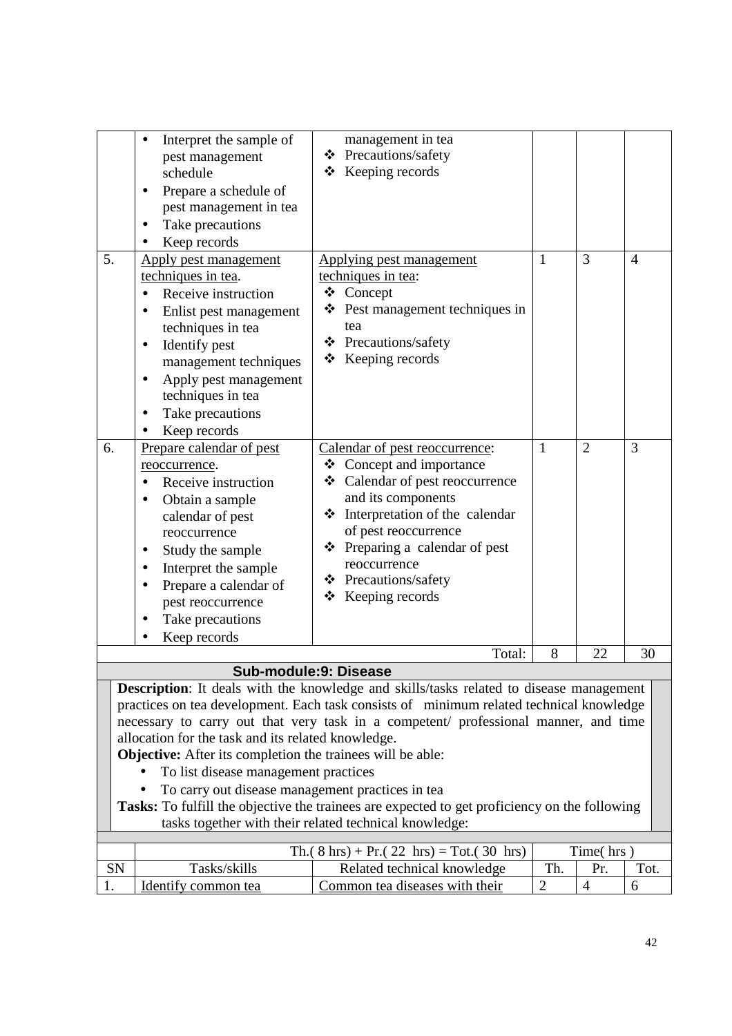| SN | Tasks/skills | Related technical knowledge | Th. | Pr. | Tot. |
|---|---|---|---|---|---|
| | • Interpret the sample of pest management schedule<br>• Prepare a schedule of pest management in tea<br>• Take precautions<br>• Keep records | management in tea<br>❖ Precautions/safety<br>❖ Keeping records | | | |
| 5. | Apply pest management techniques in tea.<br>• Receive instruction<br>• Enlist pest management techniques in tea<br>• Identify pest management techniques<br>• Apply pest management techniques in tea<br>• Take precautions<br>• Keep records | Applying pest management techniques in tea:<br>❖ Concept<br>❖ Pest management techniques in tea<br>❖ Precautions/safety<br>❖ Keeping records | 1 | 3 | 4 |
| 6. | Prepare calendar of pest reoccurrence.<br>• Receive instruction<br>• Obtain a sample calendar of pest reoccurrence<br>• Study the sample<br>• Interpret the sample<br>• Prepare a calendar of pest reoccurrence<br>• Take precautions<br>• Keep records | Calendar of pest reoccurrence:<br>❖ Concept and importance<br>❖ Calendar of pest reoccurrence and its components<br>❖ Interpretation of the calendar of pest reoccurrence<br>❖ Preparing a calendar of pest reoccurrence<br>❖ Precautions/safety<br>❖ Keeping records | 1 | 2 | 3 |
| | | Total: | 8 | 22 | 30 |

## Sub-module:9: Disease

**Description**: It deals with the knowledge and skills/tasks related to disease management practices on tea development. Each task consists of minimum related technical knowledge necessary to carry out that very task in a competent/ professional manner, and time allocation for the task and its related knowledge.

**Objective:** After its completion the trainees will be able:

- To list disease management practices
- To carry out disease management practices in tea

**Tasks:** To fulfill the objective the trainees are expected to get proficiency on the following tasks together with their related technical knowledge:

| | | Th.( 8 hrs) + Pr.( 22 hrs) = Tot.( 30 hrs) | Time( hrs ) | | |
|---|---|---|---|---|---|
| SN | Tasks/skills | Related technical knowledge | Th. | Pr. | Tot. |
| 1. | Identify common tea | Common tea diseases with their | 2 | 4 | 6 |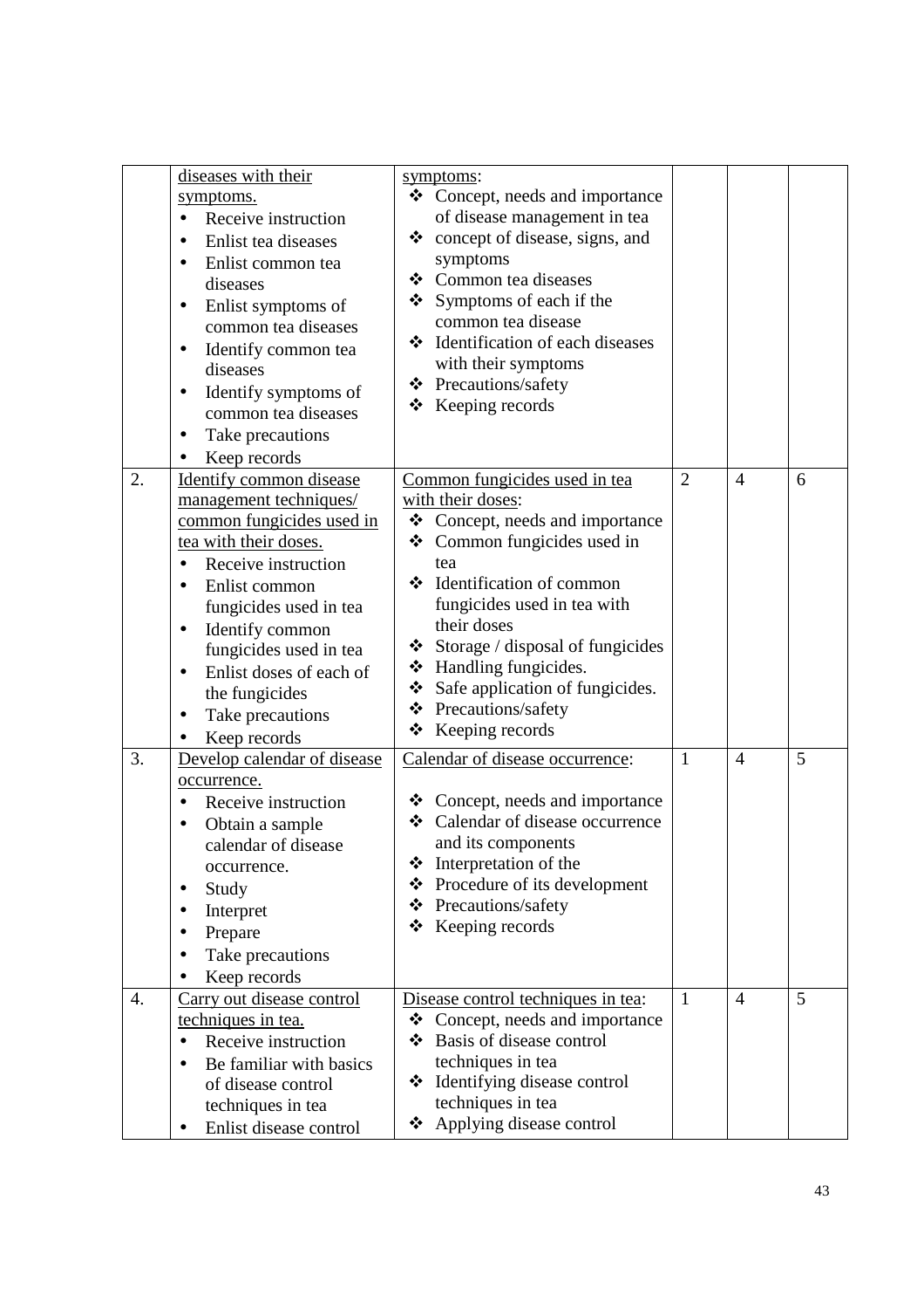| | | | | | |
|---|---|---|---|---|---|
| | diseases with their symptoms.<br>• Receive instruction<br>• Enlist tea diseases<br>• Enlist common tea diseases<br>• Enlist symptoms of common tea diseases<br>• Identify common tea diseases<br>• Identify symptoms of common tea diseases<br>• Take precautions<br>• Keep records | symptoms:<br>❖ Concept, needs and importance of disease management in tea<br>❖ concept of disease, signs, and symptoms<br>❖ Common tea diseases<br>❖ Symptoms of each if the common tea disease<br>❖ Identification of each diseases with their symptoms<br>❖ Precautions/safety<br>❖ Keeping records | | | |
| 2. | Identify common disease management techniques/ common fungicides used in tea with their doses.<br>• Receive instruction<br>• Enlist common fungicides used in tea<br>• Identify common fungicides used in tea<br>• Enlist doses of each of the fungicides<br>• Take precautions<br>• Keep records | Common fungicides used in tea with their doses:<br>❖ Concept, needs and importance<br>❖ Common fungicides used in tea<br>❖ Identification of common fungicides used in tea with their doses<br>❖ Storage / disposal of fungicides<br>❖ Handling fungicides.<br>❖ Safe application of fungicides.<br>❖ Precautions/safety<br>❖ Keeping records | 2 | 4 | 6 |
| 3. | Develop calendar of disease occurrence.<br>• Receive instruction<br>• Obtain a sample calendar of disease occurrence.<br>• Study<br>• Interpret<br>• Prepare<br>• Take precautions<br>• Keep records | Calendar of disease occurrence:<br>❖ Concept, needs and importance<br>❖ Calendar of disease occurrence and its components<br>❖ Interpretation of the<br>❖ Procedure of its development<br>❖ Precautions/safety<br>❖ Keeping records | 1 | 4 | 5 |
| 4. | Carry out disease control techniques in tea.<br>• Receive instruction<br>• Be familiar with basics of disease control techniques in tea<br>• Enlist disease control | Disease control techniques in tea:<br>❖ Concept, needs and importance<br>❖ Basis of disease control techniques in tea<br>❖ Identifying disease control techniques in tea<br>❖ Applying disease control | 1 | 4 | 5 |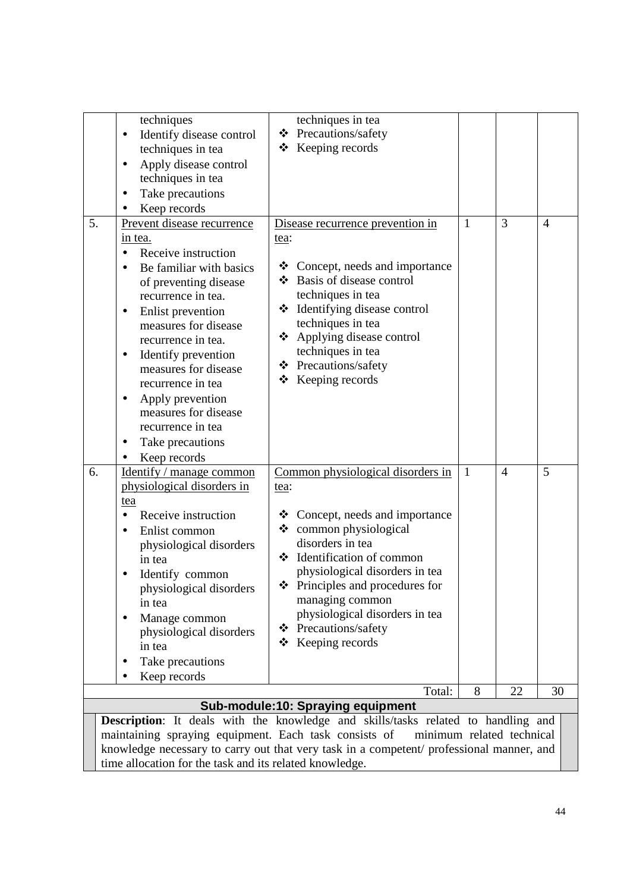| | | | | | |
|---|---|---|---|---|---|
| | techniques<br>• Identify disease control techniques in tea<br>• Apply disease control techniques in tea<br>• Take precautions<br>• Keep records | techniques in tea<br>❖ Precautions/safety<br>❖ Keeping records | | | |
| 5. | <u>Prevent disease recurrence in tea.</u><br>• Receive instruction<br>• Be familiar with basics of preventing disease recurrence in tea.<br>• Enlist prevention measures for disease recurrence in tea.<br>• Identify prevention measures for disease recurrence in tea<br>• Apply prevention measures for disease recurrence in tea<br>• Take precautions<br>• Keep records | <u>Disease recurrence prevention in tea</u>:<br><br>❖ Concept, needs and importance<br>❖ Basis of disease control techniques in tea<br>❖ Identifying disease control techniques in tea<br>❖ Applying disease control techniques in tea<br>❖ Precautions/safety<br>❖ Keeping records | 1 | 3 | 4 |
| 6. | <u>Identify / manage common physiological disorders in tea</u><br>• Receive instruction<br>• Enlist common physiological disorders in tea<br>• Identify common physiological disorders in tea<br>• Manage common physiological disorders in tea<br>• Take precautions<br>• Keep records | <u>Common physiological disorders in tea</u>:<br><br>❖ Concept, needs and importance<br>❖ common physiological disorders in tea<br>❖ Identification of common physiological disorders in tea<br>❖ Principles and procedures for managing common physiological disorders in tea<br>❖ Precautions/safety<br>❖ Keeping records | 1 | 4 | 5 |
| | | Total: | 8 | 22 | 30 |

**Sub-module:10: Spraying equipment**

**Description**: It deals with the knowledge and skills/tasks related to handling and maintaining spraying equipment. Each task consists of minimum related technical knowledge necessary to carry out that very task in a competent/ professional manner, and time allocation for the task and its related knowledge.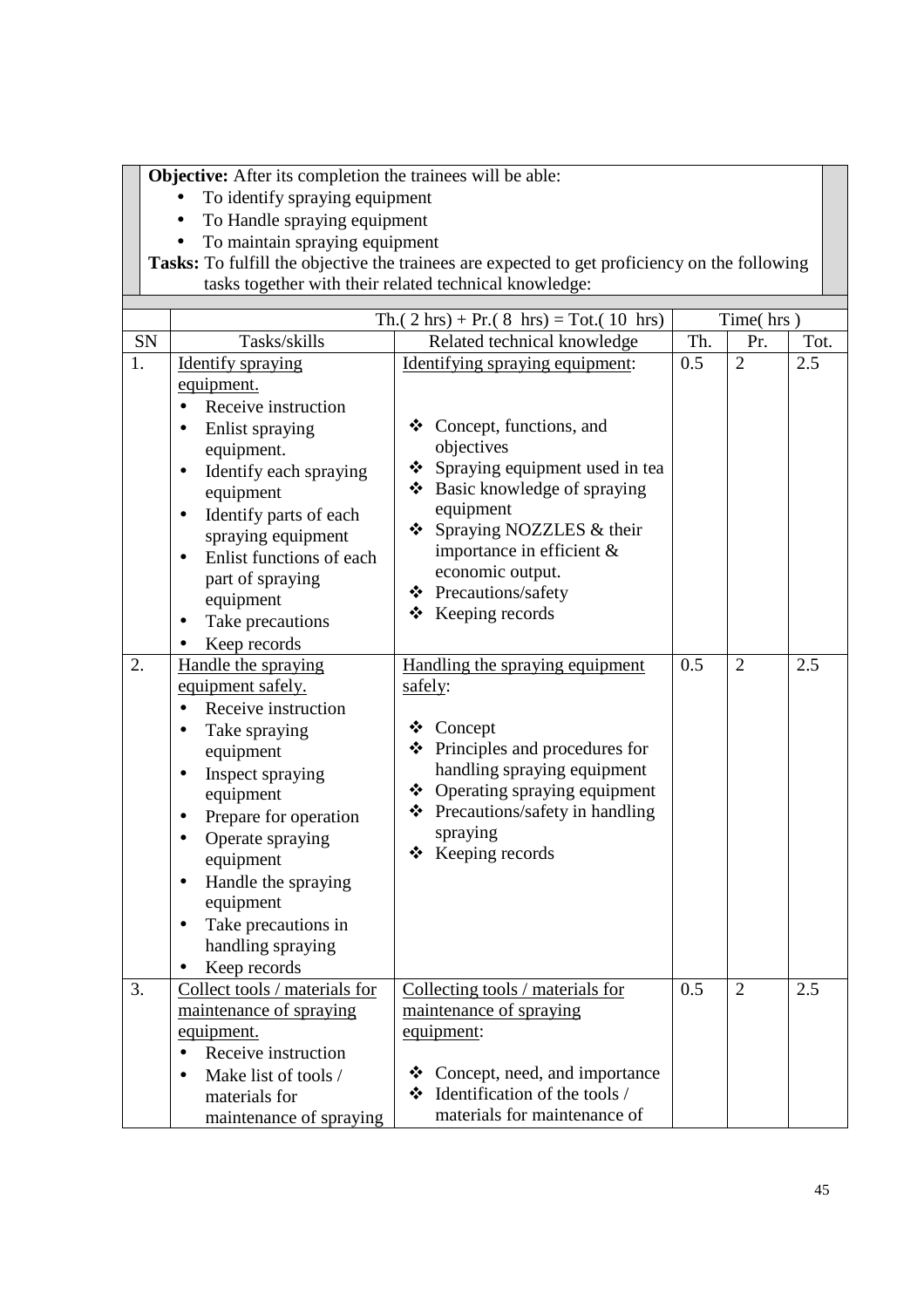**Objective:** After its completion the trainees will be able:

- To identify spraying equipment
- To Handle spraying equipment
- To maintain spraying equipment

**Tasks:** To fulfill the objective the trainees are expected to get proficiency on the following tasks together with their related technical knowledge:

| | Th.( 2 hrs) + Pr.( 8 hrs) = Tot.( 10 hrs) | | Time( hrs ) | | |
|---|---|---|---|---|---|
| SN | Tasks/skills | Related technical knowledge | Th. | Pr. | Tot. |
| 1. | Identify spraying equipment.<br>• Receive instruction<br>• Enlist spraying equipment.<br>• Identify each spraying equipment<br>• Identify parts of each spraying equipment<br>• Enlist functions of each part of spraying equipment<br>• Take precautions<br>• Keep records | Identifying spraying equipment:<br>❖ Concept, functions, and objectives<br>❖ Spraying equipment used in tea<br>❖ Basic knowledge of spraying equipment<br>❖ Spraying NOZZLES & their importance in efficient & economic output.<br>❖ Precautions/safety<br>❖ Keeping records | 0.5 | 2 | 2.5 |
| 2. | Handle the spraying equipment safely.<br>• Receive instruction<br>• Take spraying equipment<br>• Inspect spraying equipment<br>• Prepare for operation<br>• Operate spraying equipment<br>• Handle the spraying equipment<br>• Take precautions in handling spraying<br>• Keep records | Handling the spraying equipment safely:<br>❖ Concept<br>❖ Principles and procedures for handling spraying equipment<br>❖ Operating spraying equipment<br>❖ Precautions/safety in handling spraying<br>❖ Keeping records | 0.5 | 2 | 2.5 |
| 3. | Collect tools / materials for maintenance of spraying equipment.<br>• Receive instruction<br>• Make list of tools / materials for maintenance of spraying | Collecting tools / materials for maintenance of spraying equipment:<br>❖ Concept, need, and importance<br>❖ Identification of the tools / materials for maintenance of | 0.5 | 2 | 2.5 |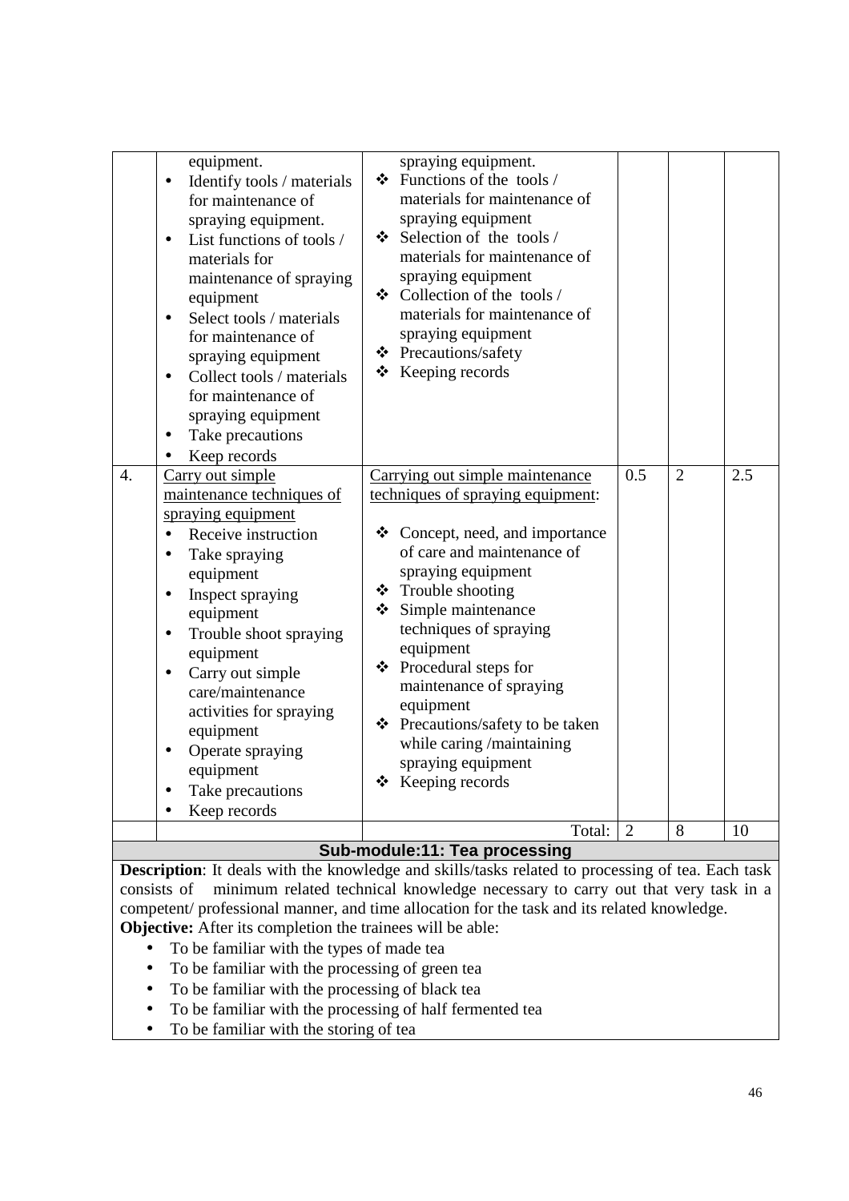| | | | | | |
|---|---|---|---|---|---|
| | equipment.<br>• Identify tools / materials for maintenance of spraying equipment.<br>• List functions of tools / materials for maintenance of spraying equipment<br>• Select tools / materials for maintenance of spraying equipment<br>• Collect tools / materials for maintenance of spraying equipment<br>• Take precautions<br>• Keep records | spraying equipment.<br>❖ Functions of the tools / materials for maintenance of spraying equipment<br>❖ Selection of the tools / materials for maintenance of spraying equipment<br>❖ Collection of the tools / materials for maintenance of spraying equipment<br>❖ Precautions/safety<br>❖ Keeping records | | | |
| 4. | Carry out simple maintenance techniques of spraying equipment<br>• Receive instruction<br>• Take spraying equipment<br>• Inspect spraying equipment<br>• Trouble shoot spraying equipment<br>• Carry out simple care/maintenance activities for spraying equipment<br>• Operate spraying equipment<br>• Take precautions<br>• Keep records | Carrying out simple maintenance techniques of spraying equipment:<br><br>❖ Concept, need, and importance of care and maintenance of spraying equipment<br>❖ Trouble shooting<br>❖ Simple maintenance techniques of spraying equipment<br>❖ Procedural steps for maintenance of spraying equipment<br>❖ Precautions/safety to be taken while caring /maintaining spraying equipment<br>❖ Keeping records | 0.5 | 2 | 2.5 |
| | | Total: | 2 | 8 | 10 |

## Sub-module:11: Tea processing

**Description**: It deals with the knowledge and skills/tasks related to processing of tea. Each task consists of minimum related technical knowledge necessary to carry out that very task in a competent/ professional manner, and time allocation for the task and its related knowledge.

**Objective:** After its completion the trainees will be able:

- To be familiar with the types of made tea
- To be familiar with the processing of green tea
- To be familiar with the processing of black tea
- To be familiar with the processing of half fermented tea
- To be familiar with the storing of tea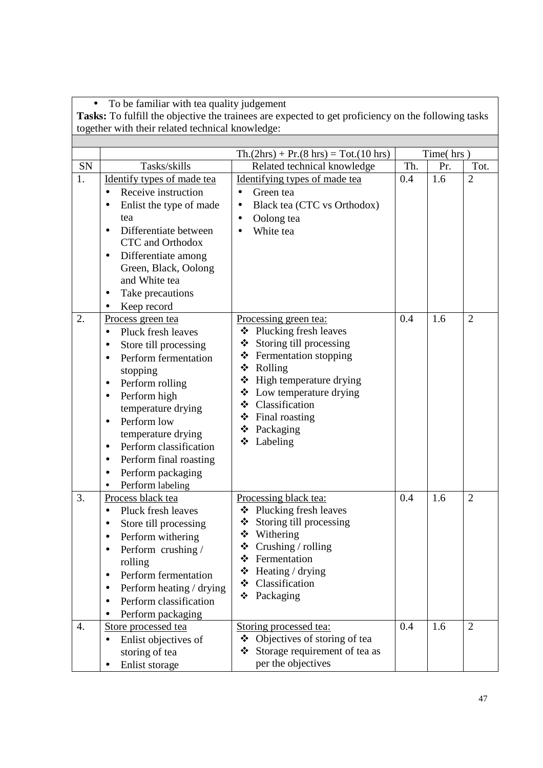- To be familiar with tea quality judgement

**Tasks:** To fulfill the objective the trainees are expected to get proficiency on the following tasks together with their related technical knowledge:

| | | Th.(2hrs) + Pr.(8 hrs) = Tot.(10 hrs) | Time( hrs ) | | |
|---|---|---|---|---|---|
| SN | Tasks/skills | Related technical knowledge | Th. | Pr. | Tot. |
| 1. | Identify types of made tea<br>• Receive instruction<br>• Enlist the type of made tea<br>• Differentiate between CTC and Orthodox<br>• Differentiate among Green, Black, Oolong and White tea<br>• Take precautions<br>• Keep record | Identifying types of made tea<br>• Green tea<br>• Black tea (CTC vs Orthodox)<br>• Oolong tea<br>• White tea | 0.4 | 1.6 | 2 |
| 2. | Process green tea<br>• Pluck fresh leaves<br>• Store till processing<br>• Perform fermentation stopping<br>• Perform rolling<br>• Perform high temperature drying<br>• Perform low temperature drying<br>• Perform classification<br>• Perform final roasting<br>• Perform packaging<br>• Perform labeling | Processing green tea:<br>❖ Plucking fresh leaves<br>❖ Storing till processing<br>❖ Fermentation stopping<br>❖ Rolling<br>❖ High temperature drying<br>❖ Low temperature drying<br>❖ Classification<br>❖ Final roasting<br>❖ Packaging<br>❖ Labeling | 0.4 | 1.6 | 2 |
| 3. | Process black tea<br>• Pluck fresh leaves<br>• Store till processing<br>• Perform withering<br>• Perform crushing / rolling<br>• Perform fermentation<br>• Perform heating / drying<br>• Perform classification<br>• Perform packaging | Processing black tea:<br>❖ Plucking fresh leaves<br>❖ Storing till processing<br>❖ Withering<br>❖ Crushing / rolling<br>❖ Fermentation<br>❖ Heating / drying<br>❖ Classification<br>❖ Packaging | 0.4 | 1.6 | 2 |
| 4. | Store processed tea<br>• Enlist objectives of storing of tea<br>• Enlist storage | Storing processed tea:<br>❖ Objectives of storing of tea<br>❖ Storage requirement of tea as per the objectives | 0.4 | 1.6 | 2 |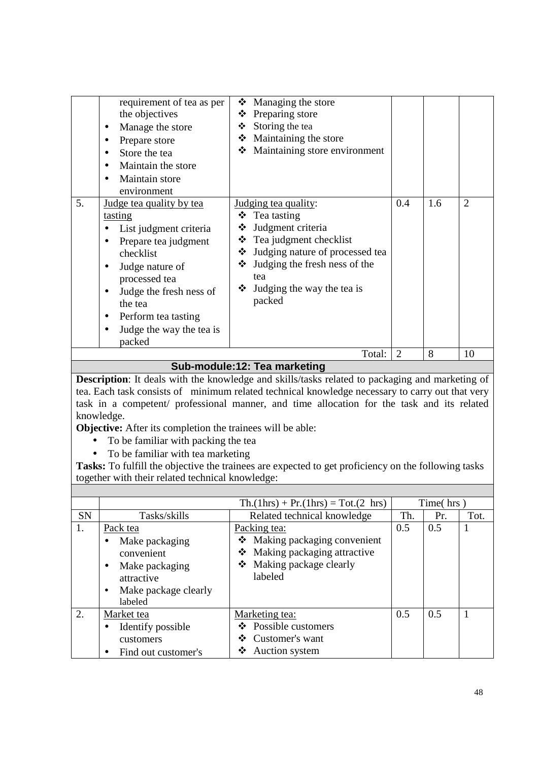| | | | | | |
|---|---|---|---|---|---|
| | requirement of tea as per the objectives<br>• Manage the store<br>• Prepare store<br>• Store the tea<br>• Maintain the store<br>• Maintain store environment | ❖ Managing the store<br>❖ Preparing store<br>❖ Storing the tea<br>❖ Maintaining the store<br>❖ Maintaining store environment | | | |
| 5. | Judge tea quality by tea tasting<br>• List judgment criteria<br>• Prepare tea judgment checklist<br>• Judge nature of processed tea<br>• Judge the fresh ness of the tea<br>• Perform tea tasting<br>• Judge the way the tea is packed | Judging tea quality:<br>❖ Tea tasting<br>❖ Judgment criteria<br>❖ Tea judgment checklist<br>❖ Judging nature of processed tea<br>❖ Judging the fresh ness of the tea<br>❖ Judging the way the tea is packed | 0.4 | 1.6 | 2 |
| | | Total: | 2 | 8 | 10 |

## Sub-module:12: Tea marketing

**Description**: It deals with the knowledge and skills/tasks related to packaging and marketing of tea. Each task consists of minimum related technical knowledge necessary to carry out that very task in a competent/ professional manner, and time allocation for the task and its related knowledge.

**Objective:** After its completion the trainees will be able:

- To be familiar with packing the tea
- To be familiar with tea marketing

**Tasks:** To fulfill the objective the trainees are expected to get proficiency on the following tasks together with their related technical knowledge:

| | | Th.(1hrs) + Pr.(1hrs) = Tot.(2 hrs) | Time( hrs ) | | |
|---|---|---|---|---|---|
| SN | Tasks/skills | Related technical knowledge | Th. | Pr. | Tot. |
| 1. | Pack tea<br>• Make packaging convenient<br>• Make packaging attractive<br>• Make package clearly labeled | Packing tea:<br>❖ Making packaging convenient<br>❖ Making packaging attractive<br>❖ Making package clearly labeled | 0.5 | 0.5 | 1 |
| 2. | Market tea<br>• Identify possible customers<br>• Find out customer's | Marketing tea:<br>❖ Possible customers<br>❖ Customer's want<br>❖ Auction system | 0.5 | 0.5 | 1 |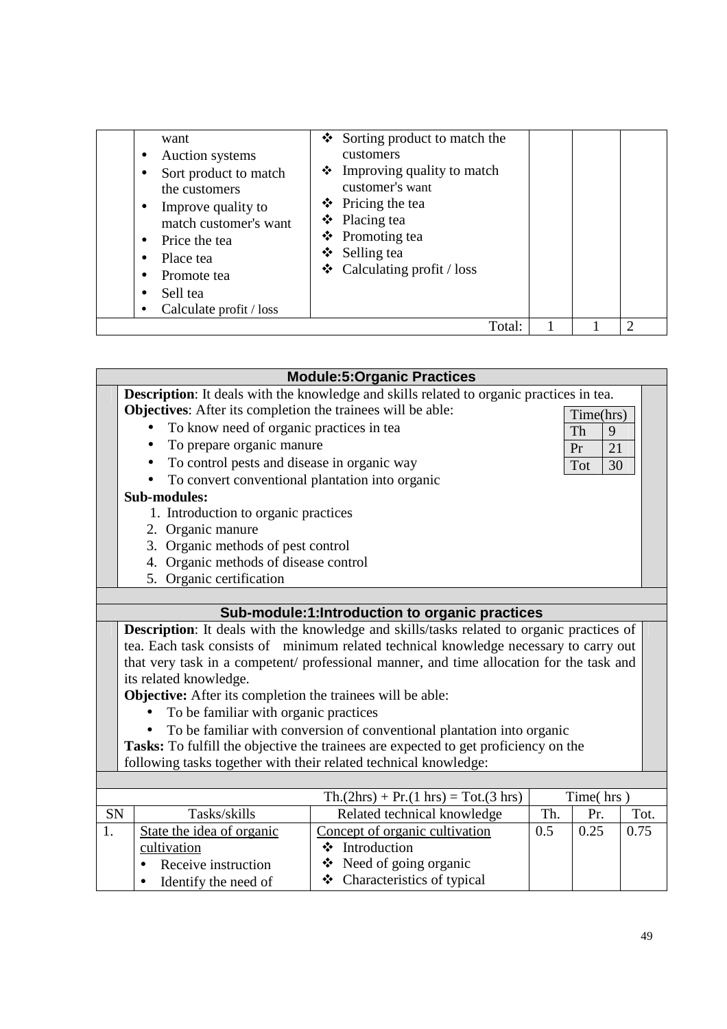| SN | Tasks/skills | Related technical knowledge | Th. | Pr. | Tot. |
|---|---|---|---|---|---|
| | want<br>• Auction systems<br>• Sort product to match the customers<br>• Improve quality to match customer's want<br>• Price the tea<br>• Place tea<br>• Promote tea<br>• Sell tea<br>• Calculate profit / loss | ❖ Sorting product to match the customers<br>❖ Improving quality to match customer's want<br>❖ Pricing the tea<br>❖ Placing tea<br>❖ Promoting tea<br>❖ Selling tea<br>❖ Calculating profit / loss | | | |
| | | Total: | 1 | 1 | 2 |

## Module:5:Organic Practices

**Description**: It deals with the knowledge and skills related to organic practices in tea.

**Objectives**: After its completion the trainees will be able:

- To know need of organic practices in tea
- To prepare organic manure
- To control pests and disease in organic way
- To convert conventional plantation into organic

| Time(hrs) | |
|---|---|
| Th | 9 |
| Pr | 21 |
| Tot | 30 |

**Sub-modules:**

1. Introduction to organic practices
2. Organic manure
3. Organic methods of pest control
4. Organic methods of disease control
5. Organic certification

## Sub-module:1:Introduction to organic practices

**Description**: It deals with the knowledge and skills/tasks related to organic practices of tea. Each task consists of minimum related technical knowledge necessary to carry out that very task in a competent/ professional manner, and time allocation for the task and its related knowledge.

**Objective:** After its completion the trainees will be able:

- To be familiar with organic practices
- To be familiar with conversion of conventional plantation into organic

**Tasks:** To fulfill the objective the trainees are expected to get proficiency on the following tasks together with their related technical knowledge:

| | | Th.(2hrs) + Pr.(1 hrs) = Tot.(3 hrs) | Time( hrs ) | | |
|---|---|---|---|---|---|
| SN | Tasks/skills | Related technical knowledge | Th. | Pr. | Tot. |
| 1. | State the idea of organic cultivation<br>• Receive instruction<br>• Identify the need of | Concept of organic cultivation<br>❖ Introduction<br>❖ Need of going organic<br>❖ Characteristics of typical | 0.5 | 0.25 | 0.75 |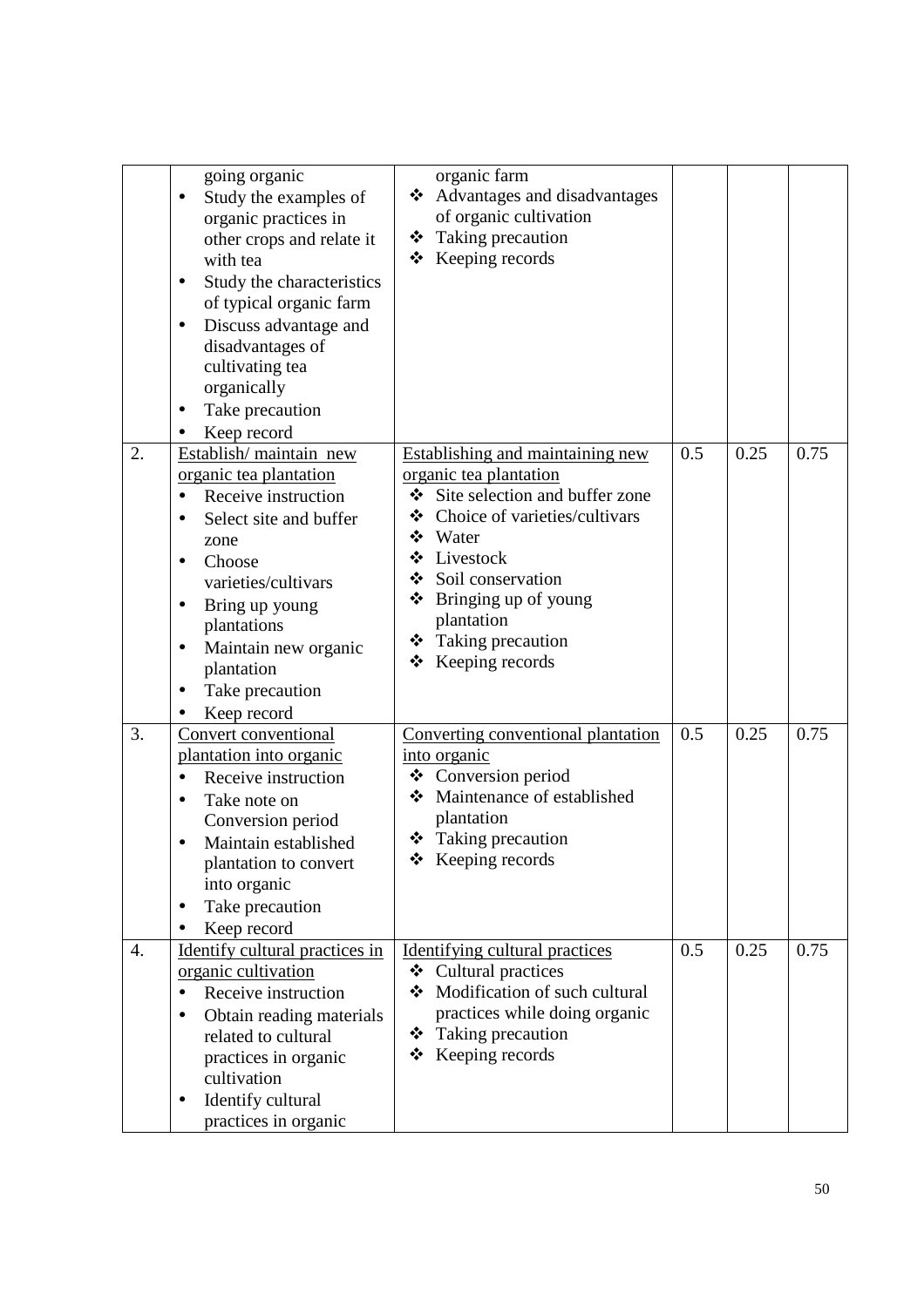| | | | | | |
|---|---|---|---|---|---|
| | going organic<br>• Study the examples of organic practices in other crops and relate it with tea<br>• Study the characteristics of typical organic farm<br>• Discuss advantage and disadvantages of cultivating tea organically<br>• Take precaution<br>• Keep record | organic farm<br>❖ Advantages and disadvantages of organic cultivation<br>❖ Taking precaution<br>❖ Keeping records | | | |
| 2. | <u>Establish/ maintain new organic tea plantation</u><br>• Receive instruction<br>• Select site and buffer zone<br>• Choose varieties/cultivars<br>• Bring up young plantations<br>• Maintain new organic plantation<br>• Take precaution<br>• Keep record | <u>Establishing and maintaining new organic tea plantation</u><br>❖ Site selection and buffer zone<br>❖ Choice of varieties/cultivars<br>❖ Water<br>❖ Livestock<br>❖ Soil conservation<br>❖ Bringing up of young plantation<br>❖ Taking precaution<br>❖ Keeping records | 0.5 | 0.25 | 0.75 |
| 3. | <u>Convert conventional plantation into organic</u><br>• Receive instruction<br>• Take note on Conversion period<br>• Maintain established plantation to convert into organic<br>• Take precaution<br>• Keep record | <u>Converting conventional plantation into organic</u><br>❖ Conversion period<br>❖ Maintenance of established plantation<br>❖ Taking precaution<br>❖ Keeping records | 0.5 | 0.25 | 0.75 |
| 4. | <u>Identify cultural practices in organic cultivation</u><br>• Receive instruction<br>• Obtain reading materials related to cultural practices in organic cultivation<br>• Identify cultural practices in organic | <u>Identifying cultural practices</u><br>❖ Cultural practices<br>❖ Modification of such cultural practices while doing organic<br>❖ Taking precaution<br>❖ Keeping records | 0.5 | 0.25 | 0.75 |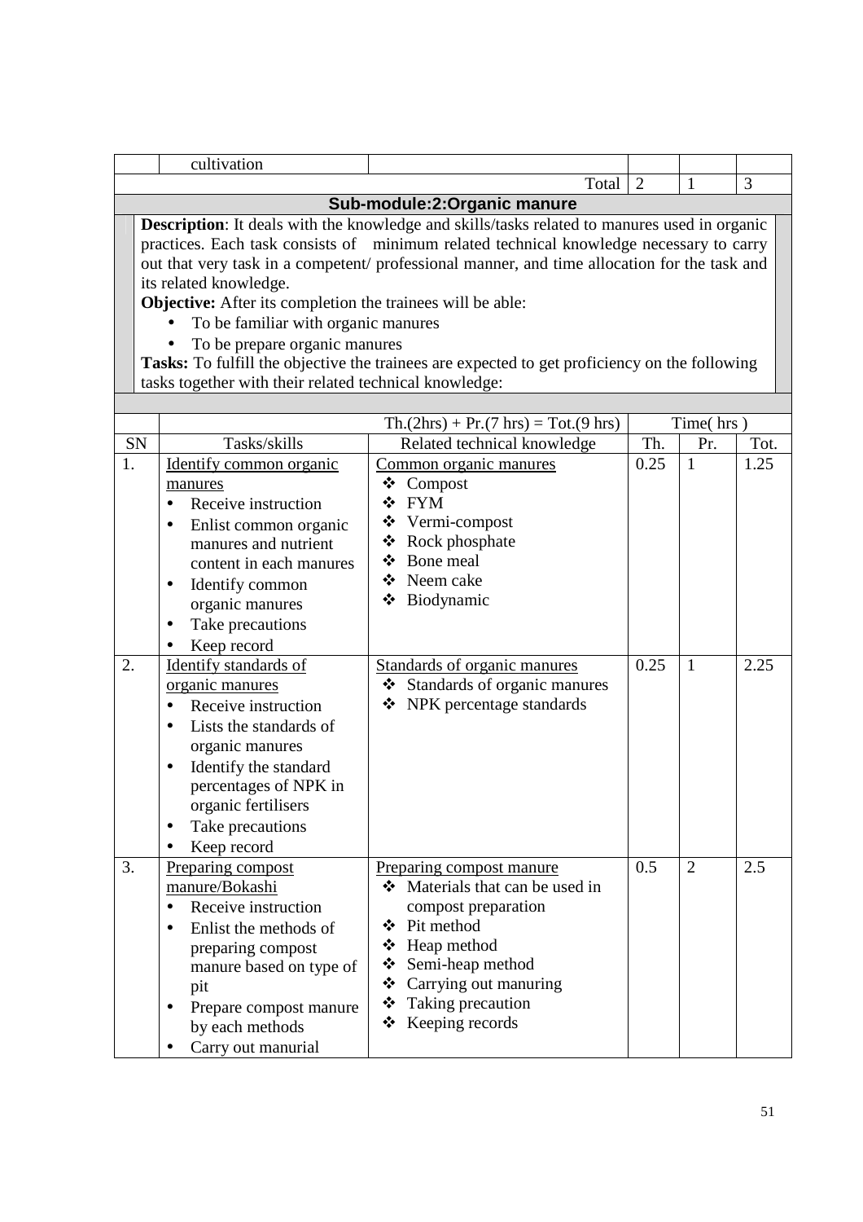| | cultivation | | | | |
|---|---|---|---|---|---|
| | | Total | 2 | 1 | 3 |

## Sub-module:2:Organic manure

**Description**: It deals with the knowledge and skills/tasks related to manures used in organic practices. Each task consists of minimum related technical knowledge necessary to carry out that very task in a competent/ professional manner, and time allocation for the task and its related knowledge.

**Objective:** After its completion the trainees will be able:

- To be familiar with organic manures
- To be prepare organic manures

**Tasks:** To fulfill the objective the trainees are expected to get proficiency on the following tasks together with their related technical knowledge:

| | | Th.(2hrs) + Pr.(7 hrs) = Tot.(9 hrs) | Time( hrs ) | | |
|---|---|---|---|---|---|
| SN | Tasks/skills | Related technical knowledge | Th. | Pr. | Tot. |
| 1. | Identify common organic manures<br>• Receive instruction<br>• Enlist common organic manures and nutrient content in each manures<br>• Identify common organic manures<br>• Take precautions<br>• Keep record | Common organic manures<br>❖ Compost<br>❖ FYM<br>❖ Vermi-compost<br>❖ Rock phosphate<br>❖ Bone meal<br>❖ Neem cake<br>❖ Biodynamic | 0.25 | 1 | 1.25 |
| 2. | Identify standards of organic manures<br>• Receive instruction<br>• Lists the standards of organic manures<br>• Identify the standard percentages of NPK in organic fertilisers<br>• Take precautions<br>• Keep record | Standards of organic manures<br>❖ Standards of organic manures<br>❖ NPK percentage standards | 0.25 | 1 | 2.25 |
| 3. | Preparing compost manure/Bokashi<br>• Receive instruction<br>• Enlist the methods of preparing compost manure based on type of pit<br>• Prepare compost manure by each methods<br>• Carry out manurial | Preparing compost manure<br>❖ Materials that can be used in compost preparation<br>❖ Pit method<br>❖ Heap method<br>❖ Semi-heap method<br>❖ Carrying out manuring<br>❖ Taking precaution<br>❖ Keeping records | 0.5 | 2 | 2.5 |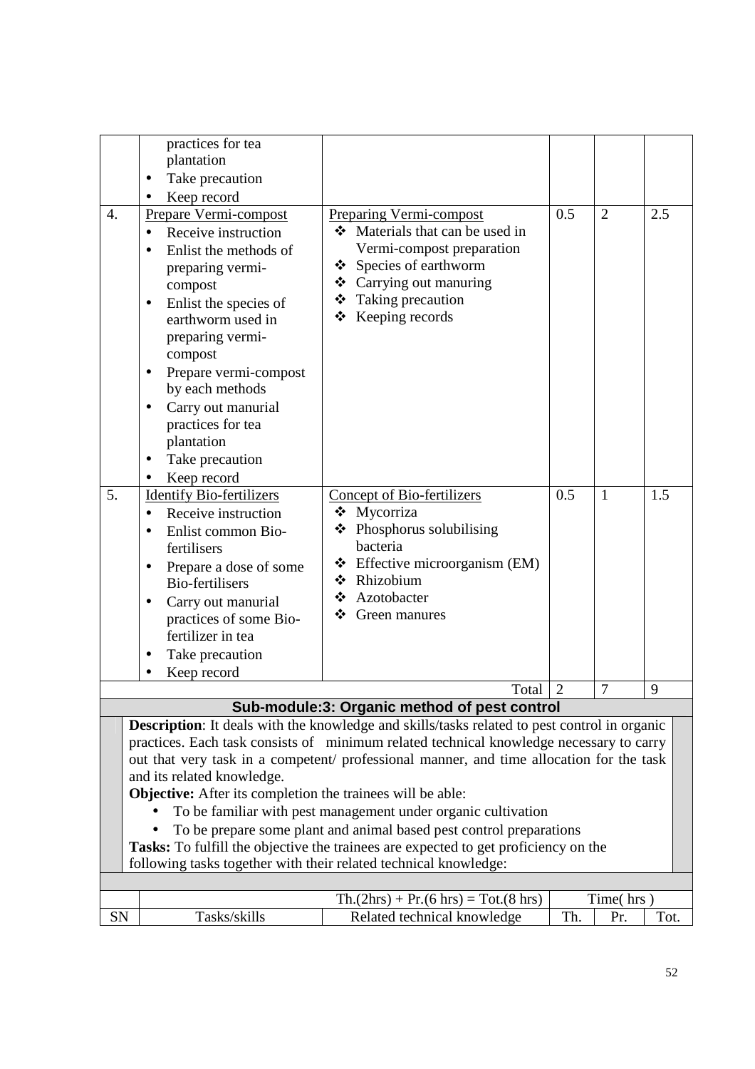| | | | | | |
|---|---|---|---|---|---|
| | practices for tea plantation<br>• Take precaution<br>• Keep record | | | | |
| 4. | Prepare Vermi-compost<br>• Receive instruction<br>• Enlist the methods of preparing vermi-compost<br>• Enlist the species of earthworm used in preparing vermi-compost<br>• Prepare vermi-compost by each methods<br>• Carry out manurial practices for tea plantation<br>• Take precaution<br>• Keep record | Preparing Vermi-compost<br>❖ Materials that can be used in Vermi-compost preparation<br>❖ Species of earthworm<br>❖ Carrying out manuring<br>❖ Taking precaution<br>❖ Keeping records | 0.5 | 2 | 2.5 |
| 5. | Identify Bio-fertilizers<br>• Receive instruction<br>• Enlist common Bio-fertilisers<br>• Prepare a dose of some Bio-fertilisers<br>• Carry out manurial practices of some Bio-fertilizer in tea<br>• Take precaution<br>• Keep record | Concept of Bio-fertilizers<br>❖ Mycorriza<br>❖ Phosphorus solubilising bacteria<br>❖ Effective microorganism (EM)<br>❖ Rhizobium<br>❖ Azotobacter<br>❖ Green manures | 0.5 | 1 | 1.5 |
| | | Total | 2 | 7 | 9 |

## Sub-module:3: Organic method of pest control

**Description**: It deals with the knowledge and skills/tasks related to pest control in organic practices. Each task consists of minimum related technical knowledge necessary to carry out that very task in a competent/ professional manner, and time allocation for the task and its related knowledge.

**Objective:** After its completion the trainees will be able:

- To be familiar with pest management under organic cultivation
- To be prepare some plant and animal based pest control preparations

**Tasks:** To fulfill the objective the trainees are expected to get proficiency on the following tasks together with their related technical knowledge:

| | | Th.(2hrs) + Pr.(6 hrs) = Tot.(8 hrs) | Time( hrs ) | | |
|---|---|---|---|---|---|
| SN | Tasks/skills | Related technical knowledge | Th. | Pr. | Tot. |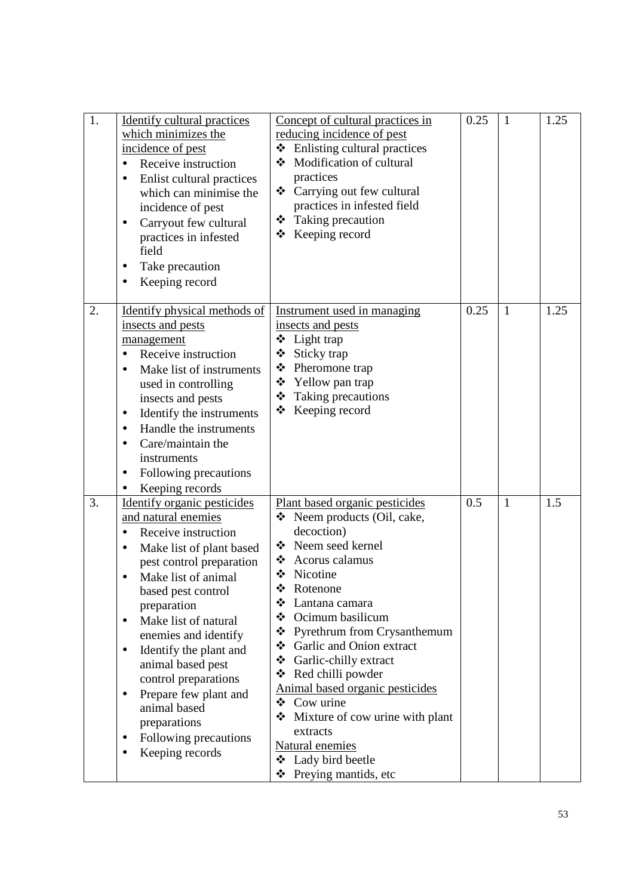| 1. | Identify cultural practices which minimizes the incidence of pest<br>• Receive instruction<br>• Enlist cultural practices which can minimise the incidence of pest<br>• Carryout few cultural practices in infested field<br>• Take precaution<br>• Keeping record | Concept of cultural practices in reducing incidence of pest<br>❖ Enlisting cultural practices<br>❖ Modification of cultural practices<br>❖ Carrying out few cultural practices in infested field<br>❖ Taking precaution<br>❖ Keeping record | 0.25 | 1 | 1.25 |
|---|---|---|---|---|---|
| 2. | Identify physical methods of insects and pests management<br>• Receive instruction<br>• Make list of instruments used in controlling insects and pests<br>• Identify the instruments<br>• Handle the instruments<br>• Care/maintain the instruments<br>• Following precautions<br>• Keeping records | Instrument used in managing insects and pests<br>❖ Light trap<br>❖ Sticky trap<br>❖ Pheromone trap<br>❖ Yellow pan trap<br>❖ Taking precautions<br>❖ Keeping record | 0.25 | 1 | 1.25 |
| 3. | Identify organic pesticides and natural enemies<br>• Receive instruction<br>• Make list of plant based pest control preparation<br>• Make list of animal based pest control preparation<br>• Make list of natural enemies and identify<br>• Identify the plant and animal based pest control preparations<br>• Prepare few plant and animal based preparations<br>• Following precautions<br>• Keeping records | Plant based organic pesticides<br>❖ Neem products (Oil, cake, decoction)<br>❖ Neem seed kernel<br>❖ Acorus calamus<br>❖ Nicotine<br>❖ Rotenone<br>❖ Lantana camara<br>❖ Ocimum basilicum<br>❖ Pyrethrum from Crysanthemum<br>❖ Garlic and Onion extract<br>❖ Garlic-chilly extract<br>❖ Red chilli powder<br>Animal based organic pesticides<br>❖ Cow urine<br>❖ Mixture of cow urine with plant extracts<br>Natural enemies<br>❖ Lady bird beetle<br>❖ Preying mantids, etc | 0.5 | 1 | 1.5 |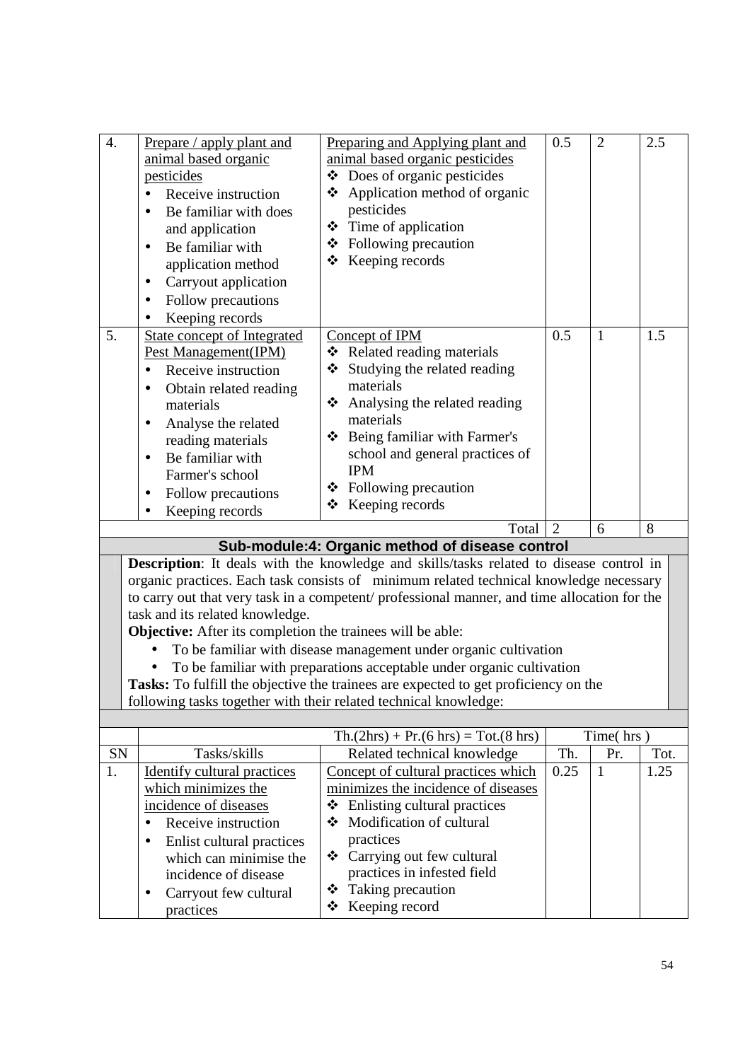| 4. | <u>Prepare / apply plant and animal based organic pesticides</u><br>• Receive instruction<br>• Be familiar with does and application<br>• Be familiar with application method<br>• Carryout application<br>• Follow precautions<br>• Keeping records | <u>Preparing and Applying plant and animal based organic pesticides</u><br>❖ Does of organic pesticides<br>❖ Application method of organic pesticides<br>❖ Time of application<br>❖ Following precaution<br>❖ Keeping records | 0.5 | 2 | 2.5 |
|---|---|---|---|---|---|
| 5. | <u>State concept of Integrated Pest Management(IPM)</u><br>• Receive instruction<br>• Obtain related reading materials<br>• Analyse the related reading materials<br>• Be familiar with Farmer's school<br>• Follow precautions<br>• Keeping records | <u>Concept of IPM</u><br>❖ Related reading materials<br>❖ Studying the related reading materials<br>❖ Analysing the related reading materials<br>❖ Being familiar with Farmer's school and general practices of IPM<br>❖ Following precaution<br>❖ Keeping records | 0.5 | 1 | 1.5 |
| | | Total | 2 | 6 | 8 |

**Sub-module:4: Organic method of disease control**

**Description**: It deals with the knowledge and skills/tasks related to disease control in organic practices. Each task consists of minimum related technical knowledge necessary to carry out that very task in a competent/ professional manner, and time allocation for the task and its related knowledge.

**Objective:** After its completion the trainees will be able:

- To be familiar with disease management under organic cultivation
- To be familiar with preparations acceptable under organic cultivation

**Tasks:** To fulfill the objective the trainees are expected to get proficiency on the following tasks together with their related technical knowledge:

| | | Th.(2hrs) + Pr.(6 hrs) = Tot.(8 hrs) | Time( hrs ) | | |
|---|---|---|---|---|---|
| SN | Tasks/skills | Related technical knowledge | Th. | Pr. | Tot. |
| 1. | <u>Identify cultural practices which minimizes the incidence of diseases</u><br>• Receive instruction<br>• Enlist cultural practices which can minimise the incidence of disease<br>• Carryout few cultural practices | <u>Concept of cultural practices which minimizes the incidence of diseases</u><br>❖ Enlisting cultural practices<br>❖ Modification of cultural practices<br>❖ Carrying out few cultural practices in infested field<br>❖ Taking precaution<br>❖ Keeping record | 0.25 | 1 | 1.25 |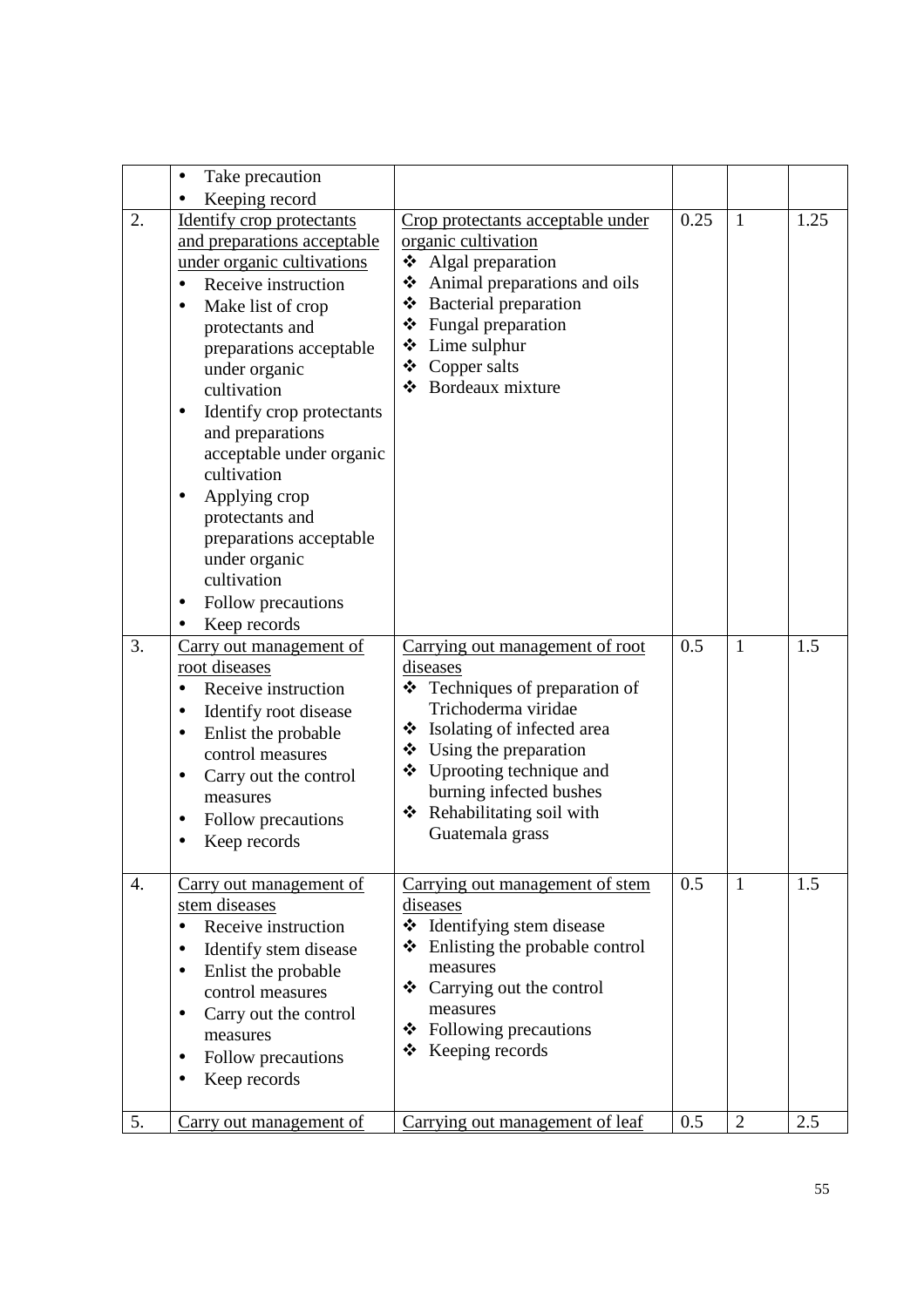| | | | | | |
|---|---|---|---|---|---|
| | • Take precaution<br>• Keeping record | | | | |
| 2. | Identify crop protectants and preparations acceptable under organic cultivations<br>• Receive instruction<br>• Make list of crop protectants and preparations acceptable under organic cultivation<br>• Identify crop protectants and preparations acceptable under organic cultivation<br>• Applying crop protectants and preparations acceptable under organic cultivation<br>• Follow precautions<br>• Keep records | Crop protectants acceptable under organic cultivation<br>❖ Algal preparation<br>❖ Animal preparations and oils<br>❖ Bacterial preparation<br>❖ Fungal preparation<br>❖ Lime sulphur<br>❖ Copper salts<br>❖ Bordeaux mixture | 0.25 | 1 | 1.25 |
| 3. | Carry out management of root diseases<br>• Receive instruction<br>• Identify root disease<br>• Enlist the probable control measures<br>• Carry out the control measures<br>• Follow precautions<br>• Keep records | Carrying out management of root diseases<br>❖ Techniques of preparation of Trichoderma viridae<br>❖ Isolating of infected area<br>❖ Using the preparation<br>❖ Uprooting technique and burning infected bushes<br>❖ Rehabilitating soil with Guatemala grass | 0.5 | 1 | 1.5 |
| 4. | Carry out management of stem diseases<br>• Receive instruction<br>• Identify stem disease<br>• Enlist the probable control measures<br>• Carry out the control measures<br>• Follow precautions<br>• Keep records | Carrying out management of stem diseases<br>❖ Identifying stem disease<br>❖ Enlisting the probable control measures<br>❖ Carrying out the control measures<br>❖ Following precautions<br>❖ Keeping records | 0.5 | 1 | 1.5 |
| 5. | Carry out management of | Carrying out management of leaf | 0.5 | 2 | 2.5 |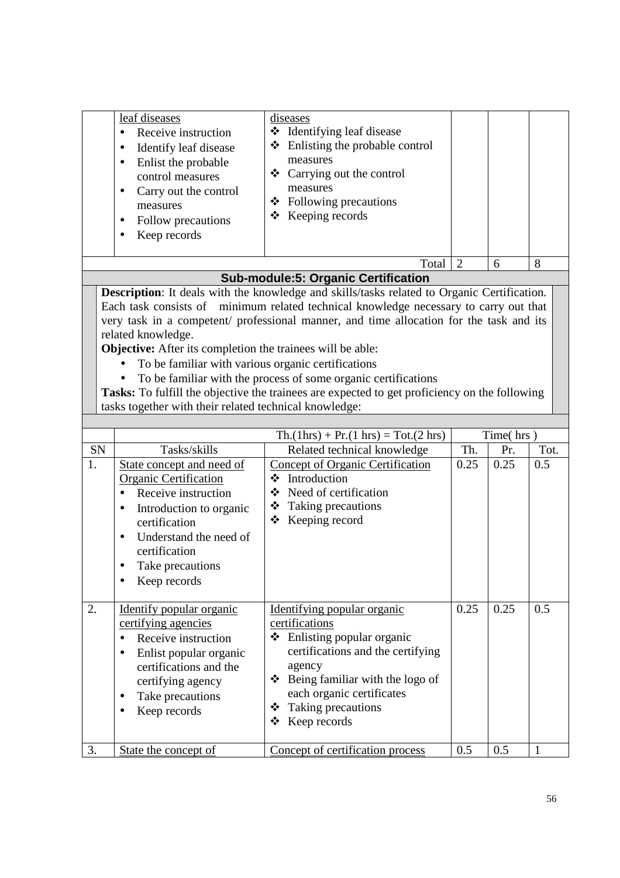| | leaf diseases<br>• Receive instruction<br>• Identify leaf disease<br>• Enlist the probable control measures<br>• Carry out the control measures<br>• Follow precautions<br>• Keep records | diseases<br>❖ Identifying leaf disease<br>❖ Enlisting the probable control measures<br>❖ Carrying out the control measures<br>❖ Following precautions<br>❖ Keeping records | | | |
|---|---|---|---|---|---|
| | | Total | 2 | 6 | 8 |

**Sub-module:5: Organic Certification**

**Description**: It deals with the knowledge and skills/tasks related to Organic Certification. Each task consists of minimum related technical knowledge necessary to carry out that very task in a competent/ professional manner, and time allocation for the task and its related knowledge.

**Objective:** After its completion the trainees will be able:

- To be familiar with various organic certifications
- To be familiar with the process of some organic certifications

**Tasks:** To fulfill the objective the trainees are expected to get proficiency on the following tasks together with their related technical knowledge:

| | | Th.(1hrs) + Pr.(1 hrs) = Tot.(2 hrs) | Time( hrs ) | | |
|---|---|---|---|---|---|
| SN | Tasks/skills | Related technical knowledge | Th. | Pr. | Tot. |
| 1. | State concept and need of Organic Certification<br>• Receive instruction<br>• Introduction to organic certification<br>• Understand the need of certification<br>• Take precautions<br>• Keep records | Concept of Organic Certification<br>❖ Introduction<br>❖ Need of certification<br>❖ Taking precautions<br>❖ Keeping record | 0.25 | 0.25 | 0.5 |
| 2. | Identify popular organic certifying agencies<br>• Receive instruction<br>• Enlist popular organic certifications and the certifying agency<br>• Take precautions<br>• Keep records | Identifying popular organic certifications<br>❖ Enlisting popular organic certifications and the certifying agency<br>❖ Being familiar with the logo of each organic certificates<br>❖ Taking precautions<br>❖ Keep records | 0.25 | 0.25 | 0.5 |
| 3. | State the concept of | Concept of certification process | 0.5 | 0.5 | 1 |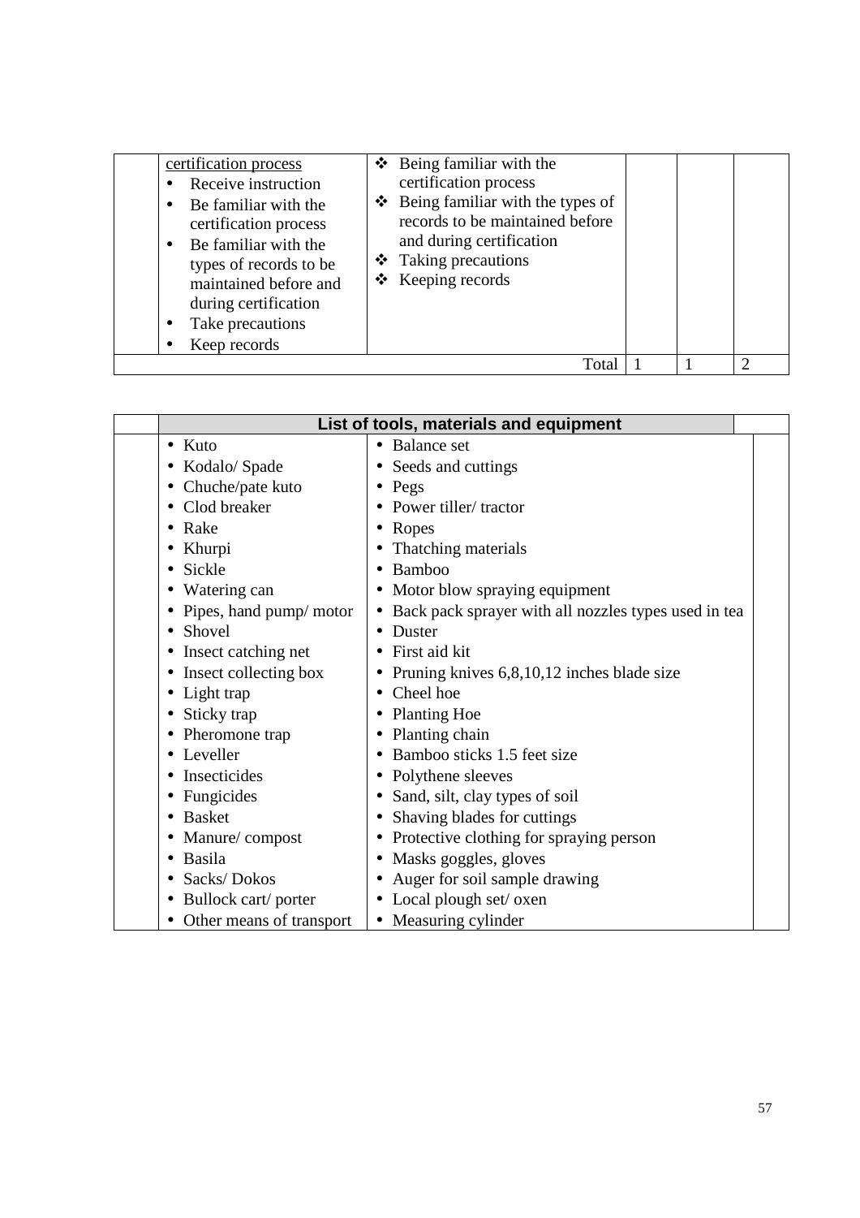| | | | | | |
|---|---|---|---|---|---|
| | <u>certification process</u><br>• Receive instruction<br>• Be familiar with the certification process<br>• Be familiar with the types of records to be maintained before and during certification<br>• Take precautions<br>• Keep records | ❖ Being familiar with the certification process<br>❖ Being familiar with the types of records to be maintained before and during certification<br>❖ Taking precautions<br>❖ Keeping records | | | |
| | | Total | 1 | 1 | 2 |

| | List of tools, materials and equipment | | |
|---|---|---|---|
| | • Kuto<br>• Kodalo/ Spade<br>• Chuche/pate kuto<br>• Clod breaker<br>• Rake<br>• Khurpi<br>• Sickle<br>• Watering can<br>• Pipes, hand pump/ motor<br>• Shovel<br>• Insect catching net<br>• Insect collecting box<br>• Light trap<br>• Sticky trap<br>• Pheromone trap<br>• Leveller<br>• Insecticides<br>• Fungicides<br>• Basket<br>• Manure/ compost<br>• Basila<br>• Sacks/ Dokos<br>• Bullock cart/ porter<br>• Other means of transport | • Balance set<br>• Seeds and cuttings<br>• Pegs<br>• Power tiller/ tractor<br>• Ropes<br>• Thatching materials<br>• Bamboo<br>• Motor blow spraying equipment<br>• Back pack sprayer with all nozzles types used in tea<br>• Duster<br>• First aid kit<br>• Pruning knives 6,8,10,12 inches blade size<br>• Cheel hoe<br>• Planting Hoe<br>• Planting chain<br>• Bamboo sticks 1.5 feet size<br>• Polythene sleeves<br>• Sand, silt, clay types of soil<br>• Shaving blades for cuttings<br>• Protective clothing for spraying person<br>• Masks goggles, gloves<br>• Auger for soil sample drawing<br>• Local plough set/ oxen<br>• Measuring cylinder | |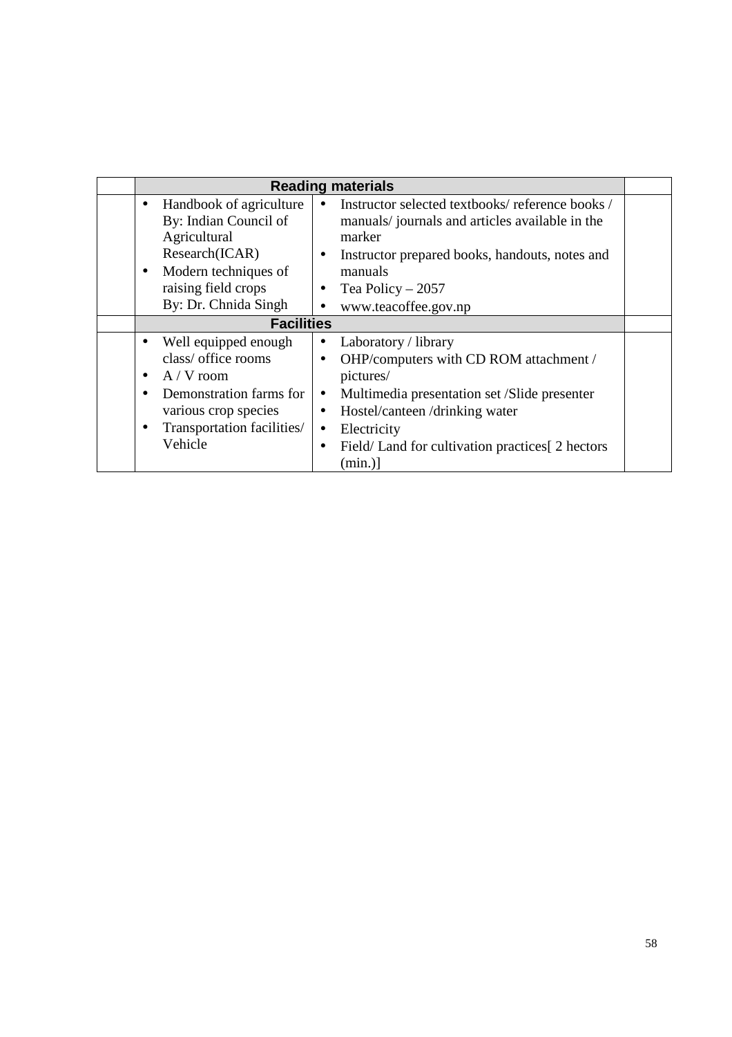|  | Reading materials | | |
|---|---|---|---|
|  | • Handbook of agriculture By: Indian Council of Agricultural Research(ICAR)<br>• Modern techniques of raising field crops By: Dr. Chnida Singh | • Instructor selected textbooks/ reference books / manuals/ journals and articles available in the marker<br>• Instructor prepared books, handouts, notes and manuals<br>• Tea Policy – 2057<br>• www.teacoffee.gov.np |  |
|  | **Facilities** | |  |
|  | • Well equipped enough class/ office rooms<br>• A / V room<br>• Demonstration farms for various crop species<br>• Transportation facilities/ Vehicle | • Laboratory / library<br>• OHP/computers with CD ROM attachment / pictures/<br>• Multimedia presentation set /Slide presenter<br>• Hostel/canteen /drinking water<br>• Electricity<br>• Field/ Land for cultivation practices[ 2 hectors (min.)] |  |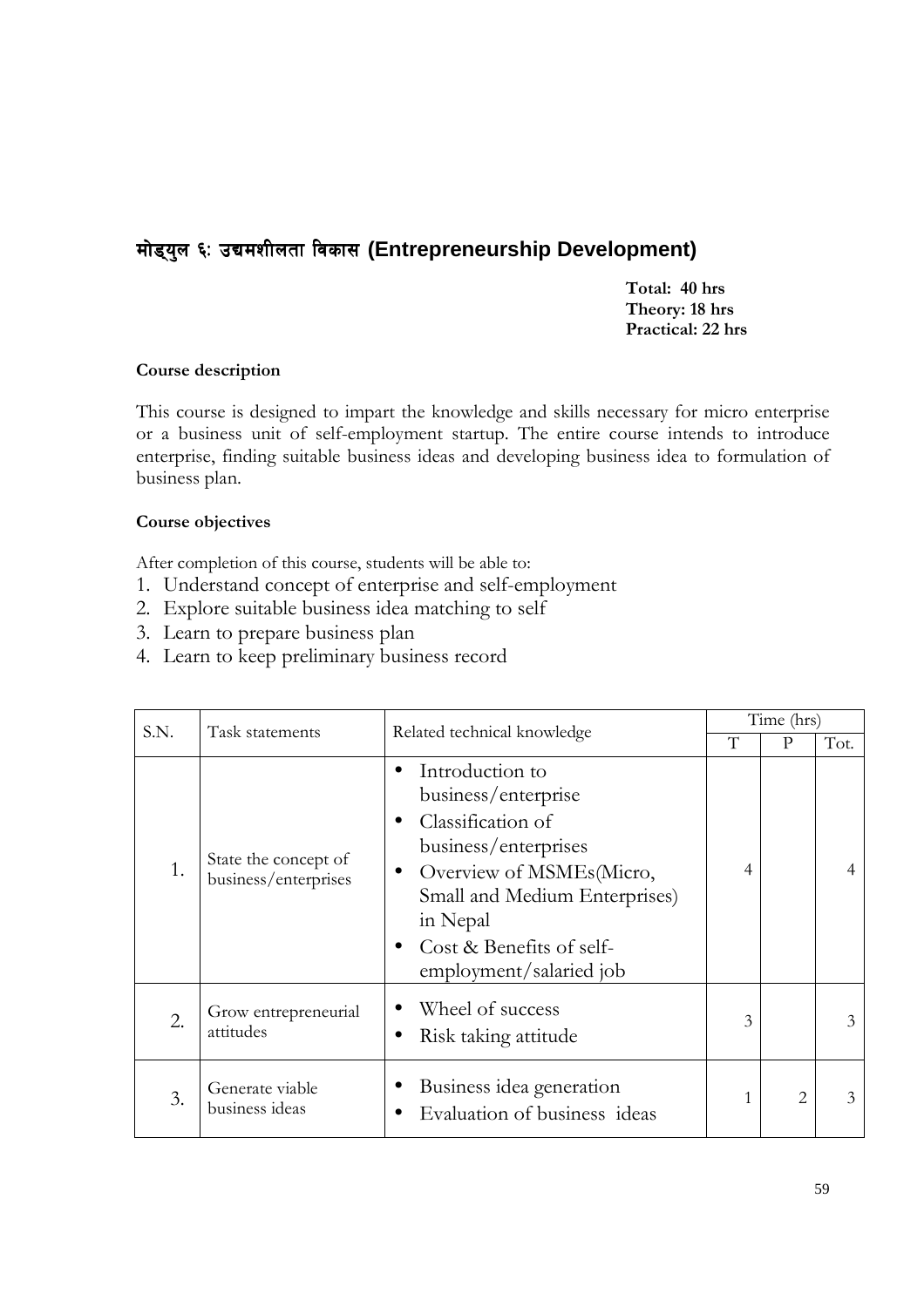## मोड्युल ६: उद्यमशीलता विकास (Entrepreneurship Development)

**Total: 40 hrs**
**Theory: 18 hrs**
**Practical: 22 hrs**

**Course description**

This course is designed to impart the knowledge and skills necessary for micro enterprise or a business unit of self-employment startup. The entire course intends to introduce enterprise, finding suitable business ideas and developing business idea to formulation of business plan.

**Course objectives**

After completion of this course, students will be able to:

1. Understand concept of enterprise and self-employment
2. Explore suitable business idea matching to self
3. Learn to prepare business plan
4. Learn to keep preliminary business record

| S.N. | Task statements | Related technical knowledge | Time (hrs) | | |
|---|---|---|---|---|---|
| | | | T | P | Tot. |
| 1. | State the concept of business/enterprises | • Introduction to business/enterprise<br>• Classification of business/enterprises<br>• Overview of MSMEs(Micro, Small and Medium Enterprises) in Nepal<br>• Cost & Benefits of self-employment/salaried job | 4 | | 4 |
| 2. | Grow entrepreneurial attitudes | • Wheel of success<br>• Risk taking attitude | 3 | | 3 |
| 3. | Generate viable business ideas | • Business idea generation<br>• Evaluation of business ideas | 1 | 2 | 3 |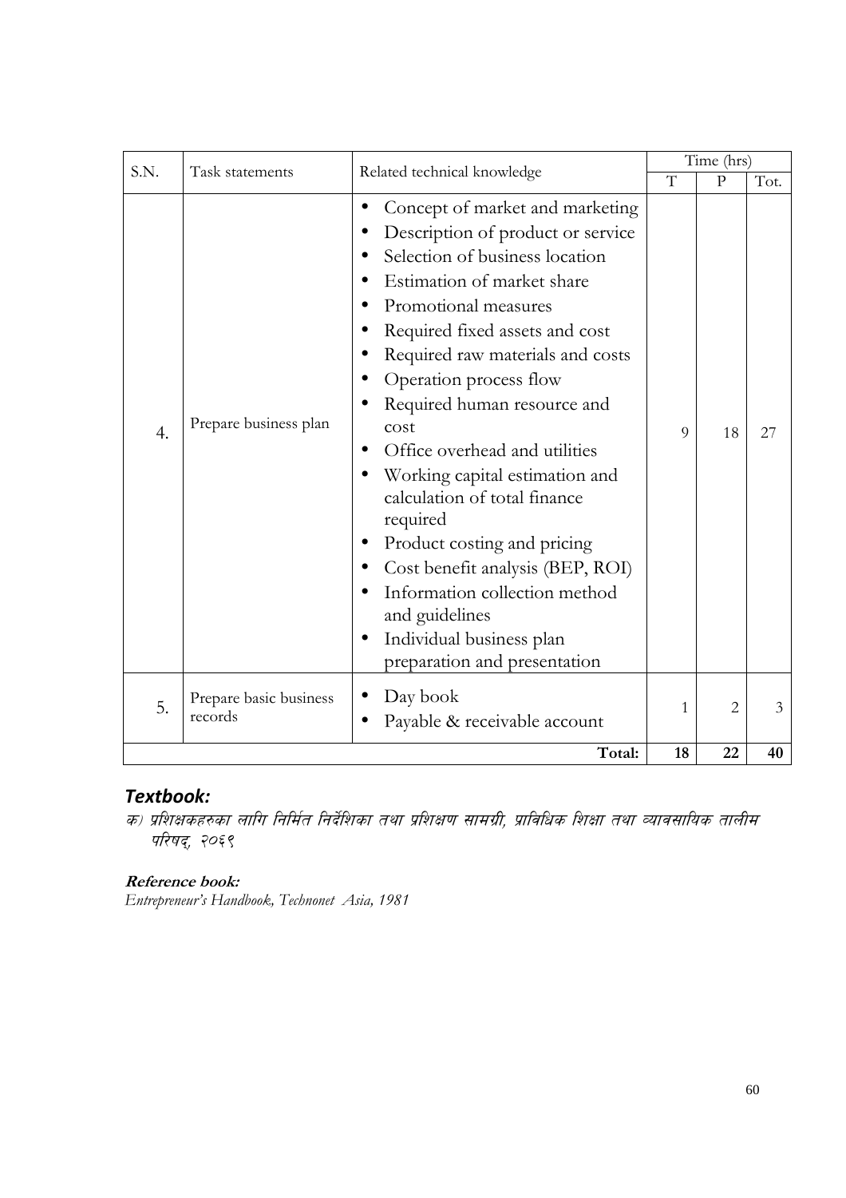| S.N. | Task statements | Related technical knowledge | Time (hrs) | | |
|---|---|---|---|---|---|
| | | | T | P | Tot. |
| 4. | Prepare business plan | • Concept of market and marketing<br>• Description of product or service<br>• Selection of business location<br>• Estimation of market share<br>• Promotional measures<br>• Required fixed assets and cost<br>• Required raw materials and costs<br>• Operation process flow<br>• Required human resource and cost<br>• Office overhead and utilities<br>• Working capital estimation and calculation of total finance required<br>• Product costing and pricing<br>• Cost benefit analysis (BEP, ROI)<br>• Information collection method and guidelines<br>• Individual business plan preparation and presentation | 9 | 18 | 27 |
| 5. | Prepare basic business records | • Day book<br>• Payable & receivable account | 1 | 2 | 3 |
| | | **Total:** | **18** | **22** | **40** |

## *Textbook:*

*क) प्रशिक्षकहरुका लागि निर्मित निर्देशिका तथा प्रशिक्षण सामग्री, प्राविधिक शिक्षा तथा व्यावसायिक तालीम परिषद्, २०६९*

***Reference book:***

*Entrepreneur's Handbook, Technonet Asia, 1981*